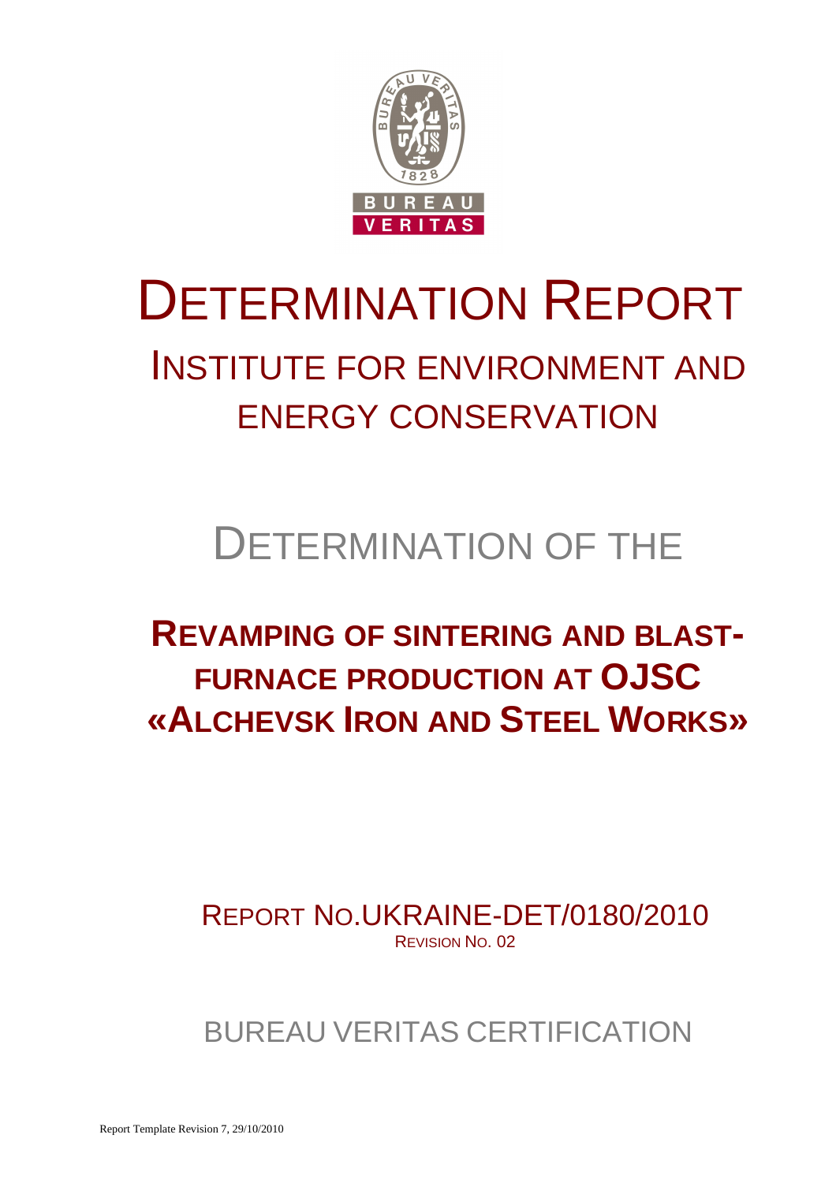# DETERMINATION REPORT

## INSTITUTE FOR ENVIRONMENT AND ENERGY CONSERVATION

## DETERMINATION OF THE

## REVAMPING OF SINTERING AND BLAST-FURNACE PRODUCTION AT OJSC «ALCHEVSK IRON AND STEEL WORKS»

REPORT NO.UKRAINE-DET/0180/2010

REVISION NO. 02

BUREAU VERITAS CERTIFICATION

Report Template Revision 7, 29/10/2010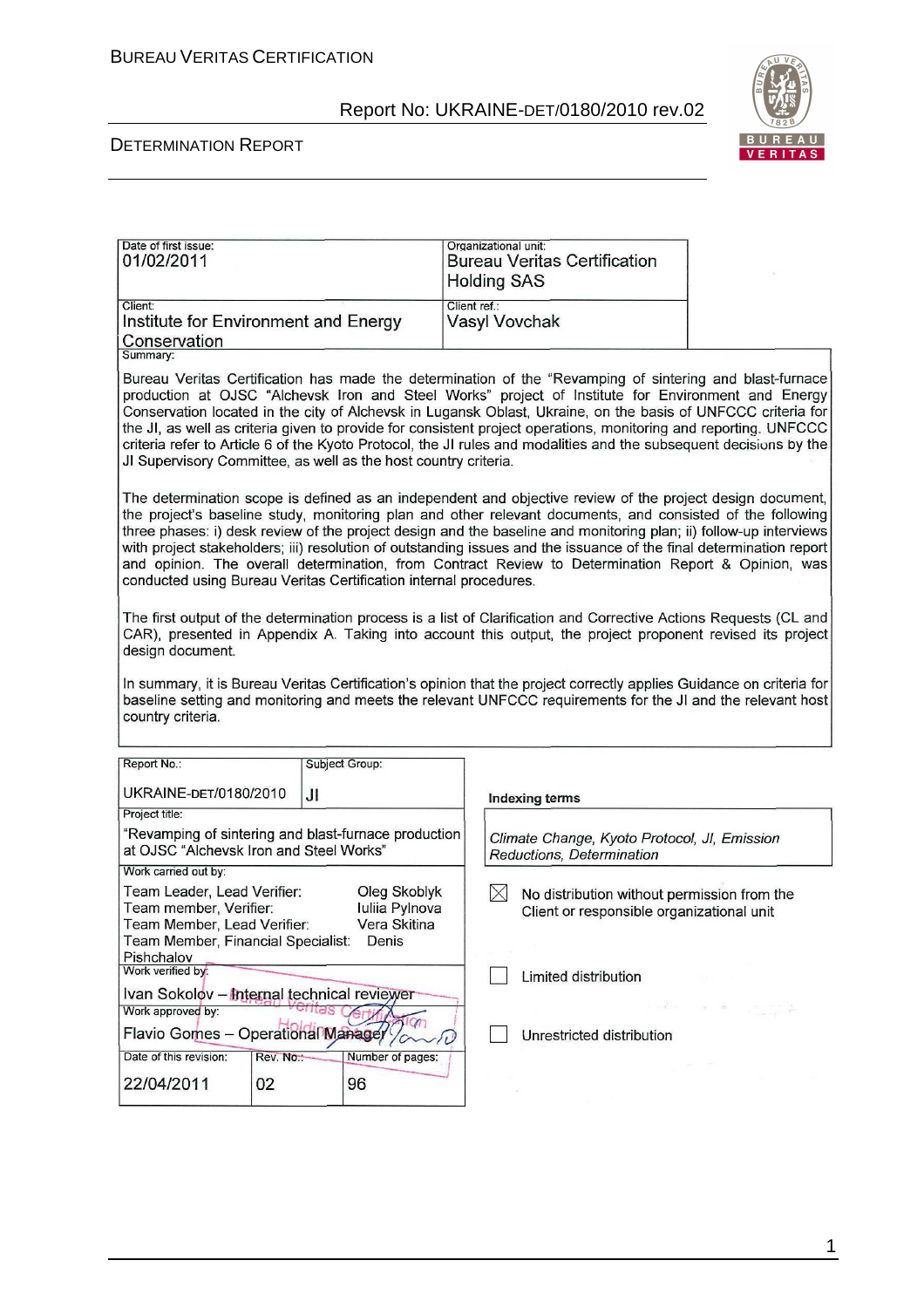| Date of first issue: | Organizational unit: |
|---|---|
| 01/02/2011 | Bureau Veritas Certification Holding SAS |
| Client: | Client ref.: |
| Institute for Environment and Energy Conservation | Vasyl Vovchak |

Summary:

Bureau Veritas Certification has made the determination of the "Revamping of sintering and blast-furnace production at OJSC "Alchevsk Iron and Steel Works" project of Institute for Environment and Energy Conservation located in the city of Alchevsk in Lugansk Oblast, Ukraine, on the basis of UNFCCC criteria for the JI, as well as criteria given to provide for consistent project operations, monitoring and reporting. UNFCCC criteria refer to Article 6 of the Kyoto Protocol, the JI rules and modalities and the subsequent decisions by the JI Supervisory Committee, as well as the host country criteria.

The determination scope is defined as an independent and objective review of the project design document, the project's baseline study, monitoring plan and other relevant documents, and consisted of the following three phases: i) desk review of the project design and the baseline and monitoring plan; ii) follow-up interviews with project stakeholders; iii) resolution of outstanding issues and the issuance of the final determination report and opinion. The overall determination, from Contract Review to Determination Report & Opinion, was conducted using Bureau Veritas Certification internal procedures.

The first output of the determination process is a list of Clarification and Corrective Actions Requests (CL and CAR), presented in Appendix A. Taking into account this output, the project proponent revised its project design document.

In summary, it is Bureau Veritas Certification's opinion that the project correctly applies Guidance on criteria for baseline setting and monitoring and meets the relevant UNFCCC requirements for the JI and the relevant host country criteria.

| Report No.: | Subject Group: | | Indexing terms |
|---|---|---|---|
| UKRAINE-DET/0180/2010 | JI | | Climate Change, Kyoto Protocol, JI, Emission Reductions, Determination |

Project title:

"Revamping of sintering and blast-furnace production at OJSC "Alchevsk Iron and Steel Works"

Work carried out by:

- Team Leader, Lead Verifier: Oleg Skoblyk
- Team member, Verifier: Iuliia Pylnova
- Team Member, Lead Verifier: Vera Skitina
- Team Member, Financial Specialist: Denis Pishchalov

Work verified by:

Ivan Sokolov – Internal technical reviewer

Work approved by:

Flavio Gomes – Operational Manager

| Date of this revision: | Rev. No.: | Number of pages: |
|---|---|---|
| 22/04/2011 | 02 | 96 |

☒ No distribution without permission from the Client or responsible organizational unit

☐ Limited distribution

☐ Unrestricted distribution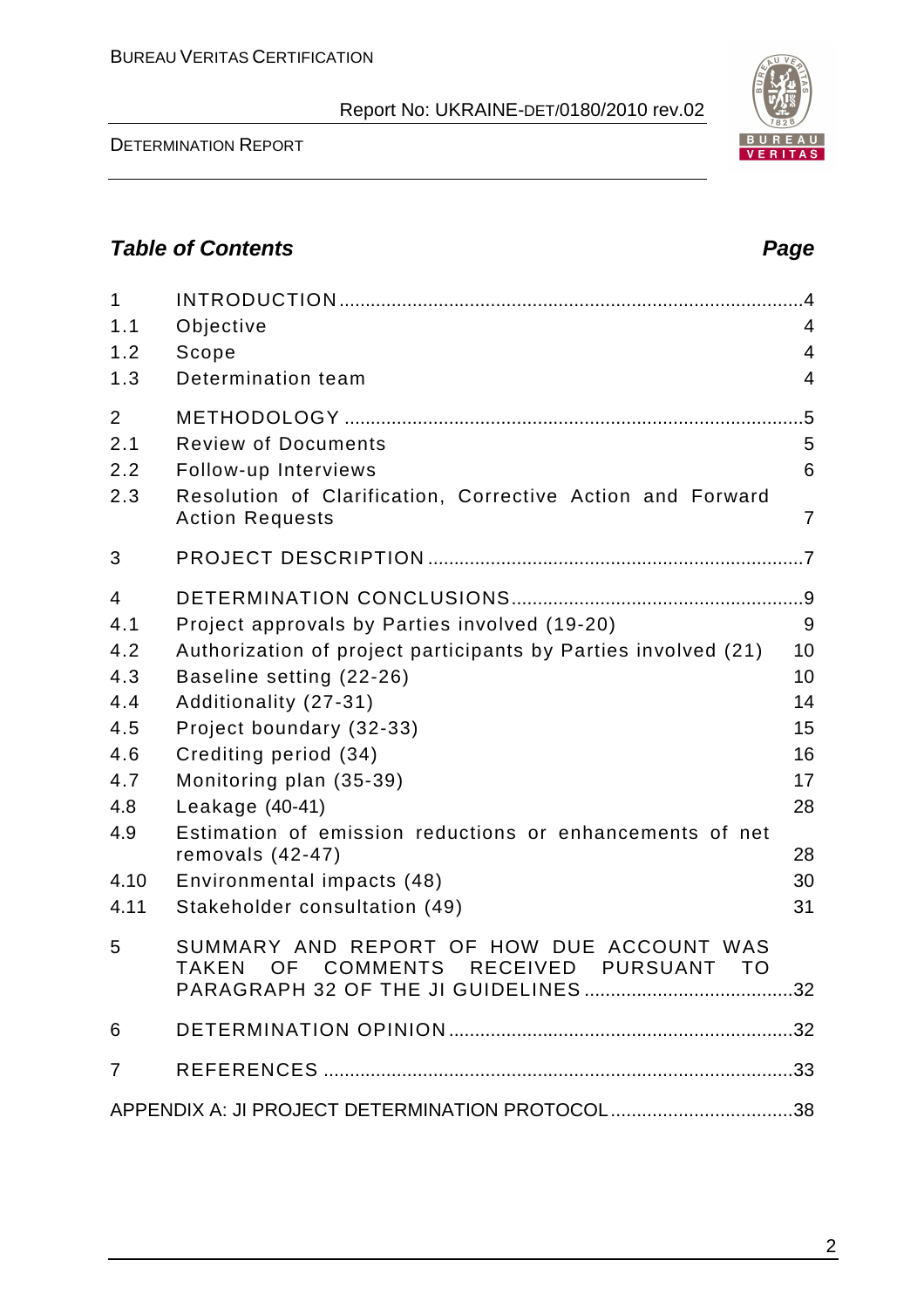## Table of Contents

| | | Page |
|---|---|---|
| 1 | INTRODUCTION | 4 |
| 1.1 | Objective | 4 |
| 1.2 | Scope | 4 |
| 1.3 | Determination team | 4 |
| 2 | METHODOLOGY | 5 |
| 2.1 | Review of Documents | 5 |
| 2.2 | Follow-up Interviews | 6 |
| 2.3 | Resolution of Clarification, Corrective Action and Forward Action Requests | 7 |
| 3 | PROJECT DESCRIPTION | 7 |
| 4 | DETERMINATION CONCLUSIONS | 9 |
| 4.1 | Project approvals by Parties involved (19-20) | 9 |
| 4.2 | Authorization of project participants by Parties involved (21) | 10 |
| 4.3 | Baseline setting (22-26) | 10 |
| 4.4 | Additionality (27-31) | 14 |
| 4.5 | Project boundary (32-33) | 15 |
| 4.6 | Crediting period (34) | 16 |
| 4.7 | Monitoring plan (35-39) | 17 |
| 4.8 | Leakage (40-41) | 28 |
| 4.9 | Estimation of emission reductions or enhancements of net removals (42-47) | 28 |
| 4.10 | Environmental impacts (48) | 30 |
| 4.11 | Stakeholder consultation (49) | 31 |
| 5 | SUMMARY AND REPORT OF HOW DUE ACCOUNT WAS TAKEN OF COMMENTS RECEIVED PURSUANT TO PARAGRAPH 32 OF THE JI GUIDELINES | 32 |
| 6 | DETERMINATION OPINION | 32 |
| 7 | REFERENCES | 33 |
| | APPENDIX A: JI PROJECT DETERMINATION PROTOCOL | 38 |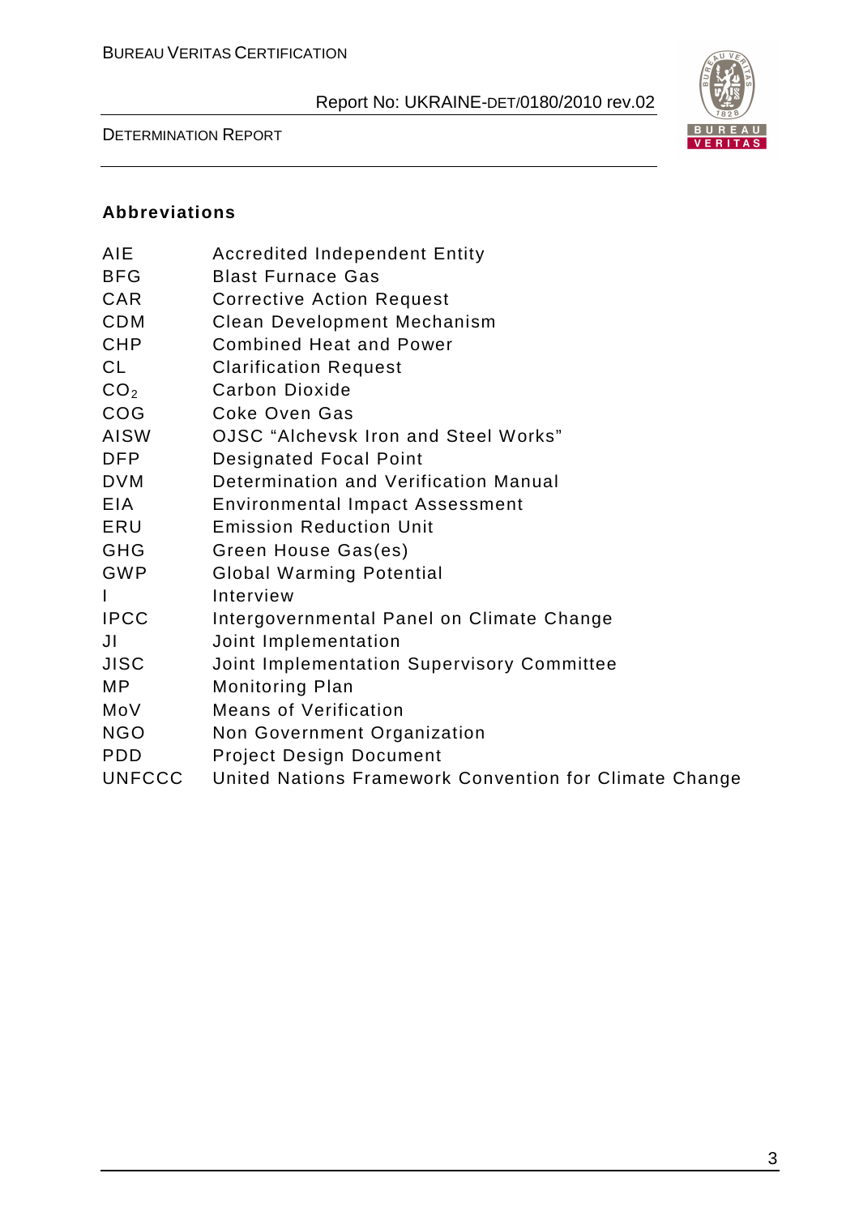### Abbreviations

| | |
|---|---|
| AIE | Accredited Independent Entity |
| BFG | Blast Furnace Gas |
| CAR | Corrective Action Request |
| CDM | Clean Development Mechanism |
| CHP | Combined Heat and Power |
| CL | Clarification Request |
| $CO_2$ | Carbon Dioxide |
| COG | Coke Oven Gas |
| AISW | OJSC “Alchevsk Iron and Steel Works” |
| DFP | Designated Focal Point |
| DVM | Determination and Verification Manual |
| EIA | Environmental Impact Assessment |
| ERU | Emission Reduction Unit |
| GHG | Green House Gas(es) |
| GWP | Global Warming Potential |
| I | Interview |
| IPCC | Intergovernmental Panel on Climate Change |
| JI | Joint Implementation |
| JISC | Joint Implementation Supervisory Committee |
| MP | Monitoring Plan |
| MoV | Means of Verification |
| NGO | Non Government Organization |
| PDD | Project Design Document |
| UNFCCC | United Nations Framework Convention for Climate Change |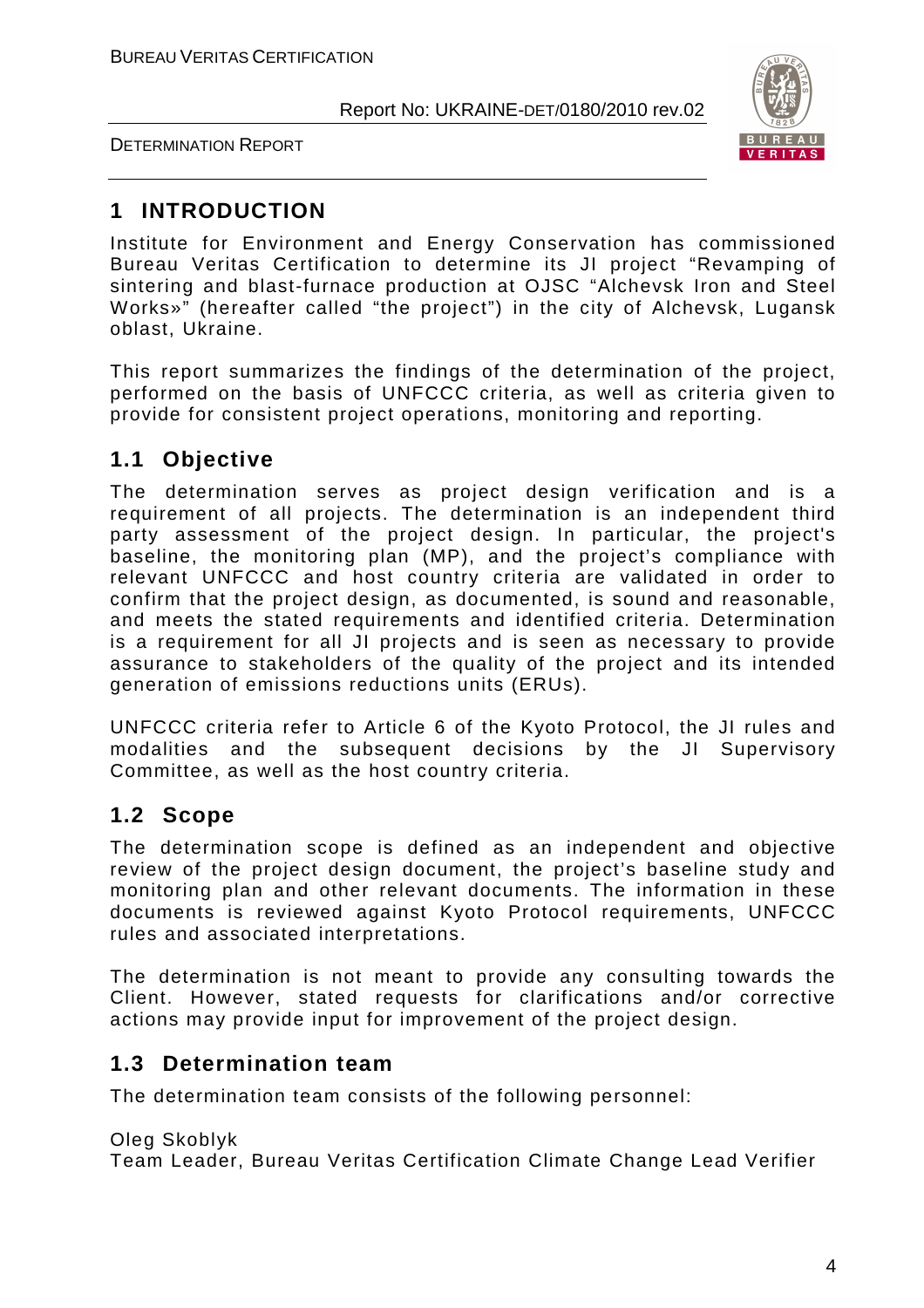# 1 INTRODUCTION

Institute for Environment and Energy Conservation has commissioned Bureau Veritas Certification to determine its JI project "Revamping of sintering and blast-furnace production at OJSC "Alchevsk Iron and Steel Works»" (hereafter called "the project") in the city of Alchevsk, Lugansk oblast, Ukraine.

This report summarizes the findings of the determination of the project, performed on the basis of UNFCCC criteria, as well as criteria given to provide for consistent project operations, monitoring and reporting.

## 1.1 Objective

The determination serves as project design verification and is a requirement of all projects. The determination is an independent third party assessment of the project design. In particular, the project's baseline, the monitoring plan (MP), and the project's compliance with relevant UNFCCC and host country criteria are validated in order to confirm that the project design, as documented, is sound and reasonable, and meets the stated requirements and identified criteria. Determination is a requirement for all JI projects and is seen as necessary to provide assurance to stakeholders of the quality of the project and its intended generation of emissions reductions units (ERUs).

UNFCCC criteria refer to Article 6 of the Kyoto Protocol, the JI rules and modalities and the subsequent decisions by the JI Supervisory Committee, as well as the host country criteria.

## 1.2 Scope

The determination scope is defined as an independent and objective review of the project design document, the project's baseline study and monitoring plan and other relevant documents. The information in these documents is reviewed against Kyoto Protocol requirements, UNFCCC rules and associated interpretations.

The determination is not meant to provide any consulting towards the Client. However, stated requests for clarifications and/or corrective actions may provide input for improvement of the project design.

## 1.3 Determination team

The determination team consists of the following personnel:

Oleg Skoblyk
Team Leader, Bureau Veritas Certification Climate Change Lead Verifier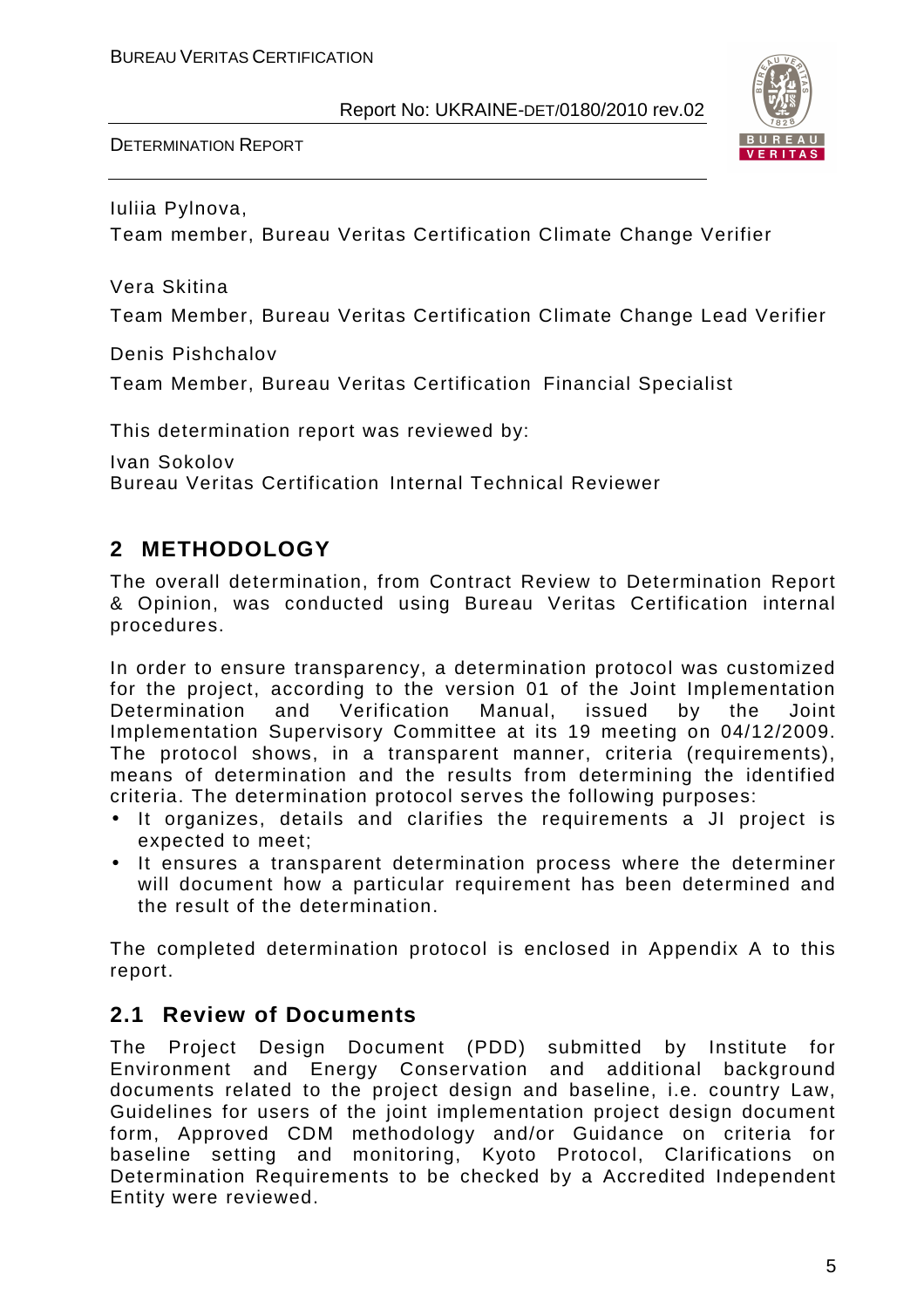Iuliia Pylnova,

Team member, Bureau Veritas Certification Climate Change Verifier

Vera Skitina

Team Member, Bureau Veritas Certification Climate Change Lead Verifier

Denis Pishchalov

Team Member, Bureau Veritas Certification Financial Specialist

This determination report was reviewed by:

Ivan Sokolov
Bureau Veritas Certification Internal Technical Reviewer

## 2 METHODOLOGY

The overall determination, from Contract Review to Determination Report & Opinion, was conducted using Bureau Veritas Certification internal procedures.

In order to ensure transparency, a determination protocol was customized for the project, according to the version 01 of the Joint Implementation Determination and Verification Manual, issued by the Joint Implementation Supervisory Committee at its 19 meeting on 04/12/2009. The protocol shows, in a transparent manner, criteria (requirements), means of determination and the results from determining the identified criteria. The determination protocol serves the following purposes:

- It organizes, details and clarifies the requirements a JI project is expected to meet;
- It ensures a transparent determination process where the determiner will document how a particular requirement has been determined and the result of the determination.

The completed determination protocol is enclosed in Appendix A to this report.

### 2.1 Review of Documents

The Project Design Document (PDD) submitted by Institute for Environment and Energy Conservation and additional background documents related to the project design and baseline, i.e. country Law, Guidelines for users of the joint implementation project design document form, Approved CDM methodology and/or Guidance on criteria for baseline setting and monitoring, Kyoto Protocol, Clarifications on Determination Requirements to be checked by a Accredited Independent Entity were reviewed.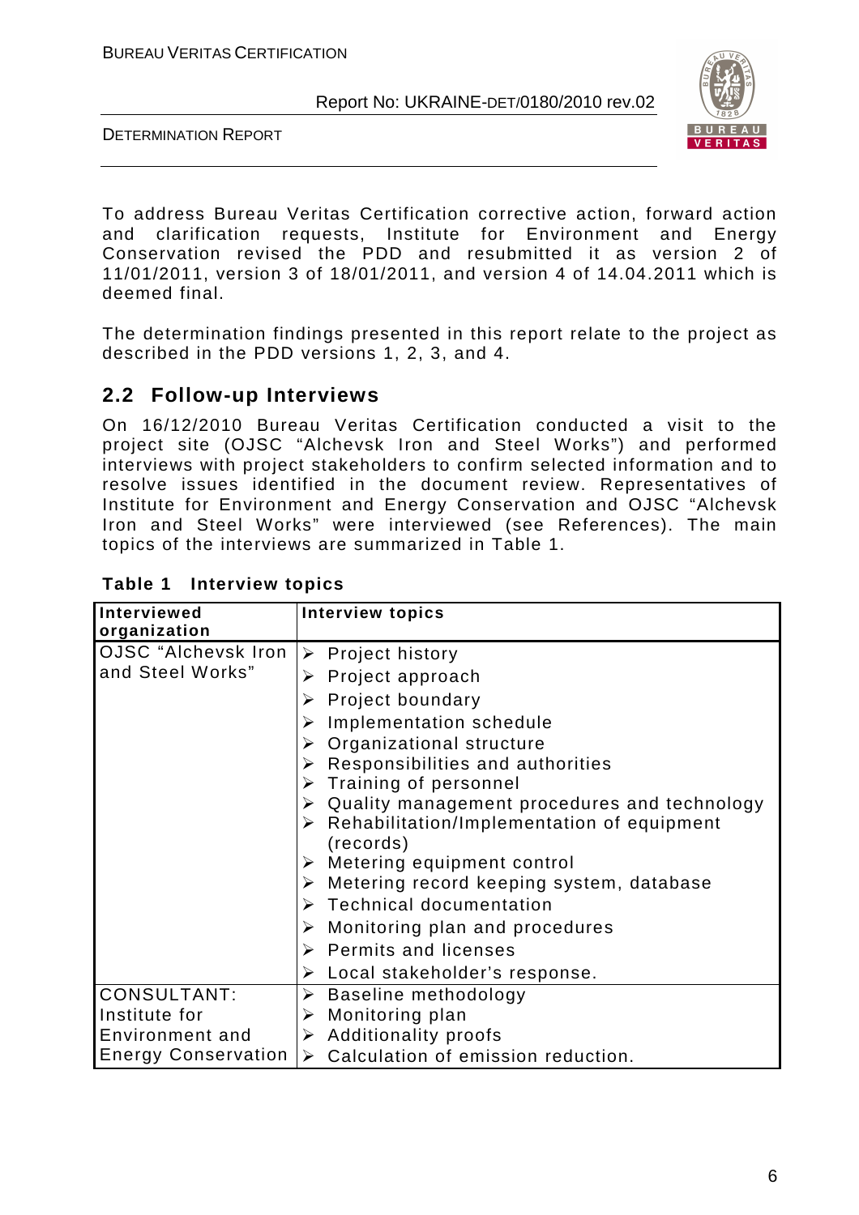To address Bureau Veritas Certification corrective action, forward action and clarification requests, Institute for Environment and Energy Conservation revised the PDD and resubmitted it as version 2 of 11/01/2011, version 3 of 18/01/2011, and version 4 of 14.04.2011 which is deemed final.

The determination findings presented in this report relate to the project as described in the PDD versions 1, 2, 3, and 4.

## 2.2 Follow-up Interviews

On 16/12/2010 Bureau Veritas Certification conducted a visit to the project site (OJSC "Alchevsk Iron and Steel Works") and performed interviews with project stakeholders to confirm selected information and to resolve issues identified in the document review. Representatives of Institute for Environment and Energy Conservation and OJSC "Alchevsk Iron and Steel Works" were interviewed (see References). The main topics of the interviews are summarized in Table 1.

**Table 1 Interview topics**

| Interviewed organization | Interview topics |
|---|---|
| OJSC "Alchevsk Iron and Steel Works" | ➢ Project history<br>➢ Project approach<br>➢ Project boundary<br>➢ Implementation schedule<br>➢ Organizational structure<br>➢ Responsibilities and authorities<br>➢ Training of personnel<br>➢ Quality management procedures and technology<br>➢ Rehabilitation/Implementation of equipment (records)<br>➢ Metering equipment control<br>➢ Metering record keeping system, database<br>➢ Technical documentation<br>➢ Monitoring plan and procedures<br>➢ Permits and licenses<br>➢ Local stakeholder's response. |
| CONSULTANT: Institute for Environment and Energy Conservation | ➢ Baseline methodology<br>➢ Monitoring plan<br>➢ Additionality proofs<br>➢ Calculation of emission reduction. |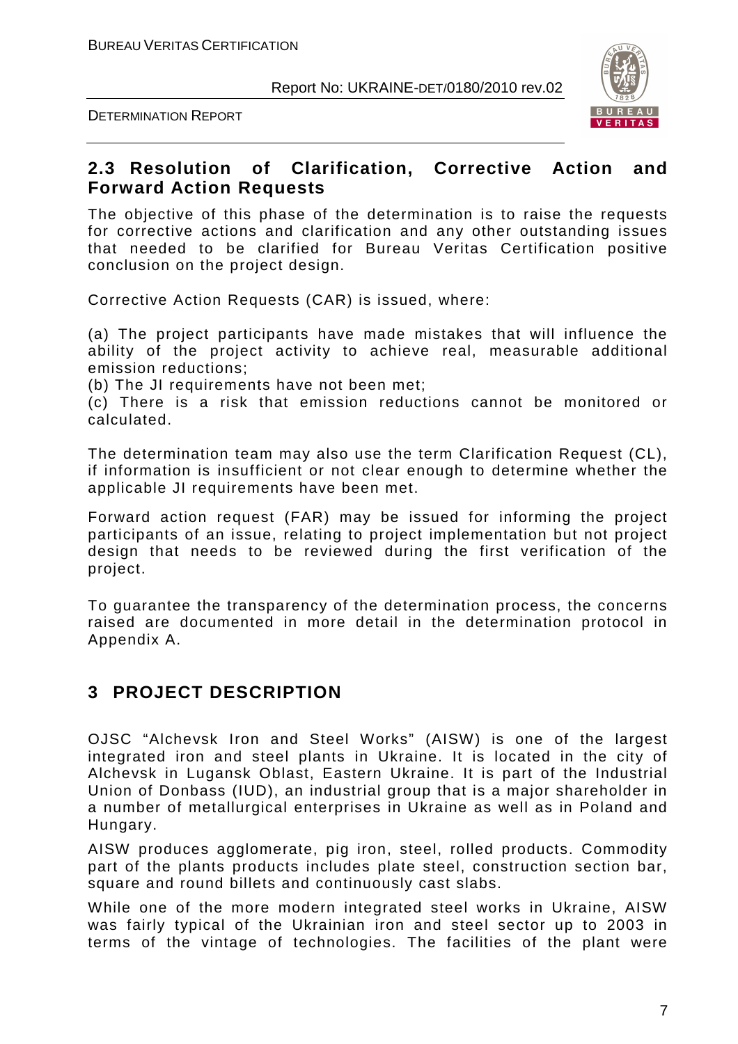## 2.3 Resolution of Clarification, Corrective Action and Forward Action Requests

The objective of this phase of the determination is to raise the requests for corrective actions and clarification and any other outstanding issues that needed to be clarified for Bureau Veritas Certification positive conclusion on the project design.

Corrective Action Requests (CAR) is issued, where:

(a) The project participants have made mistakes that will influence the ability of the project activity to achieve real, measurable additional emission reductions;
(b) The JI requirements have not been met;
(c) There is a risk that emission reductions cannot be monitored or calculated.

The determination team may also use the term Clarification Request (CL), if information is insufficient or not clear enough to determine whether the applicable JI requirements have been met.

Forward action request (FAR) may be issued for informing the project participants of an issue, relating to project implementation but not project design that needs to be reviewed during the first verification of the project.

To guarantee the transparency of the determination process, the concerns raised are documented in more detail in the determination protocol in Appendix A.

# 3 PROJECT DESCRIPTION

OJSC "Alchevsk Iron and Steel Works" (AISW) is one of the largest integrated iron and steel plants in Ukraine. It is located in the city of Alchevsk in Lugansk Oblast, Eastern Ukraine. It is part of the Industrial Union of Donbass (IUD), an industrial group that is a major shareholder in a number of metallurgical enterprises in Ukraine as well as in Poland and Hungary.

AISW produces agglomerate, pig iron, steel, rolled products. Commodity part of the plants products includes plate steel, construction section bar, square and round billets and continuously cast slabs.

While one of the more modern integrated steel works in Ukraine, AISW was fairly typical of the Ukrainian iron and steel sector up to 2003 in terms of the vintage of technologies. The facilities of the plant were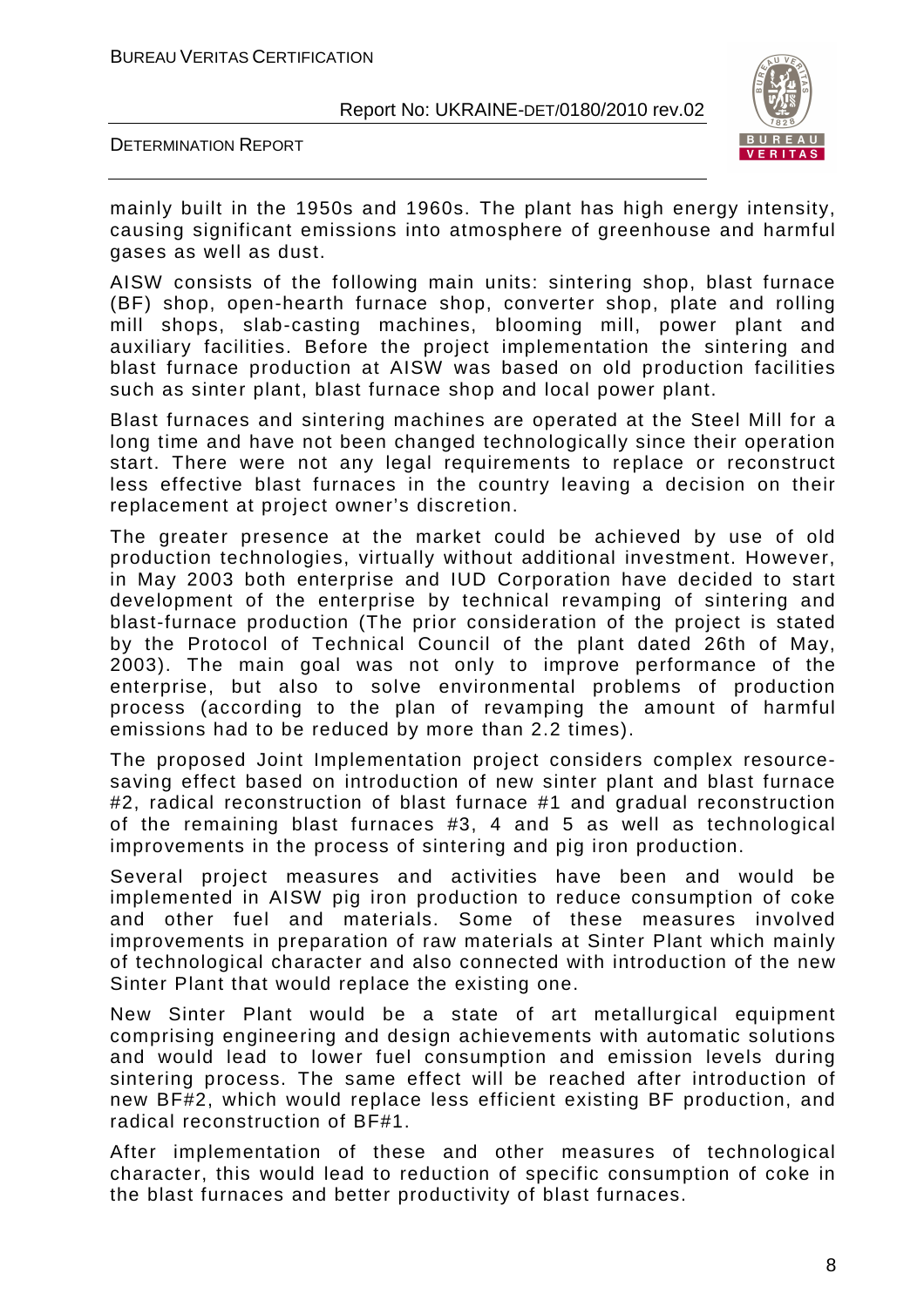mainly built in the 1950s and 1960s. The plant has high energy intensity, causing significant emissions into atmosphere of greenhouse and harmful gases as well as dust.

AISW consists of the following main units: sintering shop, blast furnace (BF) shop, open-hearth furnace shop, converter shop, plate and rolling mill shops, slab-casting machines, blooming mill, power plant and auxiliary facilities. Before the project implementation the sintering and blast furnace production at AISW was based on old production facilities such as sinter plant, blast furnace shop and local power plant.

Blast furnaces and sintering machines are operated at the Steel Mill for a long time and have not been changed technologically since their operation start. There were not any legal requirements to replace or reconstruct less effective blast furnaces in the country leaving a decision on their replacement at project owner's discretion.

The greater presence at the market could be achieved by use of old production technologies, virtually without additional investment. However, in May 2003 both enterprise and IUD Corporation have decided to start development of the enterprise by technical revamping of sintering and blast-furnace production (The prior consideration of the project is stated by the Protocol of Technical Council of the plant dated 26th of May, 2003). The main goal was not only to improve performance of the enterprise, but also to solve environmental problems of production process (according to the plan of revamping the amount of harmful emissions had to be reduced by more than 2.2 times).

The proposed Joint Implementation project considers complex resource-saving effect based on introduction of new sinter plant and blast furnace #2, radical reconstruction of blast furnace #1 and gradual reconstruction of the remaining blast furnaces #3, 4 and 5 as well as technological improvements in the process of sintering and pig iron production.

Several project measures and activities have been and would be implemented in AISW pig iron production to reduce consumption of coke and other fuel and materials. Some of these measures involved improvements in preparation of raw materials at Sinter Plant which mainly of technological character and also connected with introduction of the new Sinter Plant that would replace the existing one.

New Sinter Plant would be a state of art metallurgical equipment comprising engineering and design achievements with automatic solutions and would lead to lower fuel consumption and emission levels during sintering process. The same effect will be reached after introduction of new BF#2, which would replace less efficient existing BF production, and radical reconstruction of BF#1.

After implementation of these and other measures of technological character, this would lead to reduction of specific consumption of coke in the blast furnaces and better productivity of blast furnaces.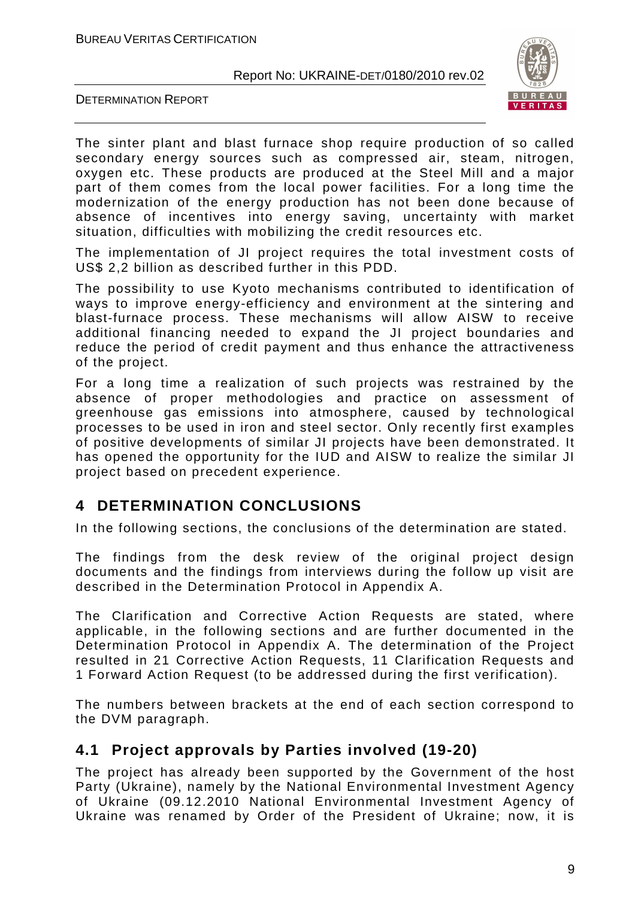The sinter plant and blast furnace shop require production of so called secondary energy sources such as compressed air, steam, nitrogen, oxygen etc. These products are produced at the Steel Mill and a major part of them comes from the local power facilities. For a long time the modernization of the energy production has not been done because of absence of incentives into energy saving, uncertainty with market situation, difficulties with mobilizing the credit resources etc.

The implementation of JI project requires the total investment costs of US$ 2,2 billion as described further in this PDD.

The possibility to use Kyoto mechanisms contributed to identification of ways to improve energy-efficiency and environment at the sintering and blast-furnace process. These mechanisms will allow AISW to receive additional financing needed to expand the JI project boundaries and reduce the period of credit payment and thus enhance the attractiveness of the project.

For a long time a realization of such projects was restrained by the absence of proper methodologies and practice on assessment of greenhouse gas emissions into atmosphere, caused by technological processes to be used in iron and steel sector. Only recently first examples of positive developments of similar JI projects have been demonstrated. It has opened the opportunity for the IUD and AISW to realize the similar JI project based on precedent experience.

# 4 DETERMINATION CONCLUSIONS

In the following sections, the conclusions of the determination are stated.

The findings from the desk review of the original project design documents and the findings from interviews during the follow up visit are described in the Determination Protocol in Appendix A.

The Clarification and Corrective Action Requests are stated, where applicable, in the following sections and are further documented in the Determination Protocol in Appendix A. The determination of the Project resulted in 21 Corrective Action Requests, 11 Clarification Requests and 1 Forward Action Request (to be addressed during the first verification).

The numbers between brackets at the end of each section correspond to the DVM paragraph.

## 4.1 Project approvals by Parties involved (19-20)

The project has already been supported by the Government of the host Party (Ukraine), namely by the National Environmental Investment Agency of Ukraine (09.12.2010 National Environmental Investment Agency of Ukraine was renamed by Order of the President of Ukraine; now, it is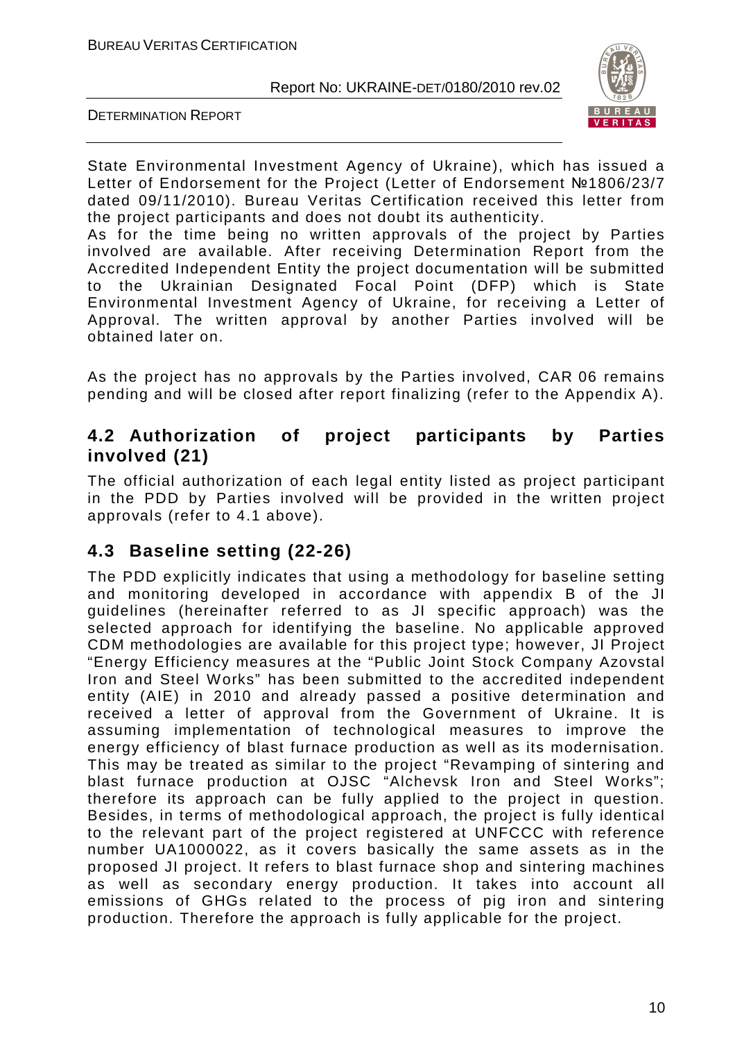State Environmental Investment Agency of Ukraine), which has issued a Letter of Endorsement for the Project (Letter of Endorsement №1806/23/7 dated 09/11/2010). Bureau Veritas Certification received this letter from the project participants and does not doubt its authenticity.

As for the time being no written approvals of the project by Parties involved are available. After receiving Determination Report from the Accredited Independent Entity the project documentation will be submitted to the Ukrainian Designated Focal Point (DFP) which is State Environmental Investment Agency of Ukraine, for receiving a Letter of Approval. The written approval by another Parties involved will be obtained later on.

As the project has no approvals by the Parties involved, CAR 06 remains pending and will be closed after report finalizing (refer to the Appendix A).

## 4.2 Authorization of project participants by Parties involved (21)

The official authorization of each legal entity listed as project participant in the PDD by Parties involved will be provided in the written project approvals (refer to 4.1 above).

## 4.3 Baseline setting (22-26)

The PDD explicitly indicates that using a methodology for baseline setting and monitoring developed in accordance with appendix B of the JI guidelines (hereinafter referred to as JI specific approach) was the selected approach for identifying the baseline. No applicable approved CDM methodologies are available for this project type; however, JI Project "Energy Efficiency measures at the "Public Joint Stock Company Azovstal Iron and Steel Works" has been submitted to the accredited independent entity (AIE) in 2010 and already passed a positive determination and received a letter of approval from the Government of Ukraine. It is assuming implementation of technological measures to improve the energy efficiency of blast furnace production as well as its modernisation. This may be treated as similar to the project "Revamping of sintering and blast furnace production at OJSC "Alchevsk Iron and Steel Works"; therefore its approach can be fully applied to the project in question. Besides, in terms of methodological approach, the project is fully identical to the relevant part of the project registered at UNFCCC with reference number UA1000022, as it covers basically the same assets as in the proposed JI project. It refers to blast furnace shop and sintering machines as well as secondary energy production. It takes into account all emissions of GHGs related to the process of pig iron and sintering production. Therefore the approach is fully applicable for the project.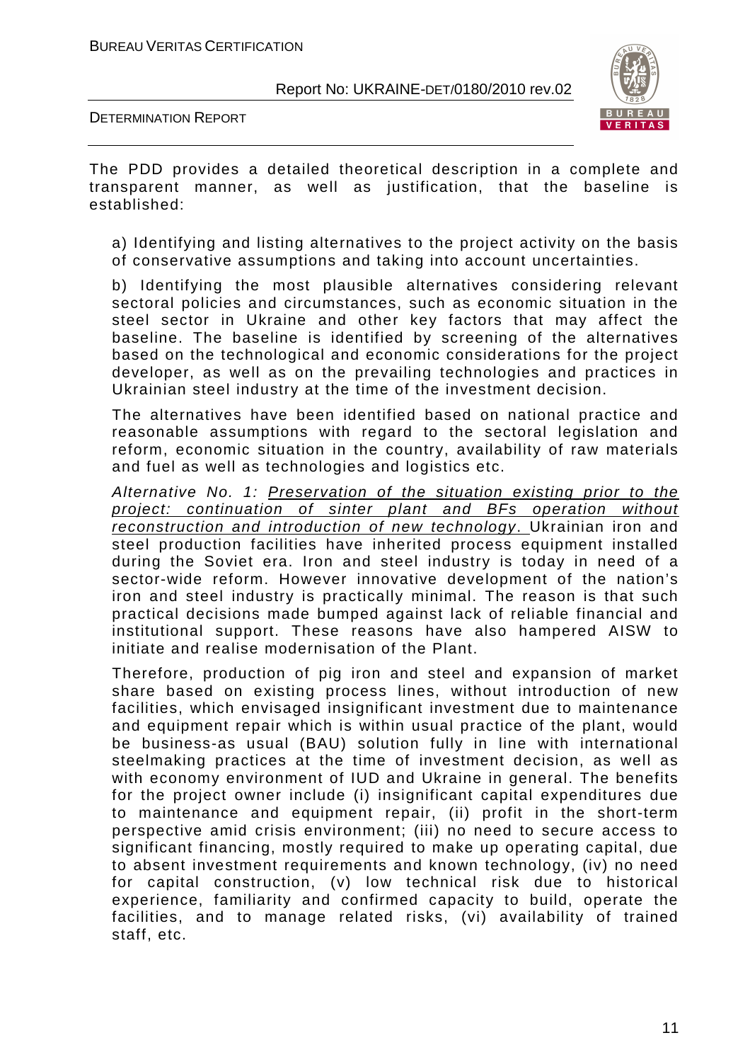The PDD provides a detailed theoretical description in a complete and transparent manner, as well as justification, that the baseline is established:

a) Identifying and listing alternatives to the project activity on the basis of conservative assumptions and taking into account uncertainties.

b) Identifying the most plausible alternatives considering relevant sectoral policies and circumstances, such as economic situation in the steel sector in Ukraine and other key factors that may affect the baseline. The baseline is identified by screening of the alternatives based on the technological and economic considerations for the project developer, as well as on the prevailing technologies and practices in Ukrainian steel industry at the time of the investment decision.

The alternatives have been identified based on national practice and reasonable assumptions with regard to the sectoral legislation and reform, economic situation in the country, availability of raw materials and fuel as well as technologies and logistics etc.

*Alternative No. 1:* _Preservation of the situation existing prior to the project: continuation of sinter plant and BFs operation without reconstruction and introduction of new technology._ Ukrainian iron and steel production facilities have inherited process equipment installed during the Soviet era. Iron and steel industry is today in need of a sector-wide reform. However innovative development of the nation's iron and steel industry is practically minimal. The reason is that such practical decisions made bumped against lack of reliable financial and institutional support. These reasons have also hampered AISW to initiate and realise modernisation of the Plant.

Therefore, production of pig iron and steel and expansion of market share based on existing process lines, without introduction of new facilities, which envisaged insignificant investment due to maintenance and equipment repair which is within usual practice of the plant, would be business-as usual (BAU) solution fully in line with international steelmaking practices at the time of investment decision, as well as with economy environment of IUD and Ukraine in general. The benefits for the project owner include (i) insignificant capital expenditures due to maintenance and equipment repair, (ii) profit in the short-term perspective amid crisis environment; (iii) no need to secure access to significant financing, mostly required to make up operating capital, due to absent investment requirements and known technology, (iv) no need for capital construction, (v) low technical risk due to historical experience, familiarity and confirmed capacity to build, operate the facilities, and to manage related risks, (vi) availability of trained staff, etc.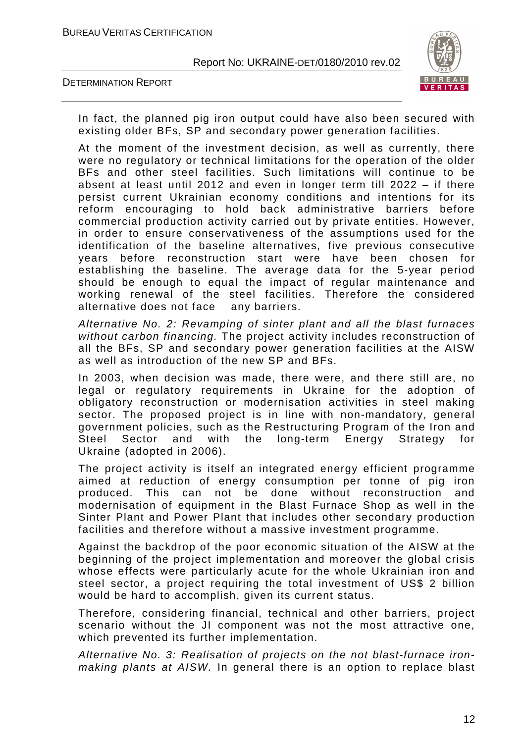In fact, the planned pig iron output could have also been secured with existing older BFs, SP and secondary power generation facilities.

At the moment of the investment decision, as well as currently, there were no regulatory or technical limitations for the operation of the older BFs and other steel facilities. Such limitations will continue to be absent at least until 2012 and even in longer term till 2022 – if there persist current Ukrainian economy conditions and intentions for its reform encouraging to hold back administrative barriers before commercial production activity carried out by private entities. However, in order to ensure conservativeness of the assumptions used for the identification of the baseline alternatives, five previous consecutive years before reconstruction start were have been chosen for establishing the baseline. The average data for the 5-year period should be enough to equal the impact of regular maintenance and working renewal of the steel facilities. Therefore the considered alternative does not face any barriers.

*Alternative No. 2: Revamping of sinter plant and all the blast furnaces without carbon financing.* The project activity includes reconstruction of all the BFs, SP and secondary power generation facilities at the AISW as well as introduction of the new SP and BFs.

In 2003, when decision was made, there were, and there still are, no legal or regulatory requirements in Ukraine for the adoption of obligatory reconstruction or modernisation activities in steel making sector. The proposed project is in line with non-mandatory, general government policies, such as the Restructuring Program of the Iron and Steel Sector and with the long-term Energy Strategy for Ukraine (adopted in 2006).

The project activity is itself an integrated energy efficient programme aimed at reduction of energy consumption per tonne of pig iron produced. This can not be done without reconstruction and modernisation of equipment in the Blast Furnace Shop as well in the Sinter Plant and Power Plant that includes other secondary production facilities and therefore without a massive investment programme.

Against the backdrop of the poor economic situation of the AISW at the beginning of the project implementation and moreover the global crisis whose effects were particularly acute for the whole Ukrainian iron and steel sector, a project requiring the total investment of US$ 2 billion would be hard to accomplish, given its current status.

Therefore, considering financial, technical and other barriers, project scenario without the JI component was not the most attractive one, which prevented its further implementation.

*Alternative No. 3: Realisation of projects on the not blast-furnace iron-making plants at AISW.* In general there is an option to replace blast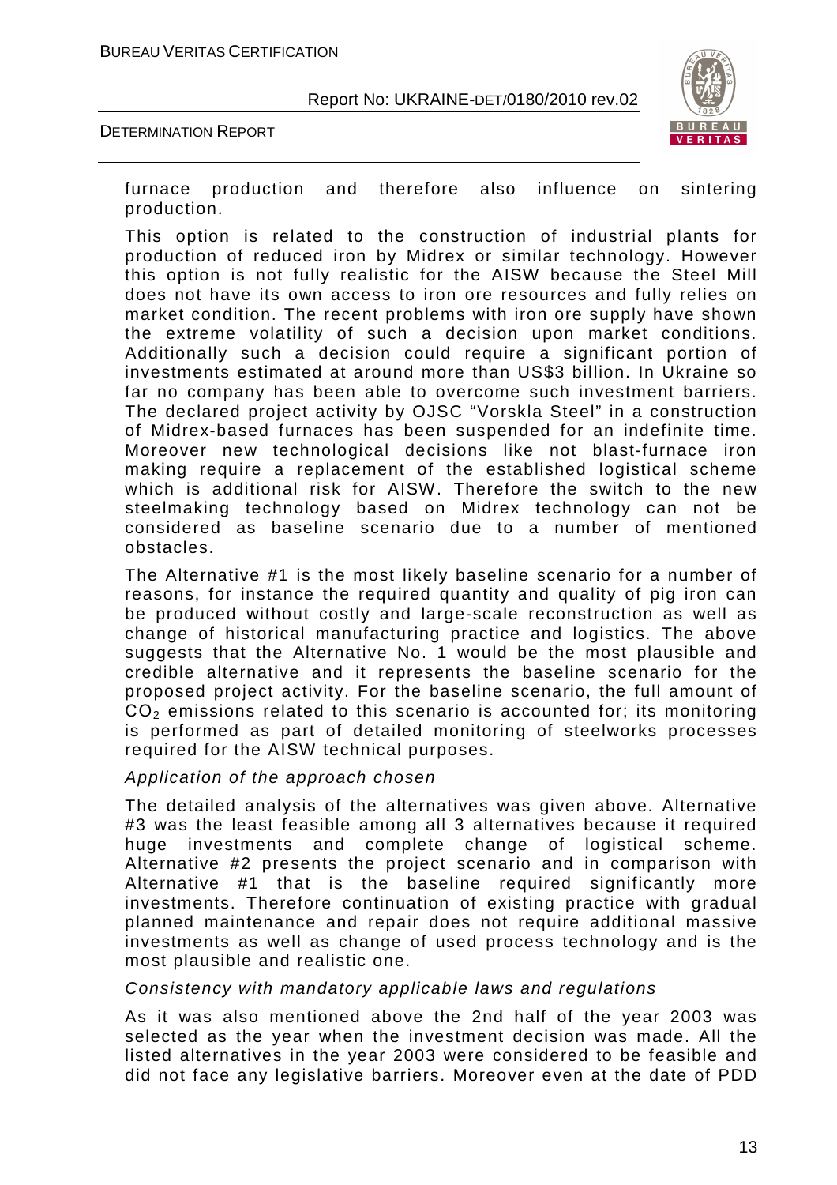furnace production and therefore also influence on sintering production.

This option is related to the construction of industrial plants for production of reduced iron by Midrex or similar technology. However this option is not fully realistic for the AISW because the Steel Mill does not have its own access to iron ore resources and fully relies on market condition. The recent problems with iron ore supply have shown the extreme volatility of such a decision upon market conditions. Additionally such a decision could require a significant portion of investments estimated at around more than US$3 billion. In Ukraine so far no company has been able to overcome such investment barriers. The declared project activity by OJSC "Vorskla Steel" in a construction of Midrex-based furnaces has been suspended for an indefinite time. Moreover new technological decisions like not blast-furnace iron making require a replacement of the established logistical scheme which is additional risk for AISW. Therefore the switch to the new steelmaking technology based on Midrex technology can not be considered as baseline scenario due to a number of mentioned obstacles.

The Alternative #1 is the most likely baseline scenario for a number of reasons, for instance the required quantity and quality of pig iron can be produced without costly and large-scale reconstruction as well as change of historical manufacturing practice and logistics. The above suggests that the Alternative No. 1 would be the most plausible and credible alternative and it represents the baseline scenario for the proposed project activity. For the baseline scenario, the full amount of $CO_2$ emissions related to this scenario is accounted for; its monitoring is performed as part of detailed monitoring of steelworks processes required for the AISW technical purposes.

*Application of the approach chosen*

The detailed analysis of the alternatives was given above. Alternative #3 was the least feasible among all 3 alternatives because it required huge investments and complete change of logistical scheme. Alternative #2 presents the project scenario and in comparison with Alternative #1 that is the baseline required significantly more investments. Therefore continuation of existing practice with gradual planned maintenance and repair does not require additional massive investments as well as change of used process technology and is the most plausible and realistic one.

*Consistency with mandatory applicable laws and regulations*

As it was also mentioned above the 2nd half of the year 2003 was selected as the year when the investment decision was made. All the listed alternatives in the year 2003 were considered to be feasible and did not face any legislative barriers. Moreover even at the date of PDD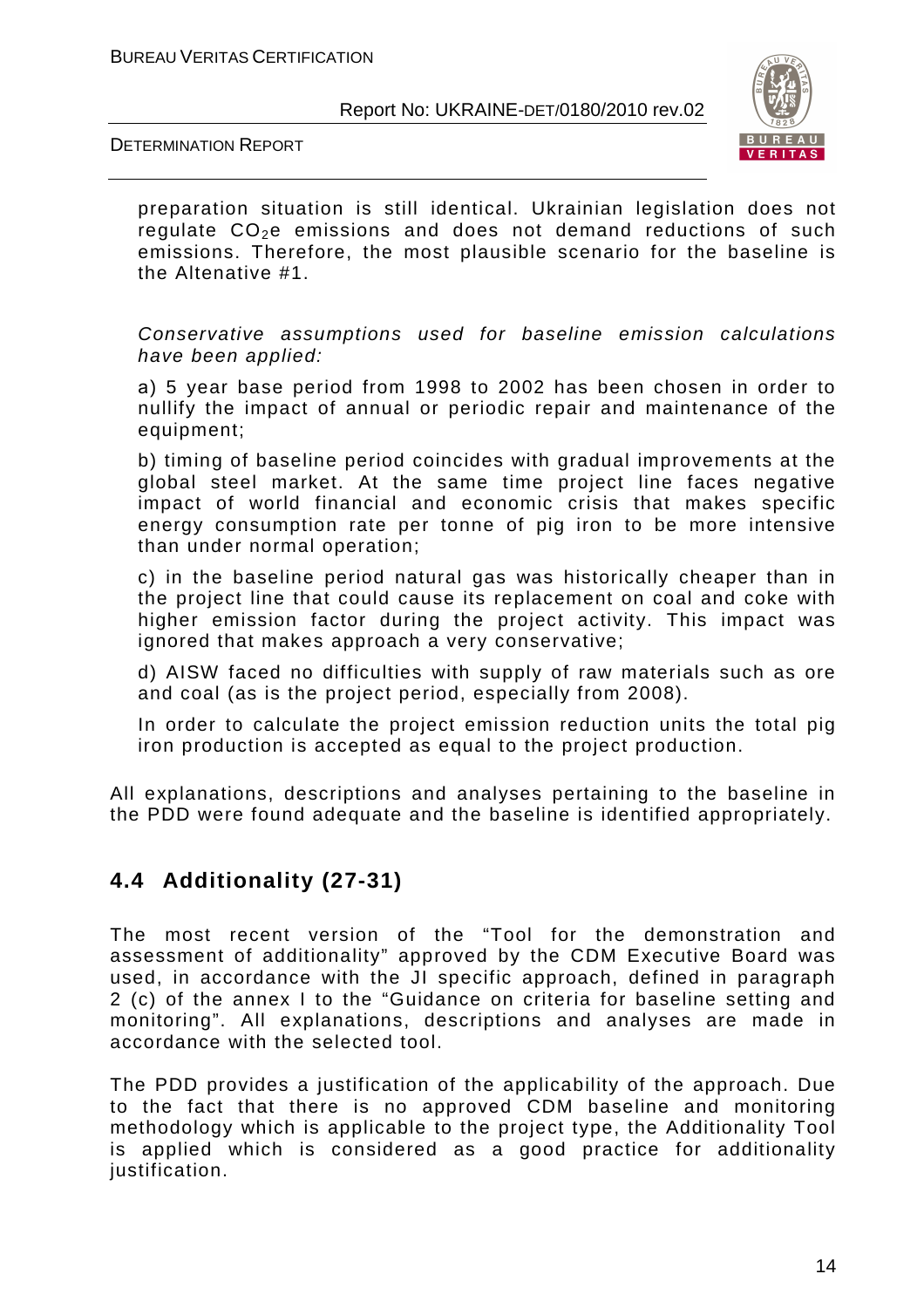preparation situation is still identical. Ukrainian legislation does not regulate $CO_2$e emissions and does not demand reductions of such emissions. Therefore, the most plausible scenario for the baseline is the Altenative #1.

*Conservative assumptions used for baseline emission calculations have been applied:*

a) 5 year base period from 1998 to 2002 has been chosen in order to nullify the impact of annual or periodic repair and maintenance of the equipment;

b) timing of baseline period coincides with gradual improvements at the global steel market. At the same time project line faces negative impact of world financial and economic crisis that makes specific energy consumption rate per tonne of pig iron to be more intensive than under normal operation;

c) in the baseline period natural gas was historically cheaper than in the project line that could cause its replacement on coal and coke with higher emission factor during the project activity. This impact was ignored that makes approach a very conservative;

d) AISW faced no difficulties with supply of raw materials such as ore and coal (as is the project period, especially from 2008).

In order to calculate the project emission reduction units the total pig iron production is accepted as equal to the project production.

All explanations, descriptions and analyses pertaining to the baseline in the PDD were found adequate and the baseline is identified appropriately.

## 4.4 Additionality (27-31)

The most recent version of the "Tool for the demonstration and assessment of additionality" approved by the CDM Executive Board was used, in accordance with the JI specific approach, defined in paragraph 2 (c) of the annex I to the "Guidance on criteria for baseline setting and monitoring". All explanations, descriptions and analyses are made in accordance with the selected tool.

The PDD provides a justification of the applicability of the approach. Due to the fact that there is no approved CDM baseline and monitoring methodology which is applicable to the project type, the Additionality Tool is applied which is considered as a good practice for additionality justification.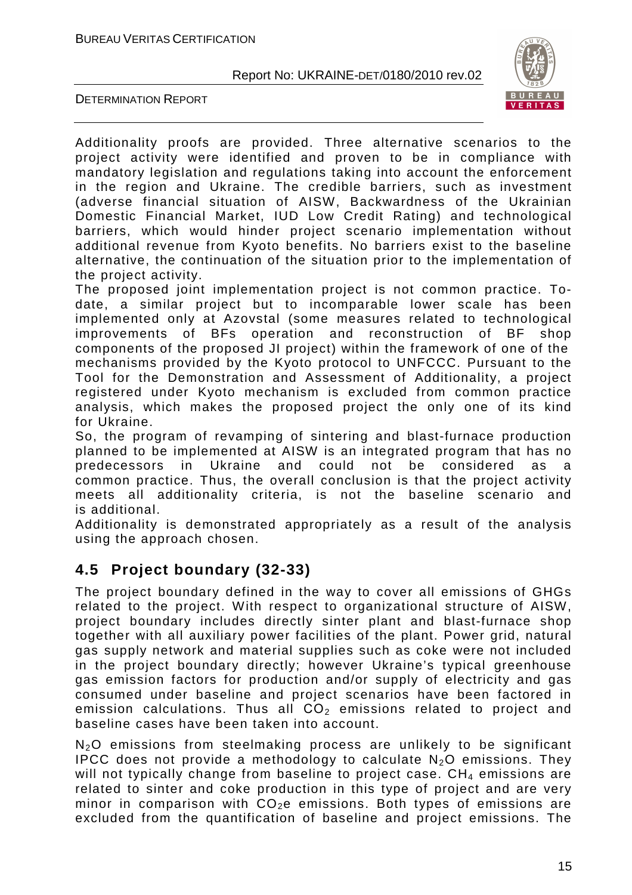Additionality proofs are provided. Three alternative scenarios to the project activity were identified and proven to be in compliance with mandatory legislation and regulations taking into account the enforcement in the region and Ukraine. The credible barriers, such as investment (adverse financial situation of AISW, Backwardness of the Ukrainian Domestic Financial Market, IUD Low Credit Rating) and technological barriers, which would hinder project scenario implementation without additional revenue from Kyoto benefits. No barriers exist to the baseline alternative, the continuation of the situation prior to the implementation of the project activity.

The proposed joint implementation project is not common practice. To-date, a similar project but to incomparable lower scale has been implemented only at Azovstal (some measures related to technological improvements of BFs operation and reconstruction of BF shop components of the proposed JI project) within the framework of one of the mechanisms provided by the Kyoto protocol to UNFCCC. Pursuant to the Tool for the Demonstration and Assessment of Additionality, a project registered under Kyoto mechanism is excluded from common practice analysis, which makes the proposed project the only one of its kind for Ukraine.

So, the program of revamping of sintering and blast-furnace production planned to be implemented at AISW is an integrated program that has no predecessors in Ukraine and could not be considered as a common practice. Thus, the overall conclusion is that the project activity meets all additionality criteria, is not the baseline scenario and is additional.

Additionality is demonstrated appropriately as a result of the analysis using the approach chosen.

## 4.5 Project boundary (32-33)

The project boundary defined in the way to cover all emissions of GHGs related to the project. With respect to organizational structure of AISW, project boundary includes directly sinter plant and blast-furnace shop together with all auxiliary power facilities of the plant. Power grid, natural gas supply network and material supplies such as coke were not included in the project boundary directly; however Ukraine's typical greenhouse gas emission factors for production and/or supply of electricity and gas consumed under baseline and project scenarios have been factored in emission calculations. Thus all $CO_2$ emissions related to project and baseline cases have been taken into account.

$N_2O$ emissions from steelmaking process are unlikely to be significant IPCC does not provide a methodology to calculate $N_2O$ emissions. They will not typically change from baseline to project case. $CH_4$ emissions are related to sinter and coke production in this type of project and are very minor in comparison with $CO_2e$ emissions. Both types of emissions are excluded from the quantification of baseline and project emissions. The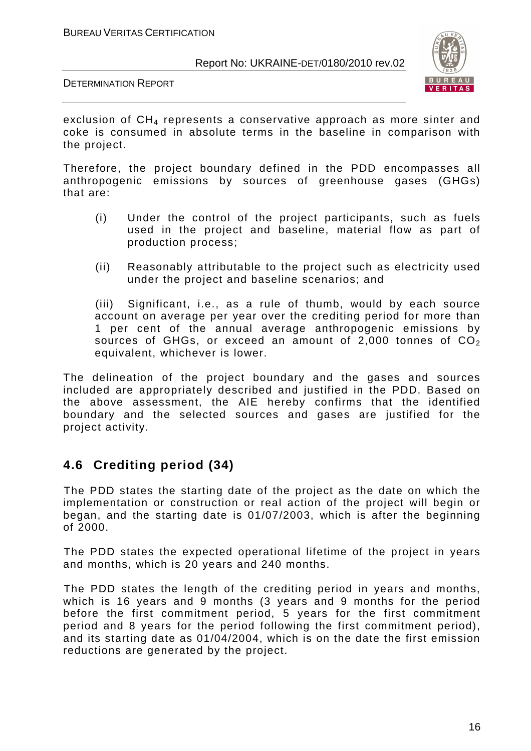exclusion of $CH_4$ represents a conservative approach as more sinter and coke is consumed in absolute terms in the baseline in comparison with the project.

Therefore, the project boundary defined in the PDD encompasses all anthropogenic emissions by sources of greenhouse gases (GHGs) that are:

(i) Under the control of the project participants, such as fuels used in the project and baseline, material flow as part of production process;

(ii) Reasonably attributable to the project such as electricity used under the project and baseline scenarios; and

(iii) Significant, i.e., as a rule of thumb, would by each source account on average per year over the crediting period for more than 1 per cent of the annual average anthropogenic emissions by sources of GHGs, or exceed an amount of 2,000 tonnes of $CO_2$ equivalent, whichever is lower.

The delineation of the project boundary and the gases and sources included are appropriately described and justified in the PDD. Based on the above assessment, the AIE hereby confirms that the identified boundary and the selected sources and gases are justified for the project activity.

## 4.6 Crediting period (34)

The PDD states the starting date of the project as the date on which the implementation or construction or real action of the project will begin or began, and the starting date is 01/07/2003, which is after the beginning of 2000.

The PDD states the expected operational lifetime of the project in years and months, which is 20 years and 240 months.

The PDD states the length of the crediting period in years and months, which is 16 years and 9 months (3 years and 9 months for the period before the first commitment period, 5 years for the first commitment period and 8 years for the period following the first commitment period), and its starting date as 01/04/2004, which is on the date the first emission reductions are generated by the project.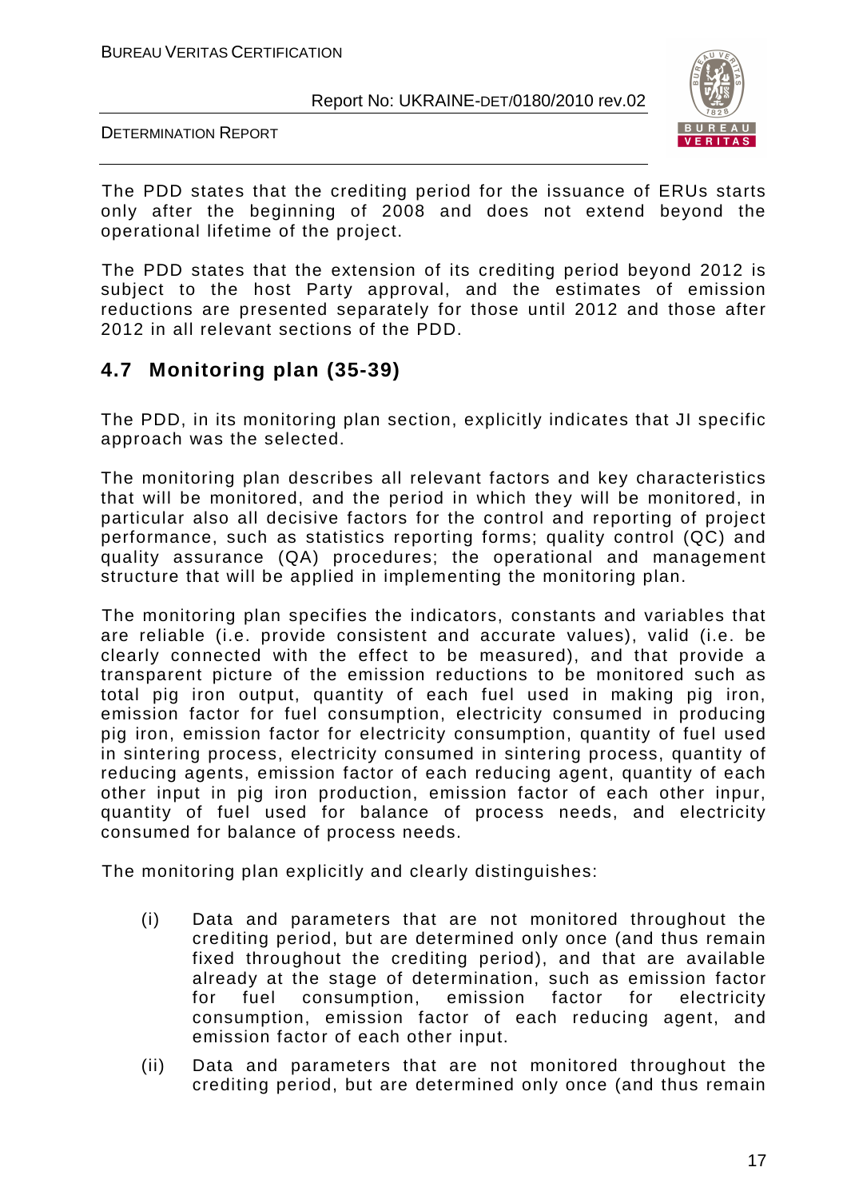The PDD states that the crediting period for the issuance of ERUs starts only after the beginning of 2008 and does not extend beyond the operational lifetime of the project.

The PDD states that the extension of its crediting period beyond 2012 is subject to the host Party approval, and the estimates of emission reductions are presented separately for those until 2012 and those after 2012 in all relevant sections of the PDD.

## 4.7 Monitoring plan (35-39)

The PDD, in its monitoring plan section, explicitly indicates that JI specific approach was the selected.

The monitoring plan describes all relevant factors and key characteristics that will be monitored, and the period in which they will be monitored, in particular also all decisive factors for the control and reporting of project performance, such as statistics reporting forms; quality control (QC) and quality assurance (QA) procedures; the operational and management structure that will be applied in implementing the monitoring plan.

The monitoring plan specifies the indicators, constants and variables that are reliable (i.e. provide consistent and accurate values), valid (i.e. be clearly connected with the effect to be measured), and that provide a transparent picture of the emission reductions to be monitored such as total pig iron output, quantity of each fuel used in making pig iron, emission factor for fuel consumption, electricity consumed in producing pig iron, emission factor for electricity consumption, quantity of fuel used in sintering process, electricity consumed in sintering process, quantity of reducing agents, emission factor of each reducing agent, quantity of each other input in pig iron production, emission factor of each other inpur, quantity of fuel used for balance of process needs, and electricity consumed for balance of process needs.

The monitoring plan explicitly and clearly distinguishes:

(i) Data and parameters that are not monitored throughout the crediting period, but are determined only once (and thus remain fixed throughout the crediting period), and that are available already at the stage of determination, such as emission factor for fuel consumption, emission factor for electricity consumption, emission factor of each reducing agent, and emission factor of each other input.

(ii) Data and parameters that are not monitored throughout the crediting period, but are determined only once (and thus remain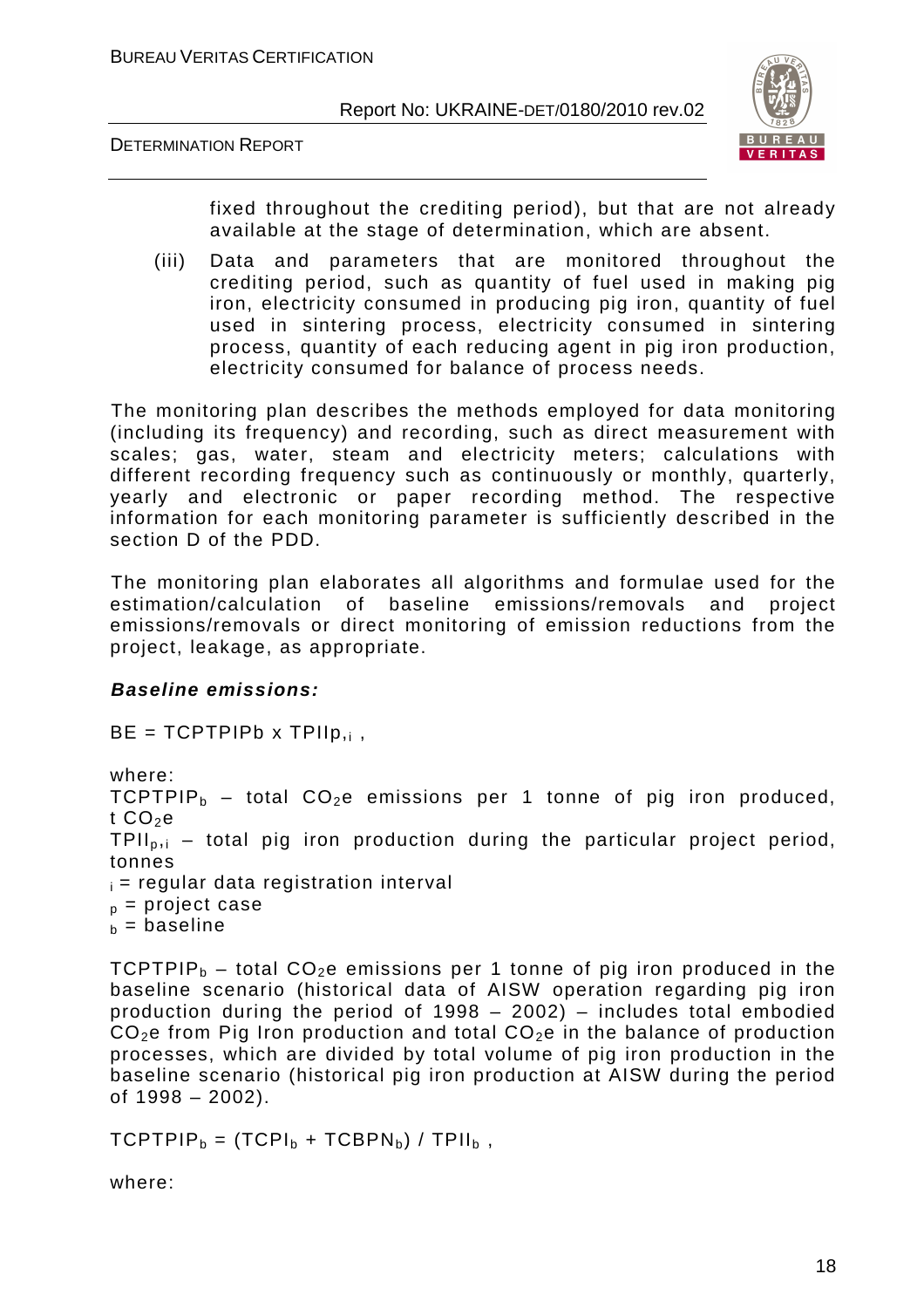fixed throughout the crediting period), but that are not already available at the stage of determination, which are absent.

(iii) Data and parameters that are monitored throughout the crediting period, such as quantity of fuel used in making pig iron, electricity consumed in producing pig iron, quantity of fuel used in sintering process, electricity consumed in sintering process, quantity of each reducing agent in pig iron production, electricity consumed for balance of process needs.

The monitoring plan describes the methods employed for data monitoring (including its frequency) and recording, such as direct measurement with scales; gas, water, steam and electricity meters; calculations with different recording frequency such as continuously or monthly, quarterly, yearly and electronic or paper recording method. The respective information for each monitoring parameter is sufficiently described in the section D of the PDD.

The monitoring plan elaborates all algorithms and formulae used for the estimation/calculation of baseline emissions/removals and project emissions/removals or direct monitoring of emission reductions from the project, leakage, as appropriate.

***Baseline emissions:***

$BE = TCPTPIPb \times TPIIp_{,i}$ ,

where:

$TCPTPIP_b$ – total $CO_2e$ emissions per 1 tonne of pig iron produced, t $CO_2e$

$TPII_{p,i}$ – total pig iron production during the particular project period, tonnes

$_i$ = regular data registration interval

$_p$ = project case

$_b$ = baseline

$TCPTPIP_b$ – total $CO_2e$ emissions per 1 tonne of pig iron produced in the baseline scenario (historical data of AISW operation regarding pig iron production during the period of 1998 – 2002) – includes total embodied $CO_2e$ from Pig Iron production and total $CO_2e$ in the balance of production processes, which are divided by total volume of pig iron production in the baseline scenario (historical pig iron production at AISW during the period of 1998 – 2002).

$TCPTPIP_b = (TCPI_b + TCBPN_b) / TPII_b$ ,

where: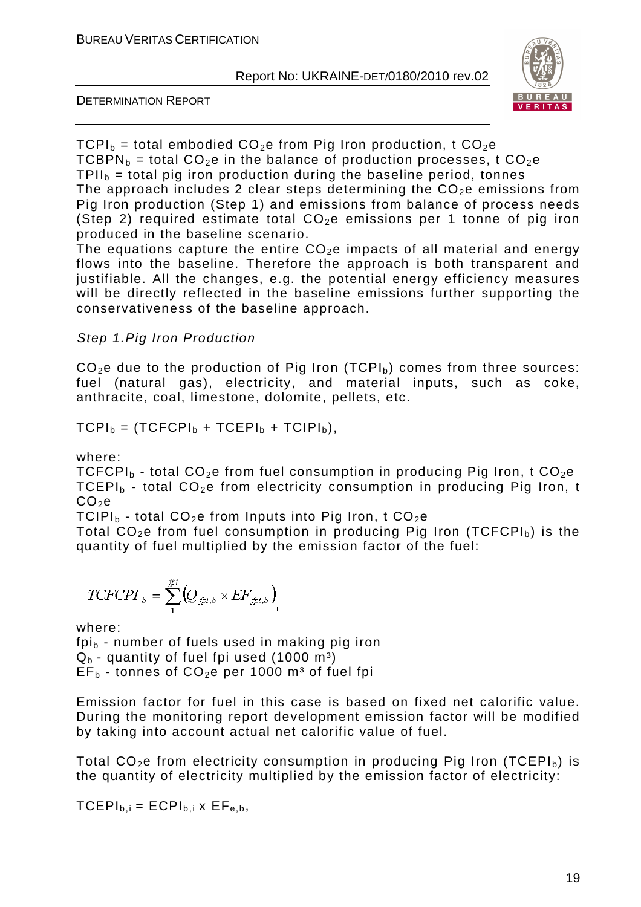$TCPI_b$ = total embodied $CO_2e$ from Pig Iron production, t $CO_2e$
$TCBPN_b$ = total $CO_2e$ in the balance of production processes, t $CO_2e$
$TPII_b$ = total pig iron production during the baseline period, tonnes
The approach includes 2 clear steps determining the $CO_2e$ emissions from Pig Iron production (Step 1) and emissions from balance of process needs (Step 2) required estimate total $CO_2e$ emissions per 1 tonne of pig iron produced in the baseline scenario.
The equations capture the entire $CO_2e$ impacts of all material and energy flows into the baseline. Therefore the approach is both transparent and justifiable. All the changes, e.g. the potential energy efficiency measures will be directly reflected in the baseline emissions further supporting the conservativeness of the baseline approach.

*Step 1.Pig Iron Production*

$CO_2e$ due to the production of Pig Iron ($TCPI_b$) comes from three sources: fuel (natural gas), electricity, and material inputs, such as coke, anthracite, coal, limestone, dolomite, pellets, etc.

$$TCPI_b = (TCFCPI_b + TCEPI_b + TCIPI_b),$$

where:
$TCFCPI_b$ - total $CO_2e$ from fuel consumption in producing Pig Iron, t $CO_2e$
$TCEPI_b$ - total $CO_2e$ from electricity consumption in producing Pig Iron, t $CO_2e$
$TCIPI_b$ - total $CO_2e$ from Inputs into Pig Iron, t $CO_2e$
Total $CO_2e$ from fuel consumption in producing Pig Iron ($TCFCPI_b$) is the quantity of fuel multiplied by the emission factor of the fuel:

$$TCFCPI_b = \sum_{1}^{fpi} \left( Q_{fpi,b} \times EF_{fpi,b} \right),$$

where:
$fpi_b$ - number of fuels used in making pig iron
$Q_b$ - quantity of fuel fpi used (1000 m³)
$EF_b$ - tonnes of $CO_2e$ per 1000 m³ of fuel fpi

Emission factor for fuel in this case is based on fixed net calorific value. During the monitoring report development emission factor will be modified by taking into account actual net calorific value of fuel.

Total $CO_2e$ from electricity consumption in producing Pig Iron ($TCEPI_b$) is the quantity of electricity multiplied by the emission factor of electricity:

$$TCEPI_{b,i} = ECPI_{b,i} \times EF_{e,b},$$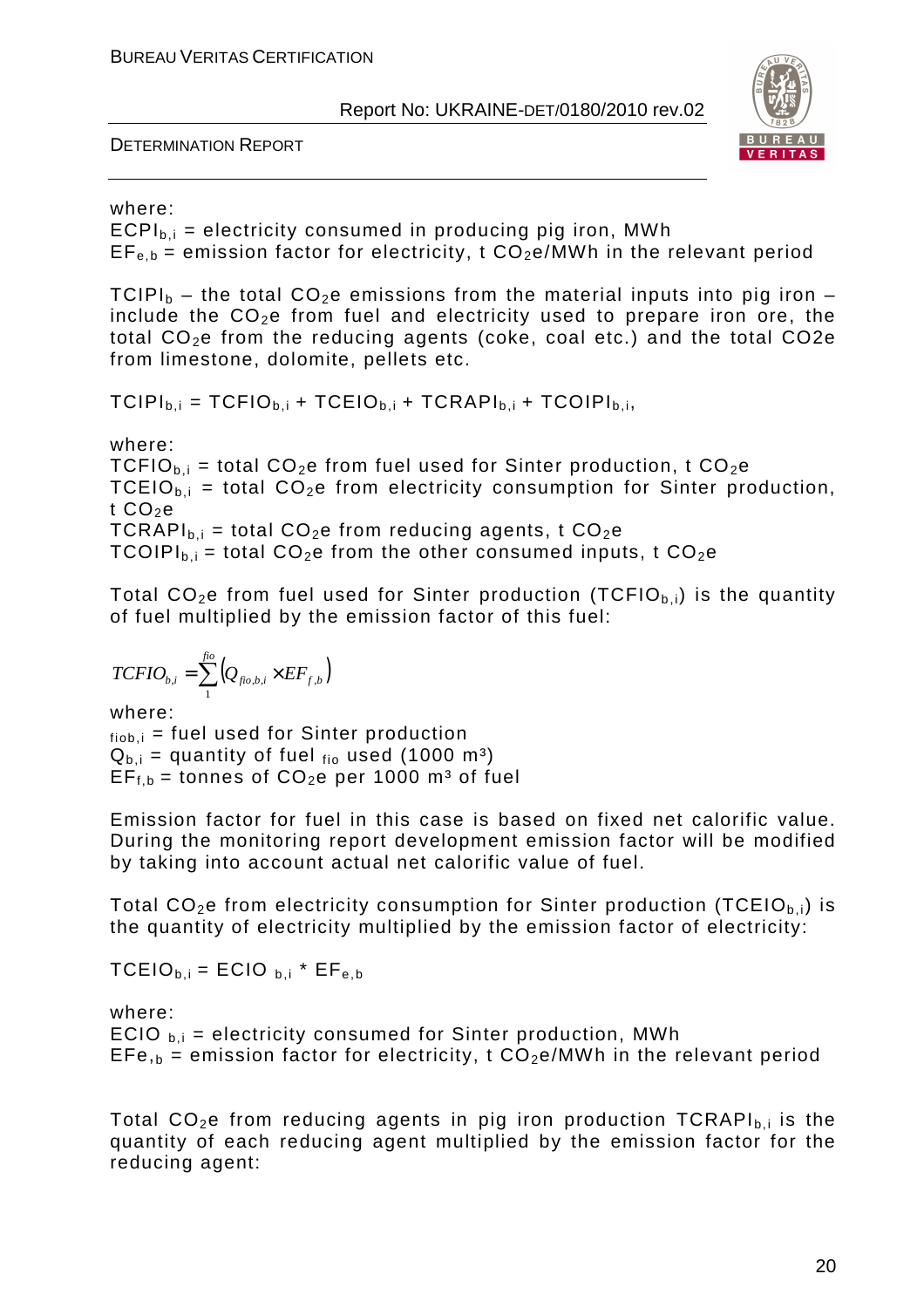where:

$ECPI_{b,i}$ = electricity consumed in producing pig iron, MWh

$EF_{e,b}$ = emission factor for electricity, t $CO_2e$/MWh in the relevant period

$TCIPI_b$ – the total $CO_2e$ emissions from the material inputs into pig iron – include the $CO_2e$ from fuel and electricity used to prepare iron ore, the total $CO_2e$ from the reducing agents (coke, coal etc.) and the total CO2e from limestone, dolomite, pellets etc.

$TCIPI_{b,i} = TCFIO_{b,i} + TCEIO_{b,i} + TCRAPI_{b,i} + TCOIPI_{b,i}$,

where:

$TCFIO_{b,i}$ = total $CO_2e$ from fuel used for Sinter production, t $CO_2e$

$TCEIO_{b,i}$ = total $CO_2e$ from electricity consumption for Sinter production, t $CO_2e$

$TCRAPI_{b,i}$ = total $CO_2e$ from reducing agents, t $CO_2e$

$TCOIPI_{b,i}$ = total $CO_2e$ from the other consumed inputs, t $CO_2e$

Total $CO_2e$ from fuel used for Sinter production ($TCFIO_{b,i}$) is the quantity of fuel multiplied by the emission factor of this fuel:

$$TCFIO_{b,i} = \sum_{1}^{fio} \left( Q_{fio,b,i} \times EF_{f,b} \right)$$

where:

$_{fiob,i}$ = fuel used for Sinter production

$Q_{b,i}$ = quantity of fuel $_{fio}$ used (1000 m³)

$EF_{f,b}$ = tonnes of $CO_2e$ per 1000 m³ of fuel

Emission factor for fuel in this case is based on fixed net calorific value. During the monitoring report development emission factor will be modified by taking into account actual net calorific value of fuel.

Total $CO_2e$ from electricity consumption for Sinter production ($TCEIO_{b,i}$) is the quantity of electricity multiplied by the emission factor of electricity:

$TCEIO_{b,i} = ECIO_{b,i} * EF_{e,b}$

where:

$ECIO_{b,i}$ = electricity consumed for Sinter production, MWh

$EFe,_b$ = emission factor for electricity, t $CO_2e$/MWh in the relevant period

Total $CO_2e$ from reducing agents in pig iron production $TCRAPI_{b,i}$ is the quantity of each reducing agent multiplied by the emission factor for the reducing agent: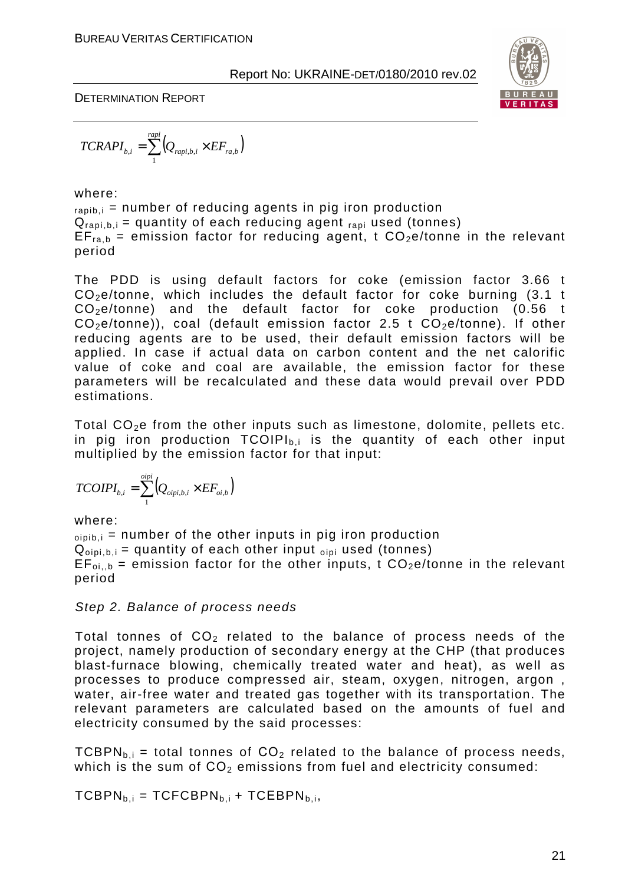$$TCRAPI_{b,i} = \sum_{1}^{rapi} \left( Q_{rapi,b,i} \times EF_{ra,b} \right)$$

where:

$_{rapib,i}$ = number of reducing agents in pig iron production

$Q_{rapi,b,i}$ = quantity of each reducing agent $_{rapi}$ used (tonnes)

$EF_{ra,b}$ = emission factor for reducing agent, t $CO_2$e/tonne in the relevant period

The PDD is using default factors for coke (emission factor 3.66 t $CO_2$e/tonne, which includes the default factor for coke burning (3.1 t $CO_2$e/tonne) and the default factor for coke production (0.56 t $CO_2$e/tonne)), coal (default emission factor 2.5 t $CO_2$e/tonne). If other reducing agents are to be used, their default emission factors will be applied. In case if actual data on carbon content and the net calorific value of coke and coal are available, the emission factor for these parameters will be recalculated and these data would prevail over PDD estimations.

Total $CO_2$e from the other inputs such as limestone, dolomite, pellets etc. in pig iron production $TCOIPI_{b,i}$ is the quantity of each other input multiplied by the emission factor for that input:

$$TCOIPI_{b,i} = \sum_{1}^{oipi} \left( Q_{oipi,b,i} \times EF_{oi,b} \right)$$

where:

$_{oipib,i}$ = number of the other inputs in pig iron production

$Q_{oipi,b,i}$ = quantity of each other input $_{oipi}$ used (tonnes)

$EF_{oi,,b}$ = emission factor for the other inputs, t $CO_2$e/tonne in the relevant period

*Step 2. Balance of process needs*

Total tonnes of $CO_2$ related to the balance of process needs of the project, namely production of secondary energy at the CHP (that produces blast-furnace blowing, chemically treated water and heat), as well as processes to produce compressed air, steam, oxygen, nitrogen, argon , water, air-free water and treated gas together with its transportation. The relevant parameters are calculated based on the amounts of fuel and electricity consumed by the said processes:

$TCBPN_{b,i}$ = total tonnes of $CO_2$ related to the balance of process needs, which is the sum of $CO_2$ emissions from fuel and electricity consumed:

$TCBPN_{b,i} = TCFCBPN_{b,i} + TCEBPN_{b,i}$,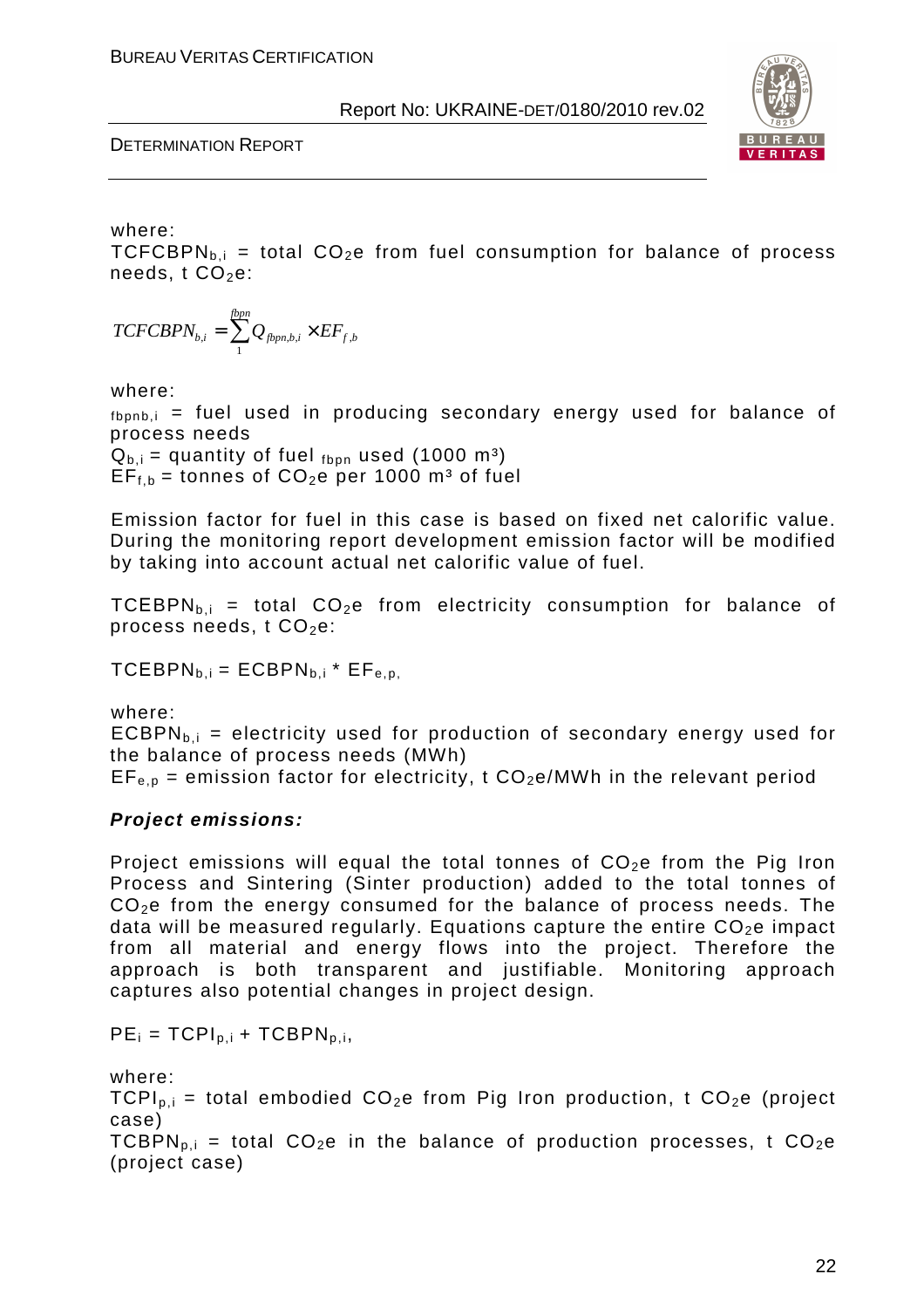where:

$TCFCBPN_{b,i}$ = total $CO_2$e from fuel consumption for balance of process needs, t $CO_2$e:

$$TCFCBPN_{b,i} = \sum_{1}^{fbpn} Q_{fbpn,b,i} \times EF_{f,b}$$

where:

$_{fbpnb,i}$ = fuel used in producing secondary energy used for balance of process needs

$Q_{b,i}$ = quantity of fuel $_{fbpn}$ used (1000 $m^3$)

$EF_{f,b}$ = tonnes of $CO_2$e per 1000 $m^3$ of fuel

Emission factor for fuel in this case is based on fixed net calorific value. During the monitoring report development emission factor will be modified by taking into account actual net calorific value of fuel.

$TCEBPN_{b,i}$ = total $CO_2$e from electricity consumption for balance of process needs, t $CO_2$e:

$TCEBPN_{b,i} = ECBPN_{b,i} * EF_{e,p,}$

where:

$ECBPN_{b,i}$ = electricity used for production of secondary energy used for the balance of process needs (MWh)

$EF_{e,p}$ = emission factor for electricity, t $CO_2$e/MWh in the relevant period

***Project emissions:***

Project emissions will equal the total tonnes of $CO_2$e from the Pig Iron Process and Sintering (Sinter production) added to the total tonnes of $CO_2$e from the energy consumed for the balance of process needs. The data will be measured regularly. Equations capture the entire $CO_2$e impact from all material and energy flows into the project. Therefore the approach is both transparent and justifiable. Monitoring approach captures also potential changes in project design.

$PE_i = TCPI_{p,i} + TCBPN_{p,i}$,

where:

$TCPI_{p,i}$ = total embodied $CO_2$e from Pig Iron production, t $CO_2$e (project case)

$TCBPN_{p,i}$ = total $CO_2$e in the balance of production processes, t $CO_2$e (project case)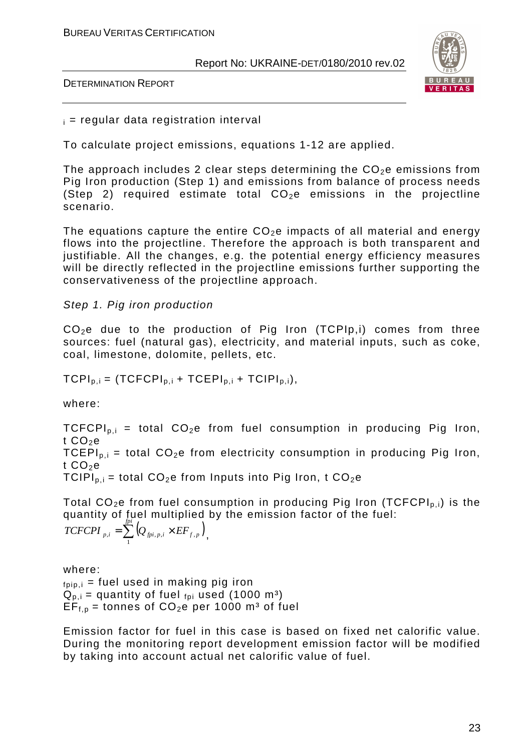$_i$ = regular data registration interval

To calculate project emissions, equations 1-12 are applied.

The approach includes 2 clear steps determining the $CO_2$e emissions from Pig Iron production (Step 1) and emissions from balance of process needs (Step 2) required estimate total $CO_2$e emissions in the projectline scenario.

The equations capture the entire $CO_2$e impacts of all material and energy flows into the projectline. Therefore the approach is both transparent and justifiable. All the changes, e.g. the potential energy efficiency measures will be directly reflected in the projectline emissions further supporting the conservativeness of the projectline approach.

*Step 1. Pig iron production*

$CO_2$e due to the production of Pig Iron (TCPIp,i) comes from three sources: fuel (natural gas), electricity, and material inputs, such as coke, coal, limestone, dolomite, pellets, etc.

$TCPI_{p,i} = (TCFCPI_{p,i} + TCEPI_{p,i} + TCIPI_{p,i})$,

where:

$TCFCPI_{p,i}$ = total $CO_2$e from fuel consumption in producing Pig Iron, t $CO_2$e
$TCEPI_{p,i}$ = total $CO_2$e from electricity consumption in producing Pig Iron, t $CO_2$e
$TCIPI_{p,i}$ = total $CO_2$e from Inputs into Pig Iron, t $CO_2$e

Total $CO_2$e from fuel consumption in producing Pig Iron ($TCFCPI_{p,i}$) is the quantity of fuel multiplied by the emission factor of the fuel:

$$TCFCPI_{p,i} = \sum_{1}^{fpi} \left( Q_{fpi,p,i} \times EF_{f,p} \right),$$

where:
$_{fpip,i}$ = fuel used in making pig iron
$Q_{p,i}$ = quantity of fuel $_{fpi}$ used (1000 m³)
$EF_{f,p}$ = tonnes of $CO_2$e per 1000 m³ of fuel

Emission factor for fuel in this case is based on fixed net calorific value. During the monitoring report development emission factor will be modified by taking into account actual net calorific value of fuel.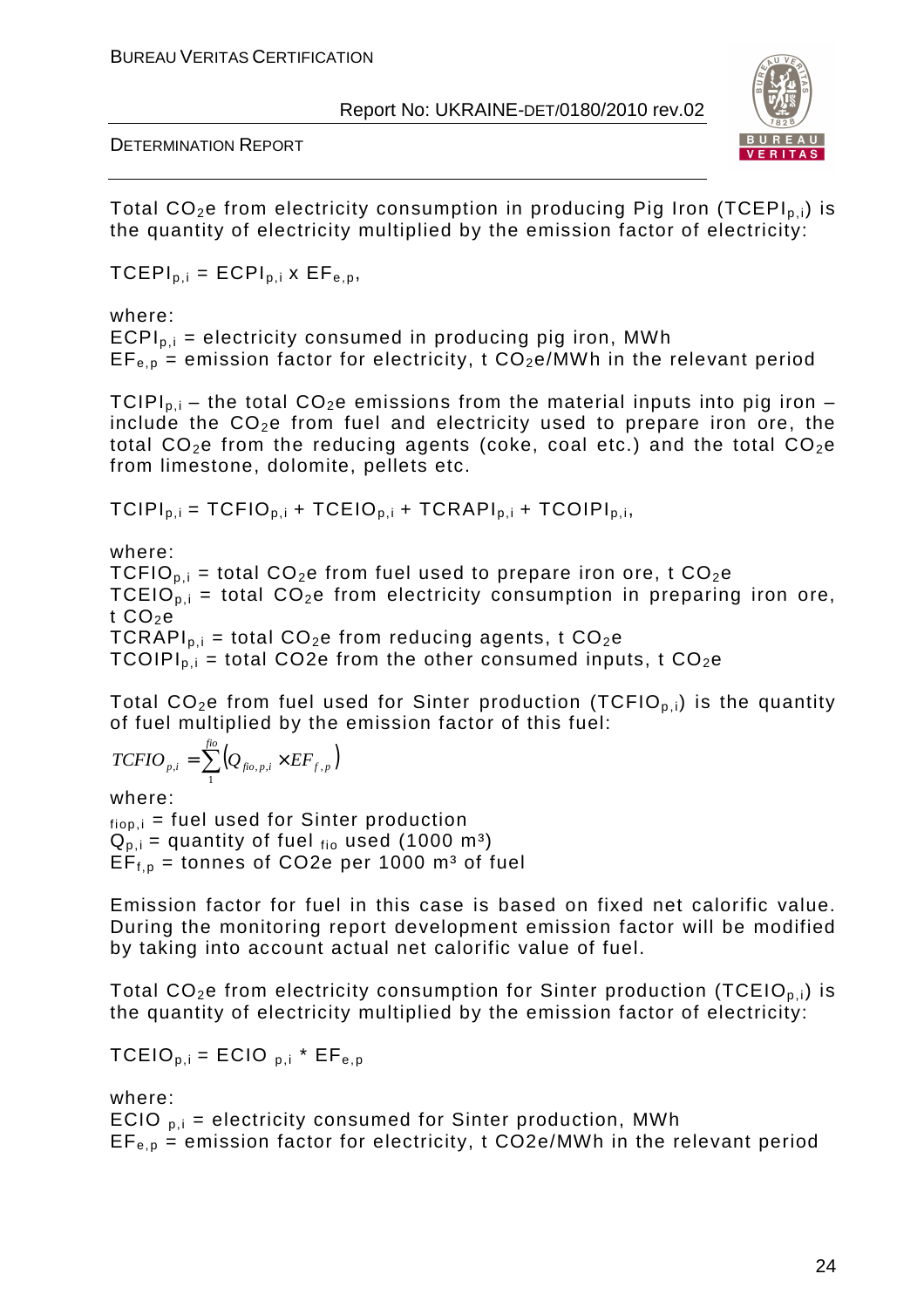Total $CO_2e$ from electricity consumption in producing Pig Iron ($TCEPI_{p,i}$) is the quantity of electricity multiplied by the emission factor of electricity:

$$TCEPI_{p,i} = ECPI_{p,i} \times EF_{e,p},$$

where:
$ECPI_{p,i}$ = electricity consumed in producing pig iron, MWh
$EF_{e,p}$ = emission factor for electricity, t $CO_2e$/MWh in the relevant period

$TCIPI_{p,i}$ – the total $CO_2e$ emissions from the material inputs into pig iron – include the $CO_2e$ from fuel and electricity used to prepare iron ore, the total $CO_2e$ from the reducing agents (coke, coal etc.) and the total $CO_2e$ from limestone, dolomite, pellets etc.

$$TCIPI_{p,i} = TCFIO_{p,i} + TCEIO_{p,i} + TCRAPI_{p,i} + TCOIPI_{p,i},$$

where:
$TCFIO_{p,i}$ = total $CO_2e$ from fuel used to prepare iron ore, t $CO_2e$
$TCEIO_{p,i}$ = total $CO_2e$ from electricity consumption in preparing iron ore, t $CO_2e$
$TCRAPI_{p,i}$ = total $CO_2e$ from reducing agents, t $CO_2e$
$TCOIPI_{p,i}$ = total CO2e from the other consumed inputs, t $CO_2e$

Total $CO_2e$ from fuel used for Sinter production ($TCFIO_{p,i}$) is the quantity of fuel multiplied by the emission factor of this fuel:

$$TCFIO_{p,i} = \sum_{1}^{fio} \left( Q_{fio,p,i} \times EF_{f,p} \right)$$

where:
$_{fiop,i}$ = fuel used for Sinter production
$Q_{p,i}$ = quantity of fuel $_{fio}$ used (1000 $m^3$)
$EF_{f,p}$ = tonnes of CO2e per 1000 $m^3$ of fuel

Emission factor for fuel in this case is based on fixed net calorific value. During the monitoring report development emission factor will be modified by taking into account actual net calorific value of fuel.

Total $CO_2e$ from electricity consumption for Sinter production ($TCEIO_{p,i}$) is the quantity of electricity multiplied by the emission factor of electricity:

$$TCEIO_{p,i} = ECIO_{p,i} * EF_{e,p}$$

where:
$ECIO_{p,i}$ = electricity consumed for Sinter production, MWh
$EF_{e,p}$ = emission factor for electricity, t CO2e/MWh in the relevant period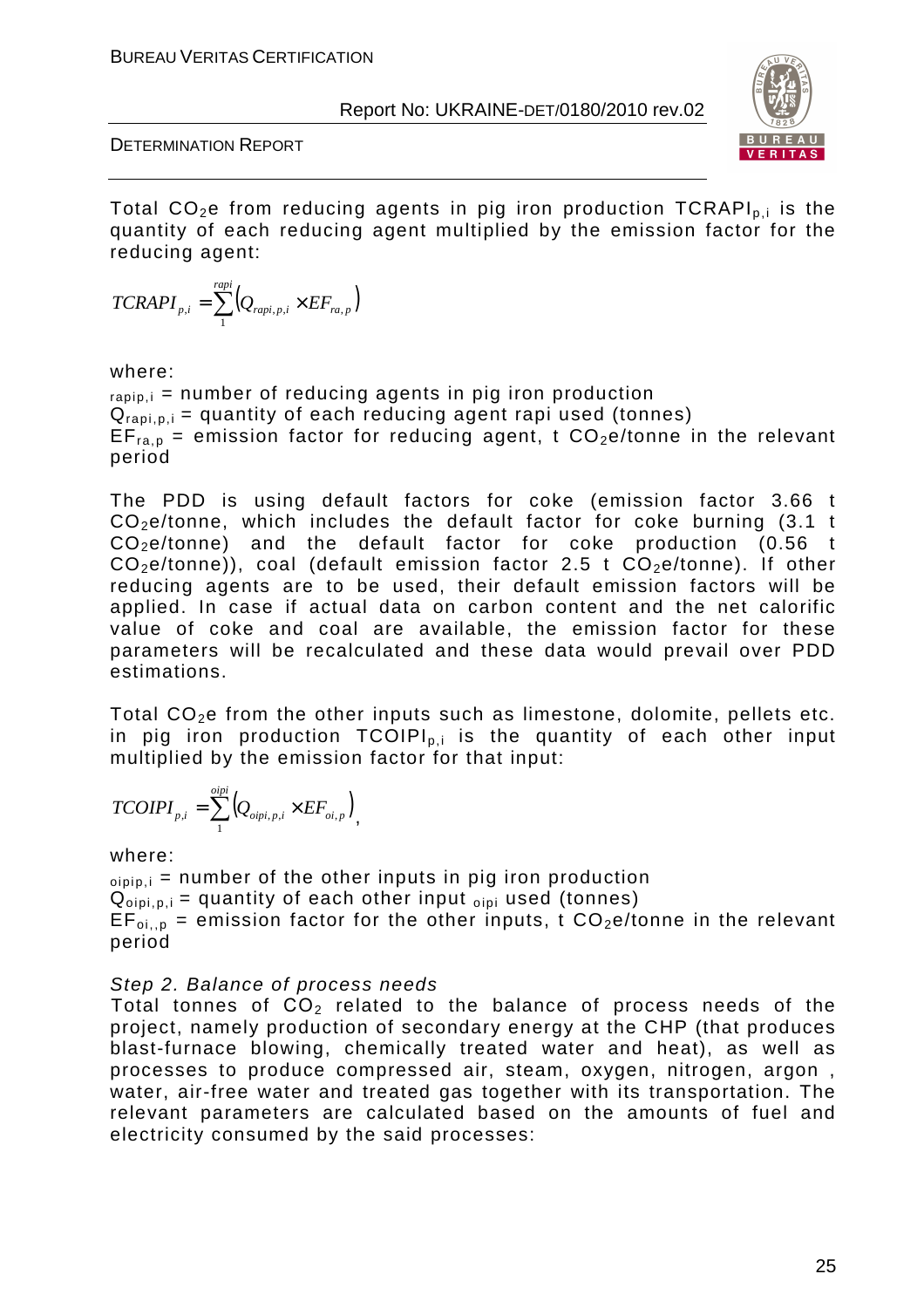Total $CO_2$e from reducing agents in pig iron production $TCRAPI_{p,i}$ is the quantity of each reducing agent multiplied by the emission factor for the reducing agent:

$$TCRAPI_{p,i} = \sum_{1}^{rapi} \left( Q_{rapi,p,i} \times EF_{ra,p} \right)$$

where:

$_{rapip,i}$ = number of reducing agents in pig iron production
$Q_{rapi,p,i}$ = quantity of each reducing agent rapi used (tonnes)
$EF_{ra,p}$ = emission factor for reducing agent, t $CO_2$e/tonne in the relevant period

The PDD is using default factors for coke (emission factor 3.66 t $CO_2$e/tonne, which includes the default factor for coke burning (3.1 t $CO_2$e/tonne) and the default factor for coke production (0.56 t $CO_2$e/tonne)), coal (default emission factor 2.5 t $CO_2$e/tonne). If other reducing agents are to be used, their default emission factors will be applied. In case if actual data on carbon content and the net calorific value of coke and coal are available, the emission factor for these parameters will be recalculated and these data would prevail over PDD estimations.

Total $CO_2$e from the other inputs such as limestone, dolomite, pellets etc. in pig iron production $TCOIPI_{p,i}$ is the quantity of each other input multiplied by the emission factor for that input:

$$TCOIPI_{p,i} = \sum_{1}^{oipi} \left( Q_{oipi,p,i} \times EF_{oi,p} \right),$$

where:

$_{oipip,i}$ = number of the other inputs in pig iron production
$Q_{oipi,p,i}$ = quantity of each other input $_{oipi}$ used (tonnes)
$EF_{oi,,p}$ = emission factor for the other inputs, t $CO_2$e/tonne in the relevant period

*Step 2. Balance of process needs*

Total tonnes of $CO_2$ related to the balance of process needs of the project, namely production of secondary energy at the CHP (that produces blast-furnace blowing, chemically treated water and heat), as well as processes to produce compressed air, steam, oxygen, nitrogen, argon , water, air-free water and treated gas together with its transportation. The relevant parameters are calculated based on the amounts of fuel and electricity consumed by the said processes: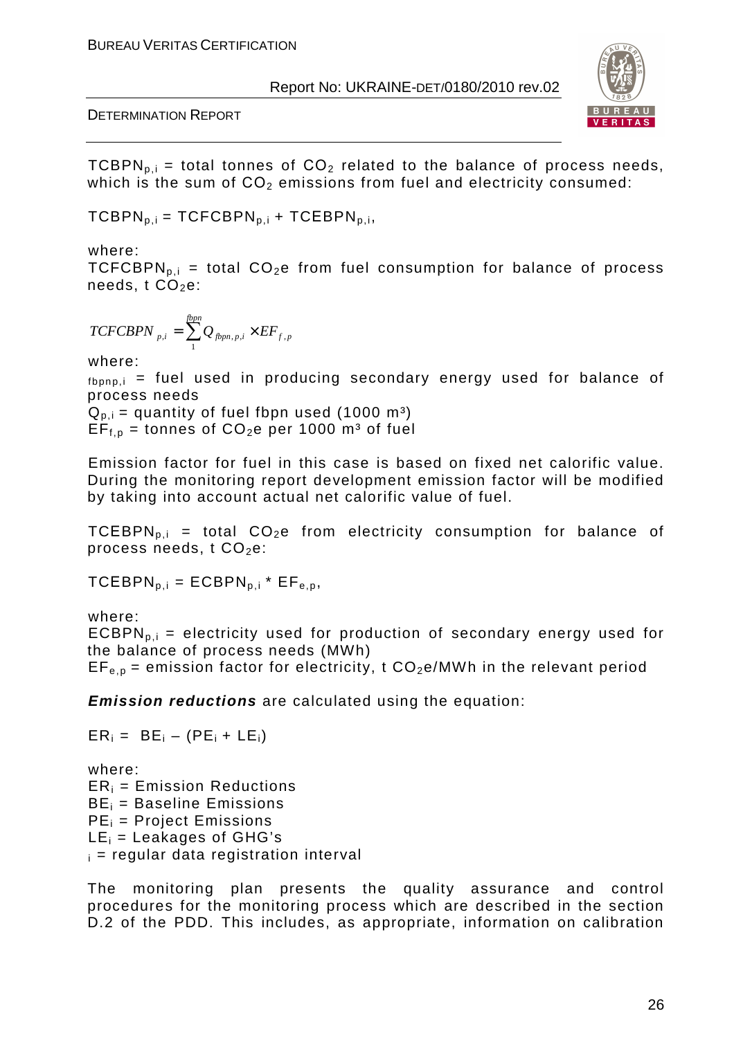$TCBPN_{p,i}$ = total tonnes of $CO_2$ related to the balance of process needs, which is the sum of $CO_2$ emissions from fuel and electricity consumed:

$TCBPN_{p,i} = TCFCBPN_{p,i} + TCEBPN_{p,i}$,

where:
$TCFCBPN_{p,i}$ = total $CO_2e$ from fuel consumption for balance of process needs, t $CO_2e$:

$$TCFCBPN_{p,i} = \sum_{1}^{fbpn} Q_{fbpn,p,i} \times EF_{f,p}$$

where:
$_{fbpnp,i}$ = fuel used in producing secondary energy used for balance of process needs
$Q_{p,i}$ = quantity of fuel fbpn used (1000 m³)
$EF_{f,p}$ = tonnes of $CO_2e$ per 1000 m³ of fuel

Emission factor for fuel in this case is based on fixed net calorific value. During the monitoring report development emission factor will be modified by taking into account actual net calorific value of fuel.

$TCEBPN_{p,i}$ = total $CO_2e$ from electricity consumption for balance of process needs, t $CO_2e$:

$TCEBPN_{p,i} = ECBPN_{p,i} * EF_{e,p}$,

where:
$ECBPN_{p,i}$ = electricity used for production of secondary energy used for the balance of process needs (MWh)
$EF_{e,p}$ = emission factor for electricity, t $CO_2e$/MWh in the relevant period

***Emission reductions*** are calculated using the equation:

$ER_i = BE_i – (PE_i + LE_i)$

where:
$ER_i$ = Emission Reductions
$BE_i$ = Baseline Emissions
$PE_i$ = Project Emissions
$LE_i$ = Leakages of GHG's
$_i$ = regular data registration interval

The monitoring plan presents the quality assurance and control procedures for the monitoring process which are described in the section D.2 of the PDD. This includes, as appropriate, information on calibration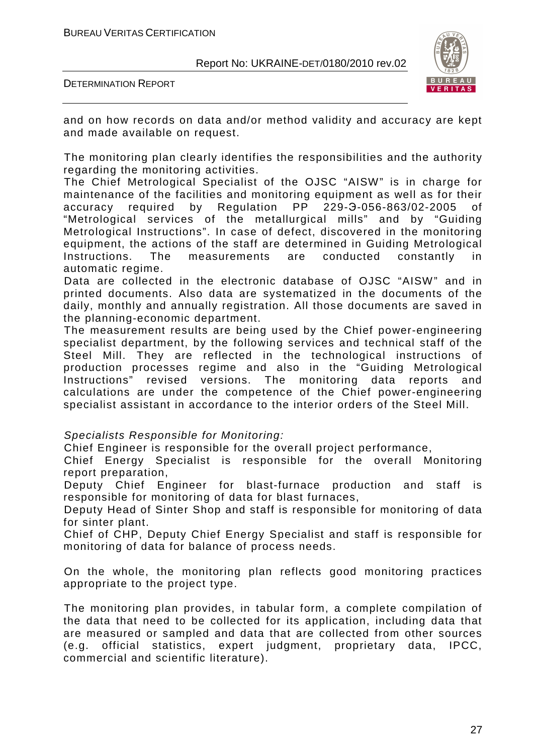and on how records on data and/or method validity and accuracy are kept and made available on request.

The monitoring plan clearly identifies the responsibilities and the authority regarding the monitoring activities.

The Chief Metrological Specialist of the OJSC "AISW" is in charge for maintenance of the facilities and monitoring equipment as well as for their accuracy required by Regulation PP 229-Э-056-863/02-2005 of "Metrological services of the metallurgical mills" and by "Guiding Metrological Instructions". In case of defect, discovered in the monitoring equipment, the actions of the staff are determined in Guiding Metrological Instructions. The measurements are conducted constantly in automatic regime.

Data are collected in the electronic database of OJSC "AISW" and in printed documents. Also data are systematized in the documents of the daily, monthly and annually registration. All those documents are saved in the planning-economic department.

The measurement results are being used by the Chief power-engineering specialist department, by the following services and technical staff of the Steel Mill. They are reflected in the technological instructions of production processes regime and also in the "Guiding Metrological Instructions" revised versions. The monitoring data reports and calculations are under the competence of the Chief power-engineering specialist assistant in accordance to the interior orders of the Steel Mill.

*Specialists Responsible for Monitoring:*

Chief Engineer is responsible for the overall project performance,

Chief Energy Specialist is responsible for the overall Monitoring report preparation,

Deputy Chief Engineer for blast-furnace production and staff is responsible for monitoring of data for blast furnaces,

Deputy Head of Sinter Shop and staff is responsible for monitoring of data for sinter plant.

Chief of CHP, Deputy Chief Energy Specialist and staff is responsible for monitoring of data for balance of process needs.

On the whole, the monitoring plan reflects good monitoring practices appropriate to the project type.

The monitoring plan provides, in tabular form, a complete compilation of the data that need to be collected for its application, including data that are measured or sampled and data that are collected from other sources (e.g. official statistics, expert judgment, proprietary data, IPCC, commercial and scientific literature).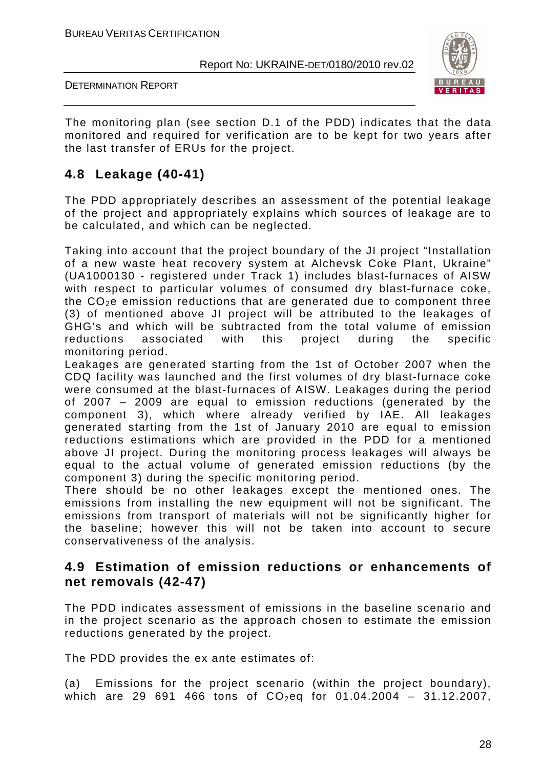The monitoring plan (see section D.1 of the PDD) indicates that the data monitored and required for verification are to be kept for two years after the last transfer of ERUs for the project.

## 4.8 Leakage (40-41)

The PDD appropriately describes an assessment of the potential leakage of the project and appropriately explains which sources of leakage are to be calculated, and which can be neglected.

Taking into account that the project boundary of the JI project "Installation of a new waste heat recovery system at Alchevsk Coke Plant, Ukraine" (UA1000130 - registered under Track 1) includes blast-furnaces of AISW with respect to particular volumes of consumed dry blast-furnace coke, the $CO_2$e emission reductions that are generated due to component three (3) of mentioned above JI project will be attributed to the leakages of GHG's and which will be subtracted from the total volume of emission reductions associated with this project during the specific monitoring period.

Leakages are generated starting from the 1st of October 2007 when the CDQ facility was launched and the first volumes of dry blast-furnace coke were consumed at the blast-furnaces of AISW. Leakages during the period of 2007 – 2009 are equal to emission reductions (generated by the component 3), which where already verified by IAE. All leakages generated starting from the 1st of January 2010 are equal to emission reductions estimations which are provided in the PDD for a mentioned above JI project. During the monitoring process leakages will always be equal to the actual volume of generated emission reductions (by the component 3) during the specific monitoring period.

There should be no other leakages except the mentioned ones. The emissions from installing the new equipment will not be significant. The emissions from transport of materials will not be significantly higher for the baseline; however this will not be taken into account to secure conservativeness of the analysis.

## 4.9 Estimation of emission reductions or enhancements of net removals (42-47)

The PDD indicates assessment of emissions in the baseline scenario and in the project scenario as the approach chosen to estimate the emission reductions generated by the project.

The PDD provides the ex ante estimates of:

(a) Emissions for the project scenario (within the project boundary), which are 29 691 466 tons of $CO_2$eq for 01.04.2004 – 31.12.2007,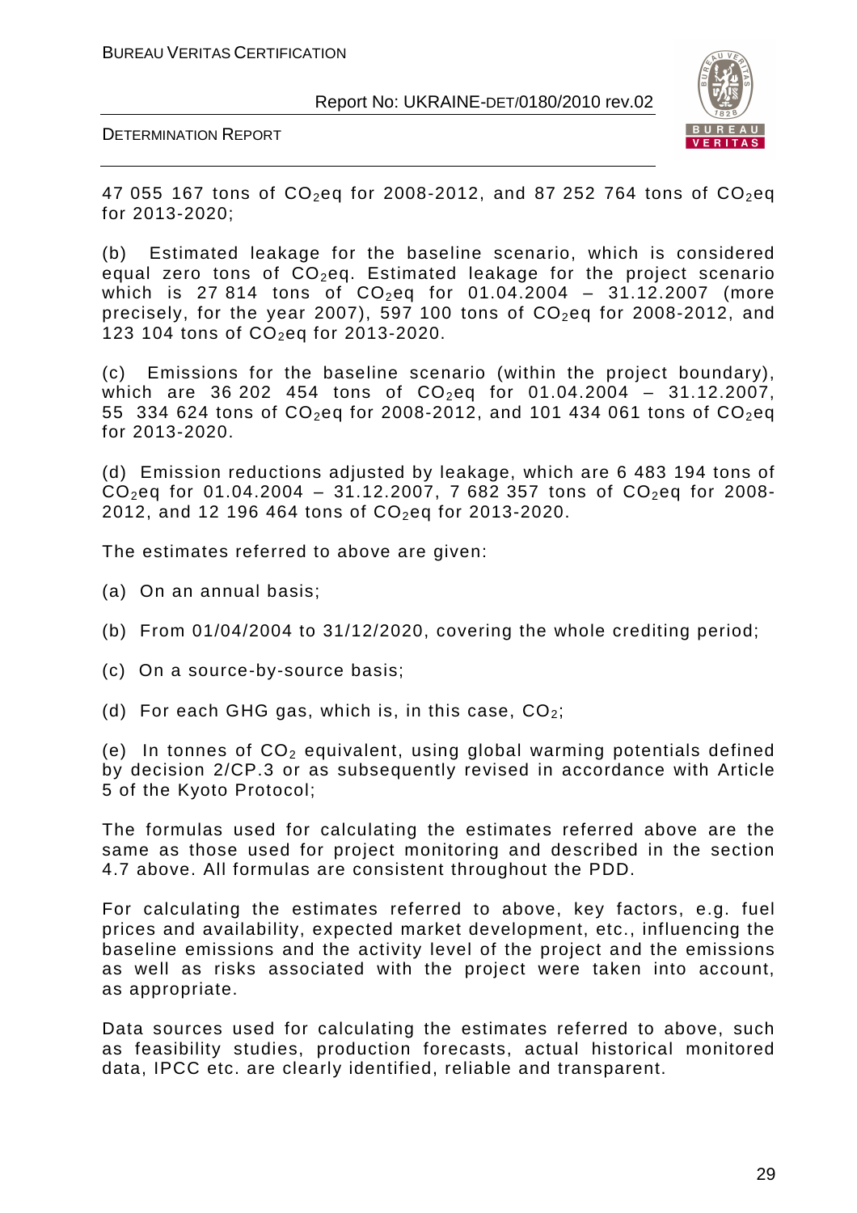47 055 167 tons of $CO_2$eq for 2008-2012, and 87 252 764 tons of $CO_2$eq for 2013-2020;

(b) Estimated leakage for the baseline scenario, which is considered equal zero tons of $CO_2$eq. Estimated leakage for the project scenario which is 27 814 tons of $CO_2$eq for 01.04.2004 – 31.12.2007 (more precisely, for the year 2007), 597 100 tons of $CO_2$eq for 2008-2012, and 123 104 tons of $CO_2$eq for 2013-2020.

(c) Emissions for the baseline scenario (within the project boundary), which are 36 202 454 tons of $CO_2$eq for 01.04.2004 – 31.12.2007, 55 334 624 tons of $CO_2$eq for 2008-2012, and 101 434 061 tons of $CO_2$eq for 2013-2020.

(d) Emission reductions adjusted by leakage, which are 6 483 194 tons of $CO_2$eq for 01.04.2004 – 31.12.2007, 7 682 357 tons of $CO_2$eq for 2008-2012, and 12 196 464 tons of $CO_2$eq for 2013-2020.

The estimates referred to above are given:

(a) On an annual basis;

(b) From 01/04/2004 to 31/12/2020, covering the whole crediting period;

(c) On a source-by-source basis;

(d) For each GHG gas, which is, in this case, $CO_2$;

(e) In tonnes of $CO_2$ equivalent, using global warming potentials defined by decision 2/CP.3 or as subsequently revised in accordance with Article 5 of the Kyoto Protocol;

The formulas used for calculating the estimates referred above are the same as those used for project monitoring and described in the section 4.7 above. All formulas are consistent throughout the PDD.

For calculating the estimates referred to above, key factors, e.g. fuel prices and availability, expected market development, etc., influencing the baseline emissions and the activity level of the project and the emissions as well as risks associated with the project were taken into account, as appropriate.

Data sources used for calculating the estimates referred to above, such as feasibility studies, production forecasts, actual historical monitored data, IPCC etc. are clearly identified, reliable and transparent.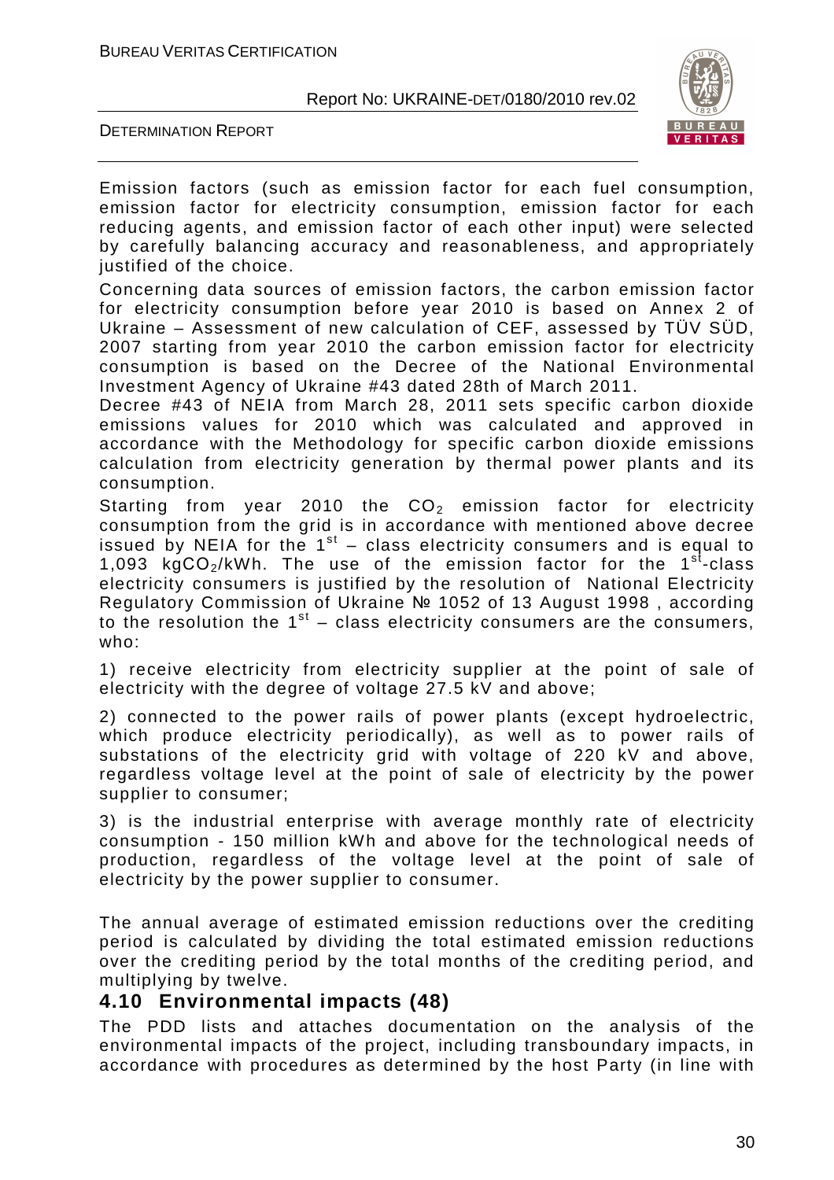Emission factors (such as emission factor for each fuel consumption, emission factor for electricity consumption, emission factor for each reducing agents, and emission factor of each other input) were selected by carefully balancing accuracy and reasonableness, and appropriately justified of the choice.

Concerning data sources of emission factors, the carbon emission factor for electricity consumption before year 2010 is based on Annex 2 of Ukraine – Assessment of new calculation of CEF, assessed by TÜV SÜD, 2007 starting from year 2010 the carbon emission factor for electricity consumption is based on the Decree of the National Environmental Investment Agency of Ukraine #43 dated 28th of March 2011.

Decree #43 of NEIA from March 28, 2011 sets specific carbon dioxide emissions values for 2010 which was calculated and approved in accordance with the Methodology for specific carbon dioxide emissions calculation from electricity generation by thermal power plants and its consumption.

Starting from year 2010 the $CO_2$ emission factor for electricity consumption from the grid is in accordance with mentioned above decree issued by NEIA for the 1st – class electricity consumers and is equal to 1,093 $kgCO_2/kWh$. The use of the emission factor for the 1st-class electricity consumers is justified by the resolution of National Electricity Regulatory Commission of Ukraine № 1052 of 13 August 1998 , according to the resolution the 1st – class electricity consumers are the consumers, who:

1) receive electricity from electricity supplier at the point of sale of electricity with the degree of voltage 27.5 kV and above;

2) connected to the power rails of power plants (except hydroelectric, which produce electricity periodically), as well as to power rails of substations of the electricity grid with voltage of 220 kV and above, regardless voltage level at the point of sale of electricity by the power supplier to consumer;

3) is the industrial enterprise with average monthly rate of electricity consumption - 150 million kWh and above for the technological needs of production, regardless of the voltage level at the point of sale of electricity by the power supplier to consumer.

The annual average of estimated emission reductions over the crediting period is calculated by dividing the total estimated emission reductions over the crediting period by the total months of the crediting period, and multiplying by twelve.

## 4.10 Environmental impacts (48)

The PDD lists and attaches documentation on the analysis of the environmental impacts of the project, including transboundary impacts, in accordance with procedures as determined by the host Party (in line with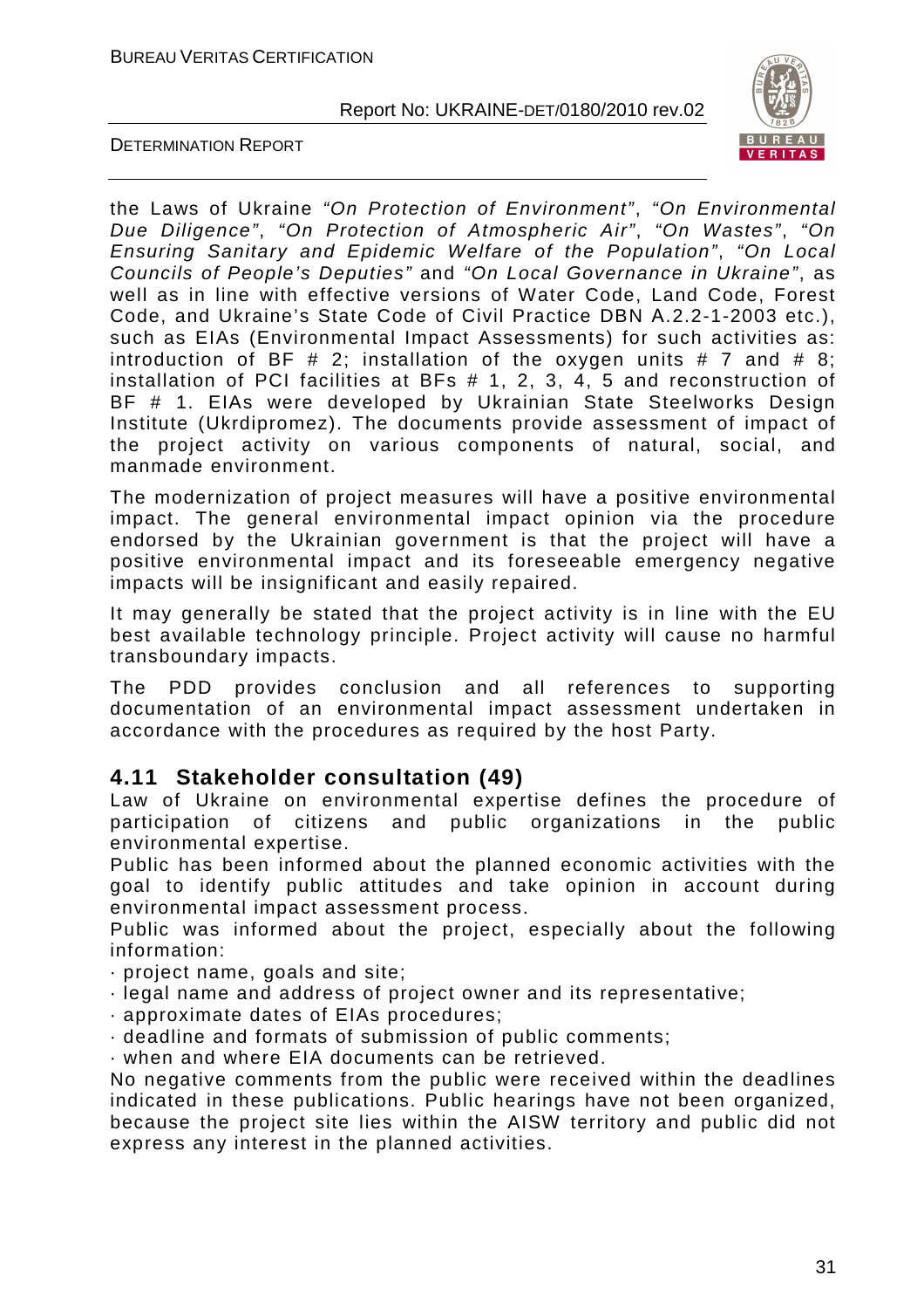the Laws of Ukraine *"On Protection of Environment"*, *"On Environmental Due Diligence"*, *"On Protection of Atmospheric Air"*, *"On Wastes"*, *"On Ensuring Sanitary and Epidemic Welfare of the Population"*, *"On Local Councils of People's Deputies"* and *"On Local Governance in Ukraine"*, as well as in line with effective versions of Water Code, Land Code, Forest Code, and Ukraine's State Code of Civil Practice DBN A.2.2-1-2003 etc.), such as EIAs (Environmental Impact Assessments) for such activities as: introduction of BF # 2; installation of the oxygen units # 7 and # 8; installation of PCI facilities at BFs # 1, 2, 3, 4, 5 and reconstruction of BF # 1. EIAs were developed by Ukrainian State Steelworks Design Institute (Ukrdipromez). The documents provide assessment of impact of the project activity on various components of natural, social, and manmade environment.

The modernization of project measures will have a positive environmental impact. The general environmental impact opinion via the procedure endorsed by the Ukrainian government is that the project will have a positive environmental impact and its foreseeable emergency negative impacts will be insignificant and easily repaired.

It may generally be stated that the project activity is in line with the EU best available technology principle. Project activity will cause no harmful transboundary impacts.

The PDD provides conclusion and all references to supporting documentation of an environmental impact assessment undertaken in accordance with the procedures as required by the host Party.

## 4.11 Stakeholder consultation (49)

Law of Ukraine on environmental expertise defines the procedure of participation of citizens and public organizations in the public environmental expertise.

Public has been informed about the planned economic activities with the goal to identify public attitudes and take opinion in account during environmental impact assessment process.

Public was informed about the project, especially about the following information:

- project name, goals and site;
- legal name and address of project owner and its representative;
- approximate dates of EIAs procedures;
- deadline and formats of submission of public comments;
- when and where EIA documents can be retrieved.

No negative comments from the public were received within the deadlines indicated in these publications. Public hearings have not been organized, because the project site lies within the AISW territory and public did not express any interest in the planned activities.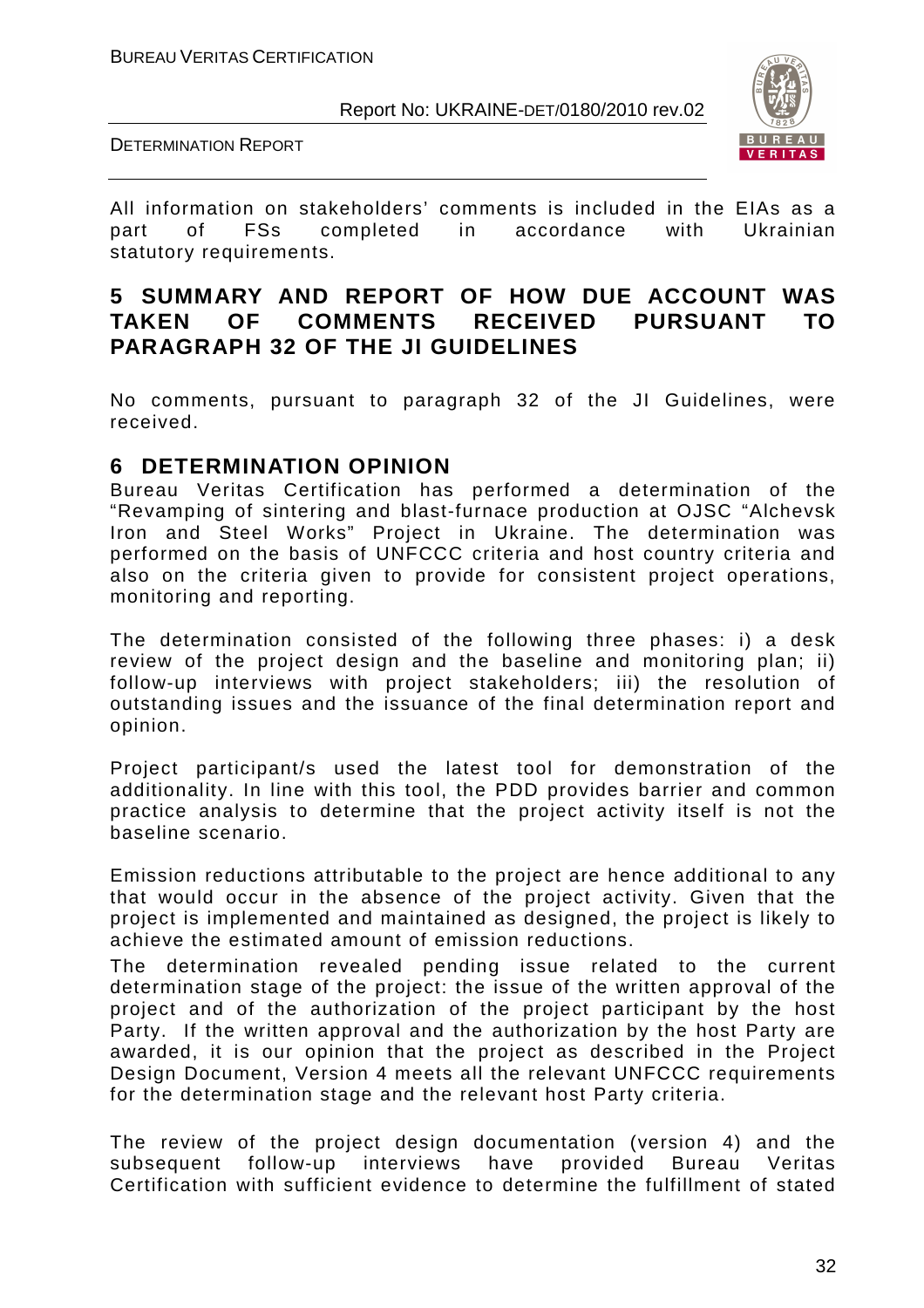All information on stakeholders' comments is included in the EIAs as a part of FSs completed in accordance with Ukrainian statutory requirements.

## 5 SUMMARY AND REPORT OF HOW DUE ACCOUNT WAS TAKEN OF COMMENTS RECEIVED PURSUANT TO PARAGRAPH 32 OF THE JI GUIDELINES

No comments, pursuant to paragraph 32 of the JI Guidelines, were received.

## 6 DETERMINATION OPINION

Bureau Veritas Certification has performed a determination of the "Revamping of sintering and blast-furnace production at OJSC "Alchevsk Iron and Steel Works" Project in Ukraine. The determination was performed on the basis of UNFCCC criteria and host country criteria and also on the criteria given to provide for consistent project operations, monitoring and reporting.

The determination consisted of the following three phases: i) a desk review of the project design and the baseline and monitoring plan; ii) follow-up interviews with project stakeholders; iii) the resolution of outstanding issues and the issuance of the final determination report and opinion.

Project participant/s used the latest tool for demonstration of the additionality. In line with this tool, the PDD provides barrier and common practice analysis to determine that the project activity itself is not the baseline scenario.

Emission reductions attributable to the project are hence additional to any that would occur in the absence of the project activity. Given that the project is implemented and maintained as designed, the project is likely to achieve the estimated amount of emission reductions.

The determination revealed pending issue related to the current determination stage of the project: the issue of the written approval of the project and of the authorization of the project participant by the host Party. If the written approval and the authorization by the host Party are awarded, it is our opinion that the project as described in the Project Design Document, Version 4 meets all the relevant UNFCCC requirements for the determination stage and the relevant host Party criteria.

The review of the project design documentation (version 4) and the subsequent follow-up interviews have provided Bureau Veritas Certification with sufficient evidence to determine the fulfillment of stated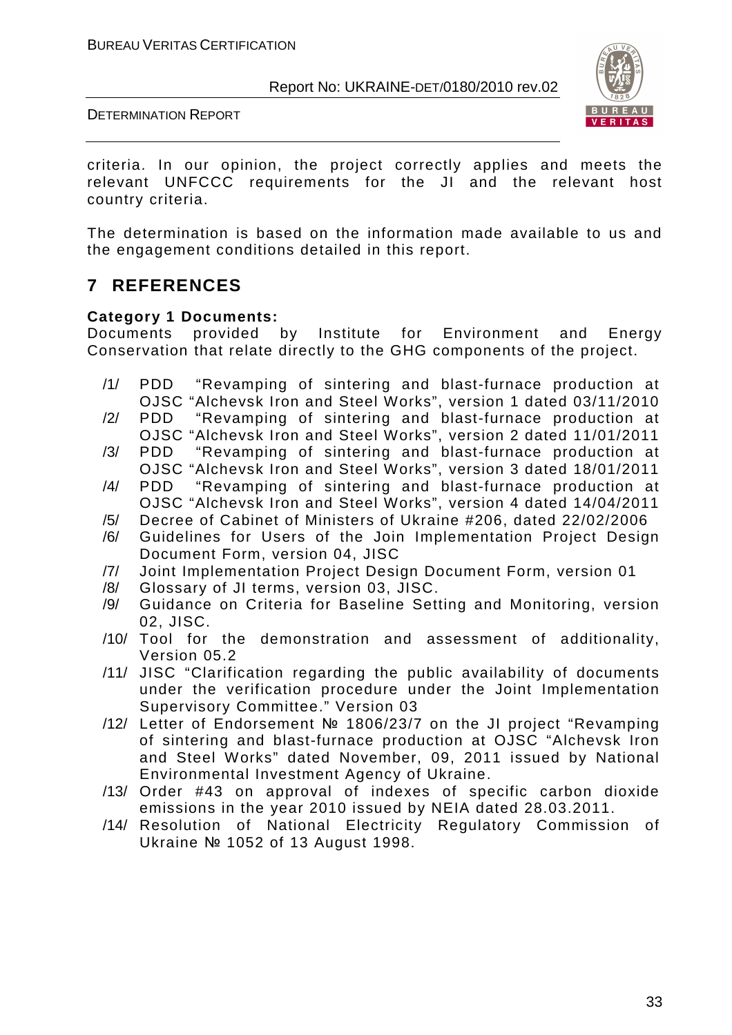criteria. In our opinion, the project correctly applies and meets the relevant UNFCCC requirements for the JI and the relevant host country criteria.

The determination is based on the information made available to us and the engagement conditions detailed in this report.

## 7 REFERENCES

**Category 1 Documents:**
Documents provided by Institute for Environment and Energy Conservation that relate directly to the GHG components of the project.

/1/ PDD "Revamping of sintering and blast-furnace production at OJSC "Alchevsk Iron and Steel Works", version 1 dated 03/11/2010
/2/ PDD "Revamping of sintering and blast-furnace production at OJSC "Alchevsk Iron and Steel Works", version 2 dated 11/01/2011
/3/ PDD "Revamping of sintering and blast-furnace production at OJSC "Alchevsk Iron and Steel Works", version 3 dated 18/01/2011
/4/ PDD "Revamping of sintering and blast-furnace production at OJSC "Alchevsk Iron and Steel Works", version 4 dated 14/04/2011
/5/ Decree of Cabinet of Ministers of Ukraine #206, dated 22/02/2006
/6/ Guidelines for Users of the Join Implementation Project Design Document Form, version 04, JISC
/7/ Joint Implementation Project Design Document Form, version 01
/8/ Glossary of JI terms, version 03, JISC.
/9/ Guidance on Criteria for Baseline Setting and Monitoring, version 02, JISC.
/10/ Tool for the demonstration and assessment of additionality, Version 05.2
/11/ JISC "Clarification regarding the public availability of documents under the verification procedure under the Joint Implementation Supervisory Committee." Version 03
/12/ Letter of Endorsement № 1806/23/7 on the JI project "Revamping of sintering and blast-furnace production at OJSC "Alchevsk Iron and Steel Works" dated November, 09, 2011 issued by National Environmental Investment Agency of Ukraine.
/13/ Order #43 on approval of indexes of specific carbon dioxide emissions in the year 2010 issued by NEIA dated 28.03.2011.
/14/ Resolution of National Electricity Regulatory Commission of Ukraine № 1052 of 13 August 1998.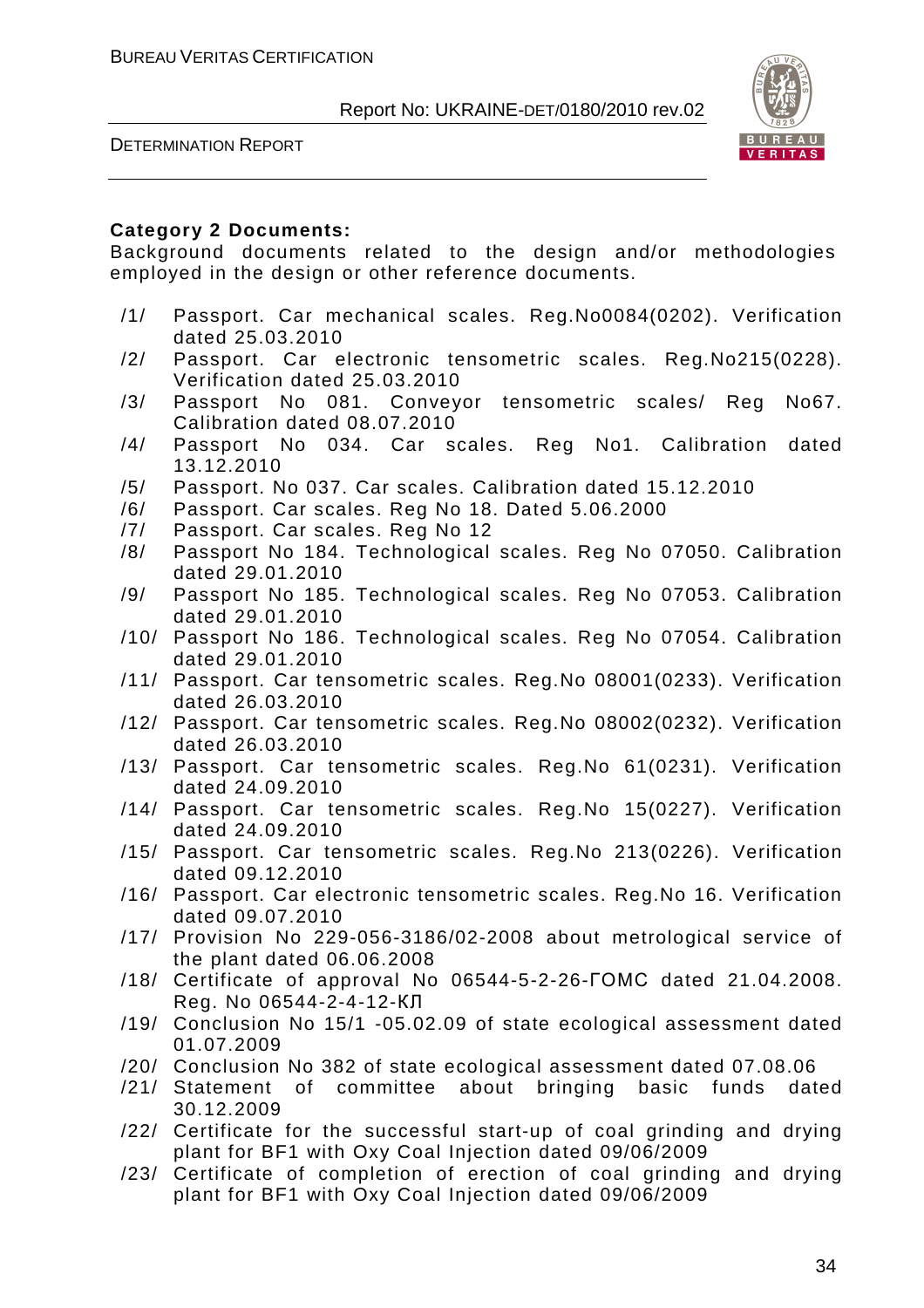**Category 2 Documents:**

Background documents related to the design and/or methodologies employed in the design or other reference documents.

/1/ Passport. Car mechanical scales. Reg.No0084(0202). Verification dated 25.03.2010

/2/ Passport. Car electronic tensometric scales. Reg.No215(0228). Verification dated 25.03.2010

/3/ Passport No 081. Conveyor tensometric scales/ Reg No67. Calibration dated 08.07.2010

/4/ Passport No 034. Car scales. Reg No1. Calibration dated 13.12.2010

/5/ Passport. No 037. Car scales. Calibration dated 15.12.2010

/6/ Passport. Car scales. Reg No 18. Dated 5.06.2000

/7/ Passport. Car scales. Reg No 12

/8/ Passport No 184. Technological scales. Reg No 07050. Calibration dated 29.01.2010

/9/ Passport No 185. Technological scales. Reg No 07053. Calibration dated 29.01.2010

/10/ Passport No 186. Technological scales. Reg No 07054. Calibration dated 29.01.2010

/11/ Passport. Car tensometric scales. Reg.No 08001(0233). Verification dated 26.03.2010

/12/ Passport. Car tensometric scales. Reg.No 08002(0232). Verification dated 26.03.2010

/13/ Passport. Car tensometric scales. Reg.No 61(0231). Verification dated 24.09.2010

/14/ Passport. Car tensometric scales. Reg.No 15(0227). Verification dated 24.09.2010

/15/ Passport. Car tensometric scales. Reg.No 213(0226). Verification dated 09.12.2010

/16/ Passport. Car electronic tensometric scales. Reg.No 16. Verification dated 09.07.2010

/17/ Provision No 229-056-3186/02-2008 about metrological service of the plant dated 06.06.2008

/18/ Certificate of approval No 06544-5-2-26-ГОМС dated 21.04.2008. Reg. No 06544-2-4-12-КЛ

/19/ Conclusion No 15/1 -05.02.09 of state ecological assessment dated 01.07.2009

/20/ Conclusion No 382 of state ecological assessment dated 07.08.06

/21/ Statement of committee about bringing basic funds dated 30.12.2009

/22/ Certificate for the successful start-up of coal grinding and drying plant for BF1 with Oxy Coal Injection dated 09/06/2009

/23/ Certificate of completion of erection of coal grinding and drying plant for BF1 with Oxy Coal Injection dated 09/06/2009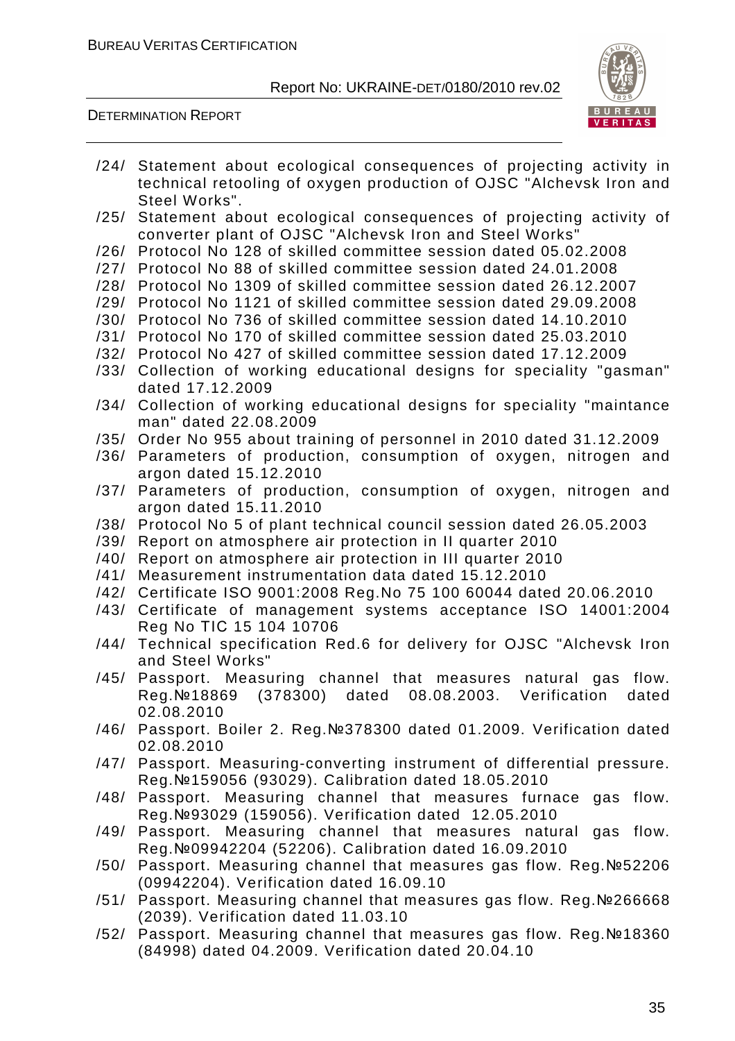/24/ Statement about ecological consequences of projecting activity in technical retooling of oxygen production of OJSC "Alchevsk Iron and Steel Works".

/25/ Statement about ecological consequences of projecting activity of converter plant of OJSC "Alchevsk Iron and Steel Works"

/26/ Protocol No 128 of skilled committee session dated 05.02.2008

/27/ Protocol No 88 of skilled committee session dated 24.01.2008

/28/ Protocol No 1309 of skilled committee session dated 26.12.2007

/29/ Protocol No 1121 of skilled committee session dated 29.09.2008

/30/ Protocol No 736 of skilled committee session dated 14.10.2010

/31/ Protocol No 170 of skilled committee session dated 25.03.2010

/32/ Protocol No 427 of skilled committee session dated 17.12.2009

/33/ Collection of working educational designs for speciality "gasman" dated 17.12.2009

/34/ Collection of working educational designs for speciality "maintance man" dated 22.08.2009

/35/ Order No 955 about training of personnel in 2010 dated 31.12.2009

/36/ Parameters of production, consumption of oxygen, nitrogen and argon dated 15.12.2010

/37/ Parameters of production, consumption of oxygen, nitrogen and argon dated 15.11.2010

/38/ Protocol No 5 of plant technical council session dated 26.05.2003

/39/ Report on atmosphere air protection in II quarter 2010

/40/ Report on atmosphere air protection in III quarter 2010

/41/ Measurement instrumentation data dated 15.12.2010

/42/ Certificate ISO 9001:2008 Reg.No 75 100 60044 dated 20.06.2010

/43/ Certificate of management systems acceptance ISO 14001:2004 Reg No TIC 15 104 10706

/44/ Technical specification Red.6 for delivery for OJSC "Alchevsk Iron and Steel Works"

/45/ Passport. Measuring channel that measures natural gas flow. Reg.№18869 (378300) dated 08.08.2003. Verification dated 02.08.2010

/46/ Passport. Boiler 2. Reg.№378300 dated 01.2009. Verification dated 02.08.2010

/47/ Passport. Measuring-converting instrument of differential pressure. Reg.№159056 (93029). Calibration dated 18.05.2010

/48/ Passport. Measuring channel that measures furnace gas flow. Reg.№93029 (159056). Verification dated 12.05.2010

/49/ Passport. Measuring channel that measures natural gas flow. Reg.№09942204 (52206). Calibration dated 16.09.2010

/50/ Passport. Measuring channel that measures gas flow. Reg.№52206 (09942204). Verification dated 16.09.10

/51/ Passport. Measuring channel that measures gas flow. Reg.№266668 (2039). Verification dated 11.03.10

/52/ Passport. Measuring channel that measures gas flow. Reg.№18360 (84998) dated 04.2009. Verification dated 20.04.10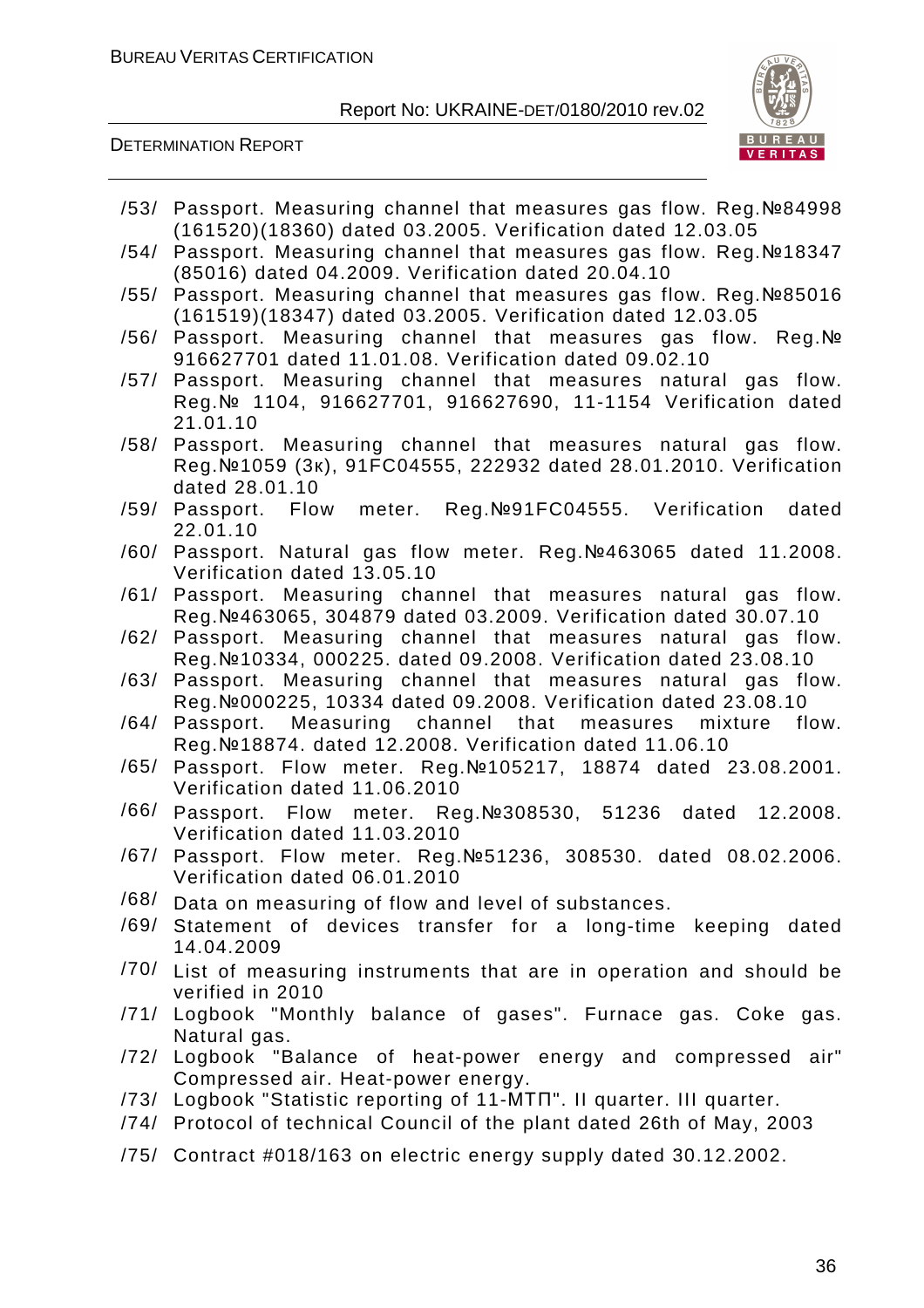/53/ Passport. Measuring channel that measures gas flow. Reg.№84998 (161520)(18360) dated 03.2005. Verification dated 12.03.05

/54/ Passport. Measuring channel that measures gas flow. Reg.№18347 (85016) dated 04.2009. Verification dated 20.04.10

/55/ Passport. Measuring channel that measures gas flow. Reg.№85016 (161519)(18347) dated 03.2005. Verification dated 12.03.05

/56/ Passport. Measuring channel that measures gas flow. Reg.№ 916627701 dated 11.01.08. Verification dated 09.02.10

/57/ Passport. Measuring channel that measures natural gas flow. Reg.№ 1104, 916627701, 916627690, 11-1154 Verification dated 21.01.10

/58/ Passport. Measuring channel that measures natural gas flow. Reg.№1059 (3к), 91FC04555, 222932 dated 28.01.2010. Verification dated 28.01.10

/59/ Passport. Flow meter. Reg.№91FC04555. Verification dated 22.01.10

/60/ Passport. Natural gas flow meter. Reg.№463065 dated 11.2008. Verification dated 13.05.10

/61/ Passport. Measuring channel that measures natural gas flow. Reg.№463065, 304879 dated 03.2009. Verification dated 30.07.10

/62/ Passport. Measuring channel that measures natural gas flow. Reg.№10334, 000225. dated 09.2008. Verification dated 23.08.10

/63/ Passport. Measuring channel that measures natural gas flow. Reg.№000225, 10334 dated 09.2008. Verification dated 23.08.10

/64/ Passport. Measuring channel that measures mixture flow. Reg.№18874. dated 12.2008. Verification dated 11.06.10

/65/ Passport. Flow meter. Reg.№105217, 18874 dated 23.08.2001. Verification dated 11.06.2010

/66/ Passport. Flow meter. Reg.№308530, 51236 dated 12.2008. Verification dated 11.03.2010

/67/ Passport. Flow meter. Reg.№51236, 308530. dated 08.02.2006. Verification dated 06.01.2010

/68/ Data on measuring of flow and level of substances.

/69/ Statement of devices transfer for a long-time keeping dated 14.04.2009

/70/ List of measuring instruments that are in operation and should be verified in 2010

/71/ Logbook "Monthly balance of gases". Furnace gas. Coke gas. Natural gas.

/72/ Logbook "Balance of heat-power energy and compressed air" Compressed air. Heat-power energy.

/73/ Logbook "Statistic reporting of 11-МТП". II quarter. III quarter.

/74/ Protocol of technical Council of the plant dated 26th of May, 2003

/75/ Contract #018/163 on electric energy supply dated 30.12.2002.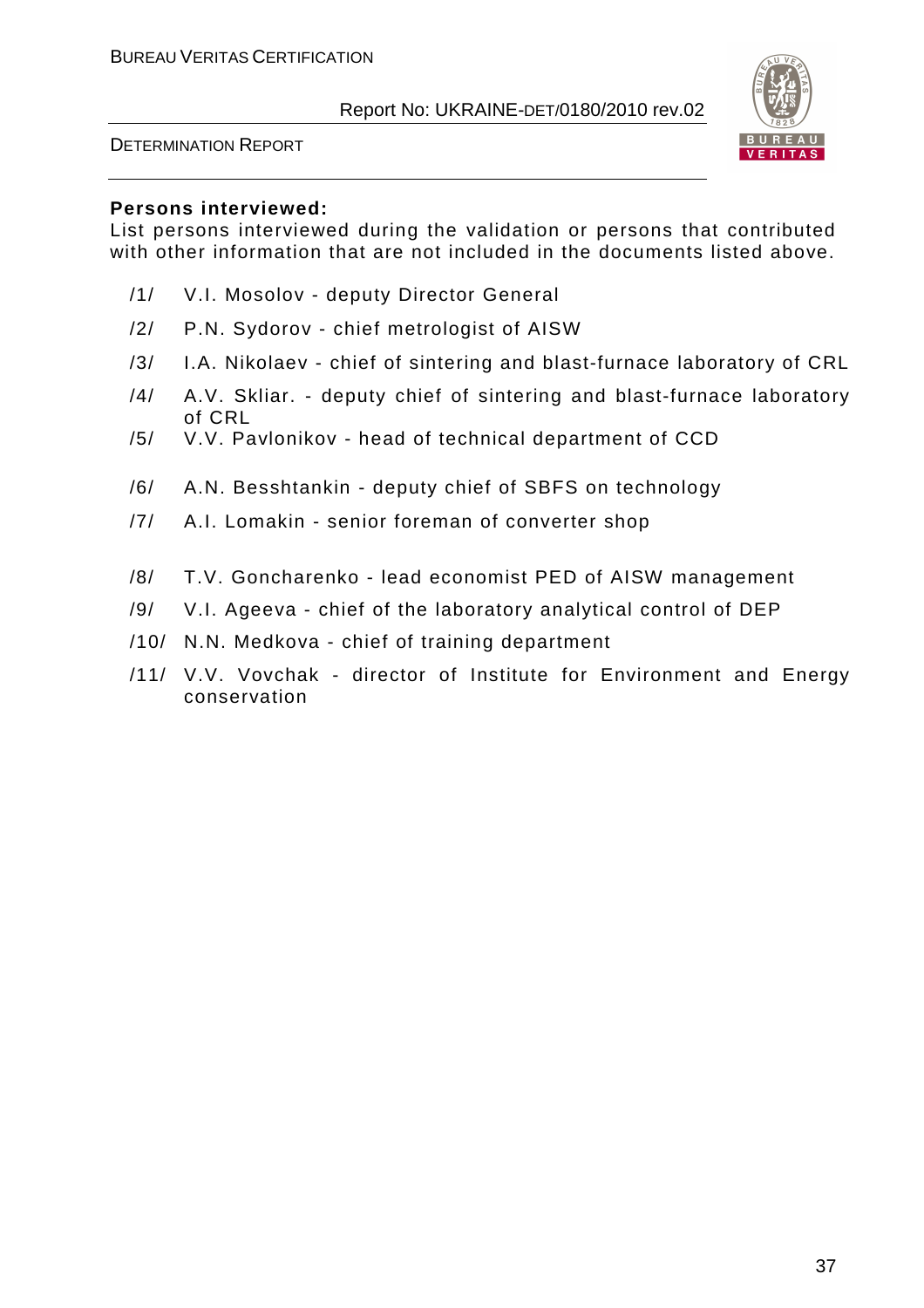**Persons interviewed:**
List persons interviewed during the validation or persons that contributed with other information that are not included in the documents listed above.

/1/ V.I. Mosolov - deputy Director General

/2/ P.N. Sydorov - chief metrologist of AISW

/3/ I.A. Nikolaev - chief of sintering and blast-furnace laboratory of CRL

/4/ A.V. Skliar. - deputy chief of sintering and blast-furnace laboratory of CRL

/5/ V.V. Pavlonikov - head of technical department of CCD

/6/ A.N. Besshtankin - deputy chief of SBFS on technology

/7/ A.I. Lomakin - senior foreman of converter shop

/8/ T.V. Goncharenko - lead economist PED of AISW management

/9/ V.I. Ageeva - chief of the laboratory analytical control of DEP

/10/ N.N. Medkova - chief of training department

/11/ V.V. Vovchak - director of Institute for Environment and Energy conservation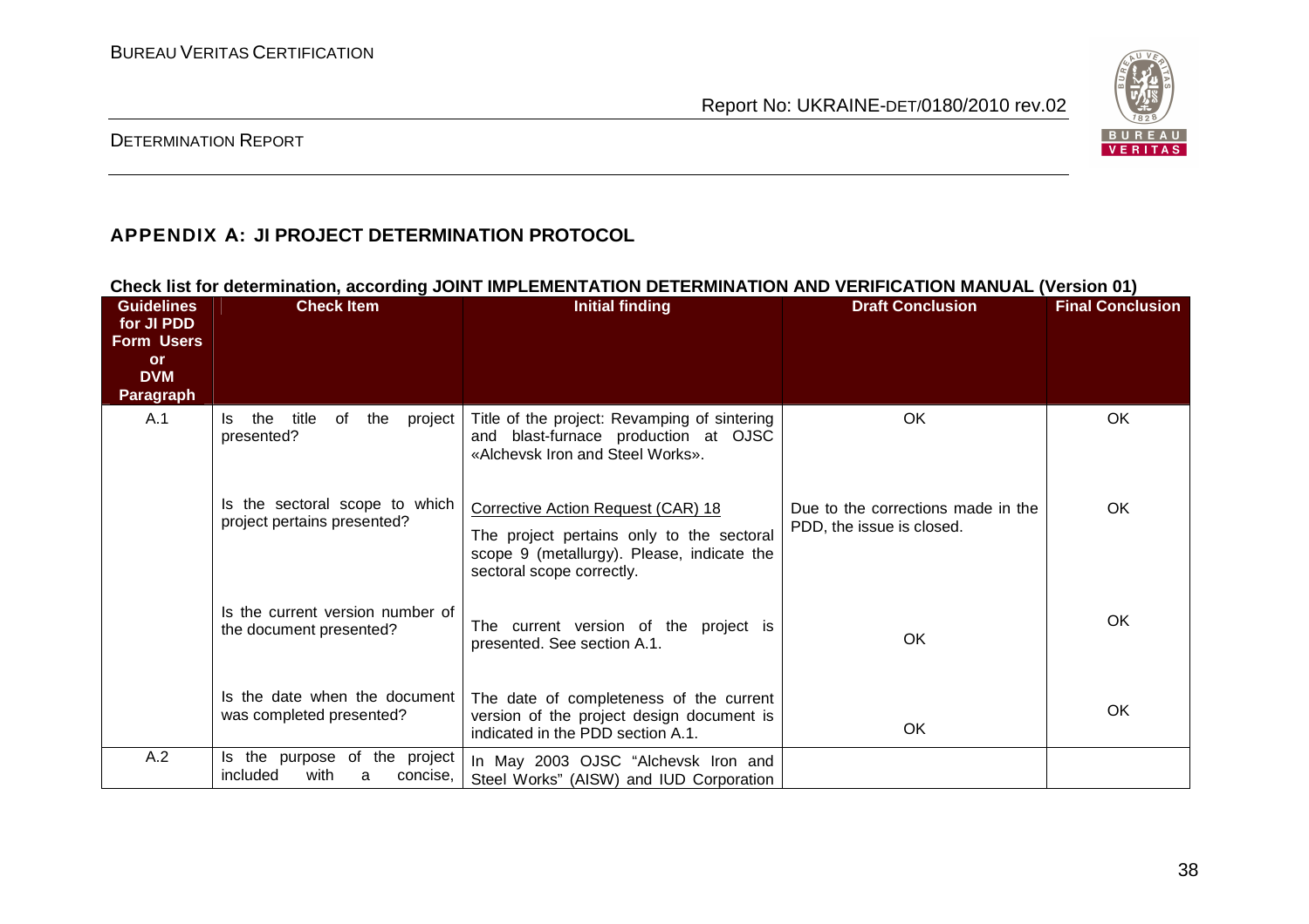## APPENDIX A: JI PROJECT DETERMINATION PROTOCOL

**Check list for determination, according JOINT IMPLEMENTATION DETERMINATION AND VERIFICATION MANUAL (Version 01)**

| Guidelines for JI PDD Form Users or DVM Paragraph | Check Item | Initial finding | Draft Conclusion | Final Conclusion |
|---|---|---|---|---|
| A.1 | Is the title of the project presented? | Title of the project: Revamping of sintering and blast-furnace production at OJSC «Alchevsk Iron and Steel Works». | OK | OK |
| | Is the sectoral scope to which project pertains presented? | Corrective Action Request (CAR) 18<br><br>The project pertains only to the sectoral scope 9 (metallurgy). Please, indicate the sectoral scope correctly. | Due to the corrections made in the PDD, the issue is closed. | OK |
| | Is the current version number of the document presented? | The current version of the project is presented. See section A.1. | OK | OK |
| | Is the date when the document was completed presented? | The date of completeness of the current version of the project design document is indicated in the PDD section A.1. | OK | OK |
| A.2 | Is the purpose of the project included with a concise, | In May 2003 OJSC "Alchevsk Iron and Steel Works" (AISW) and IUD Corporation | | |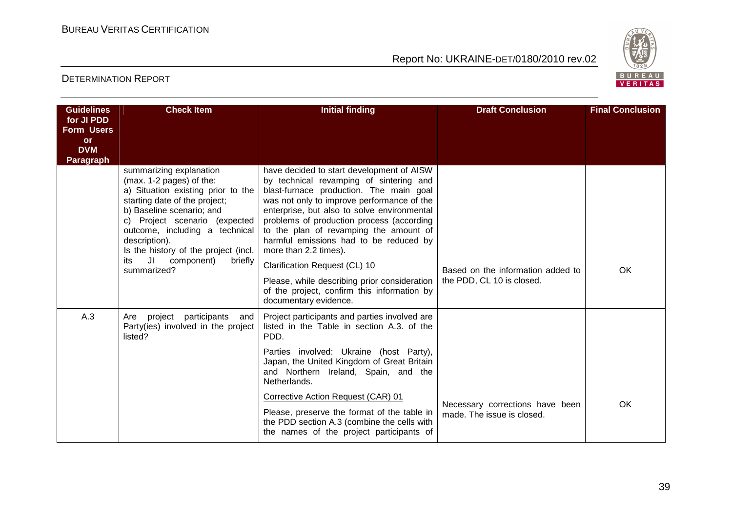| Guidelines for JI PDD Form Users or DVM Paragraph | Check Item | Initial finding | Draft Conclusion | Final Conclusion |
|---|---|---|---|---|
| | summarizing explanation (max. 1-2 pages) of the:<br>a) Situation existing prior to the starting date of the project;<br>b) Baseline scenario; and<br>c) Project scenario (expected outcome, including a technical description).<br>Is the history of the project (incl. its JI component) briefly summarized? | have decided to start development of AISW by technical revamping of sintering and blast-furnace production. The main goal was not only to improve performance of the enterprise, but also to solve environmental problems of production process (according to the plan of revamping the amount of harmful emissions had to be reduced by more than 2.2 times).<br><br>Clarification Request (CL) 10<br><br>Please, while describing prior consideration of the project, confirm this information by documentary evidence. | Based on the information added to the PDD, CL 10 is closed. | OK |
| A.3 | Are project participants and Party(ies) involved in the project listed? | Project participants and parties involved are listed in the Table in section A.3. of the PDD.<br><br>Parties involved: Ukraine (host Party), Japan, the United Kingdom of Great Britain and Northern Ireland, Spain, and the Netherlands.<br><br>Corrective Action Request (CAR) 01<br><br>Please, preserve the format of the table in the PDD section A.3 (combine the cells with the names of the project participants of | Necessary corrections have been made. The issue is closed. | OK |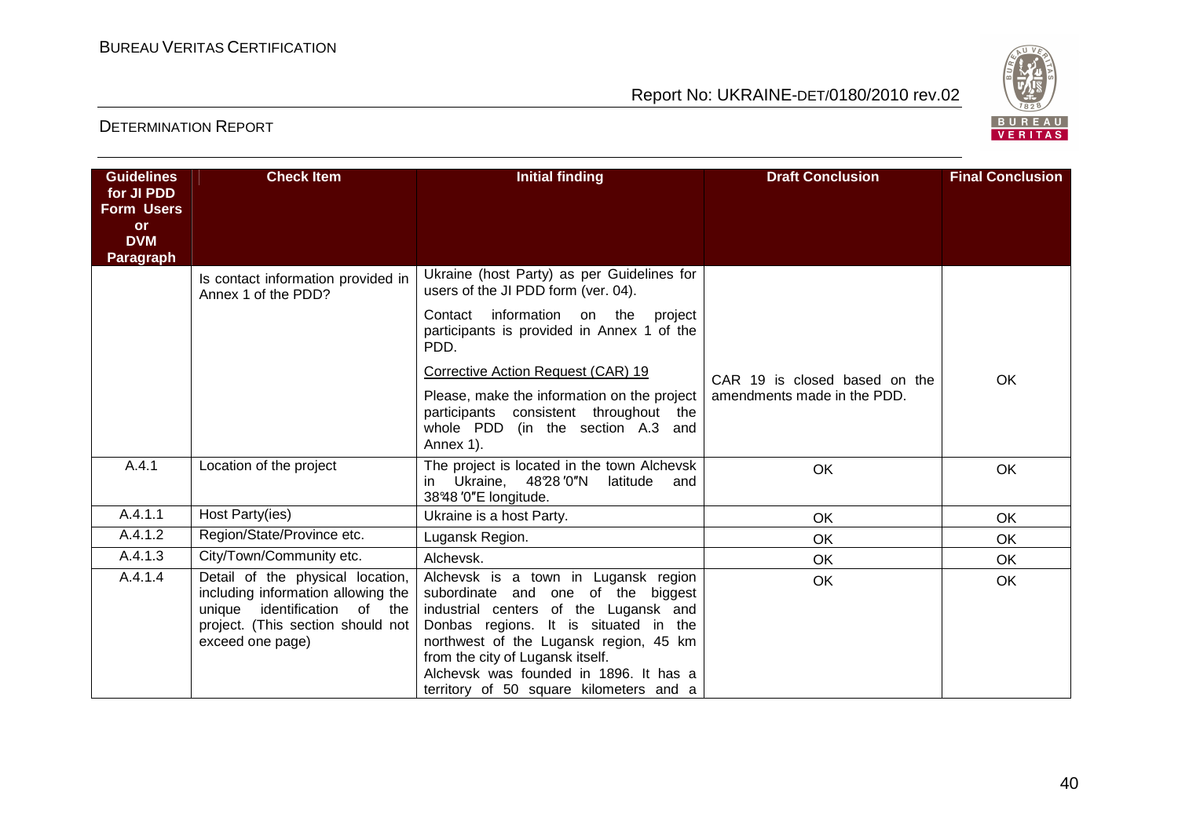| Guidelines for JI PDD Form Users or DVM Paragraph | Check Item | Initial finding | Draft Conclusion | Final Conclusion |
|---|---|---|---|---|
| | Is contact information provided in Annex 1 of the PDD? | Ukraine (host Party) as per Guidelines for users of the JI PDD form (ver. 04).<br><br>Contact information on the project participants is provided in Annex 1 of the PDD.<br><br><u>Corrective Action Request (CAR) 19</u><br><br>Please, make the information on the project participants consistent throughout the whole PDD (in the section A.3 and Annex 1). | CAR 19 is closed based on the amendments made in the PDD. | OK |
| A.4.1 | Location of the project | The project is located in the town Alchevsk in Ukraine, 48°28′0″N latitude and 38°48′0″E longitude. | OK | OK |
| A.4.1.1 | Host Party(ies) | Ukraine is a host Party. | OK | OK |
| A.4.1.2 | Region/State/Province etc. | Lugansk Region. | OK | OK |
| A.4.1.3 | City/Town/Community etc. | Alchevsk. | OK | OK |
| A.4.1.4 | Detail of the physical location, including information allowing the unique identification of the project. (This section should not exceed one page) | Alchevsk is a town in Lugansk region subordinate and one of the biggest industrial centers of the Lugansk and Donbas regions. It is situated in the northwest of the Lugansk region, 45 km from the city of Lugansk itself.<br>Alchevsk was founded in 1896. It has a territory of 50 square kilometers and a | OK | OK |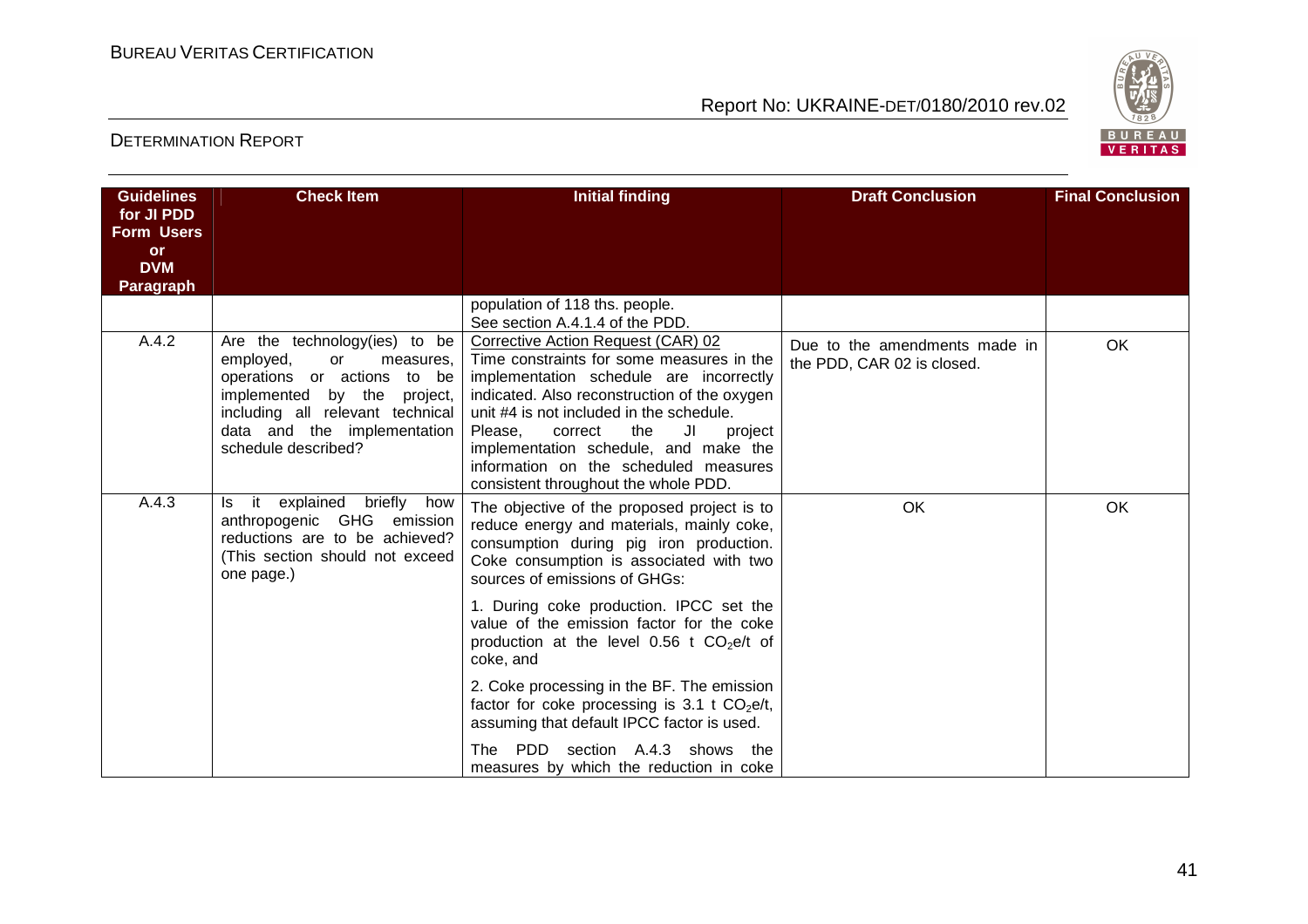| Guidelines for JI PDD Form Users or DVM Paragraph | Check Item | Initial finding | Draft Conclusion | Final Conclusion |
|---|---|---|---|---|
| | | population of 118 ths. people. See section A.4.1.4 of the PDD. | | |
| A.4.2 | Are the technology(ies) to be employed, or measures, operations or actions to be implemented by the project, including all relevant technical data and the implementation schedule described? | Corrective Action Request (CAR) 02 Time constraints for some measures in the implementation schedule are incorrectly indicated. Also reconstruction of the oxygen unit #4 is not included in the schedule. Please, correct the JI project implementation schedule, and make the information on the scheduled measures consistent throughout the whole PDD. | Due to the amendments made in the PDD, CAR 02 is closed. | OK |
| A.4.3 | Is it explained briefly how anthropogenic GHG emission reductions are to be achieved? (This section should not exceed one page.) | The objective of the proposed project is to reduce energy and materials, mainly coke, consumption during pig iron production. Coke consumption is associated with two sources of emissions of GHGs:<br><br>1. During coke production. IPCC set the value of the emission factor for the coke production at the level 0.56 t $CO_2$e/t of coke, and<br><br>2. Coke processing in the BF. The emission factor for coke processing is 3.1 t $CO_2$e/t, assuming that default IPCC factor is used.<br><br>The PDD section A.4.3 shows the measures by which the reduction in coke | OK | OK |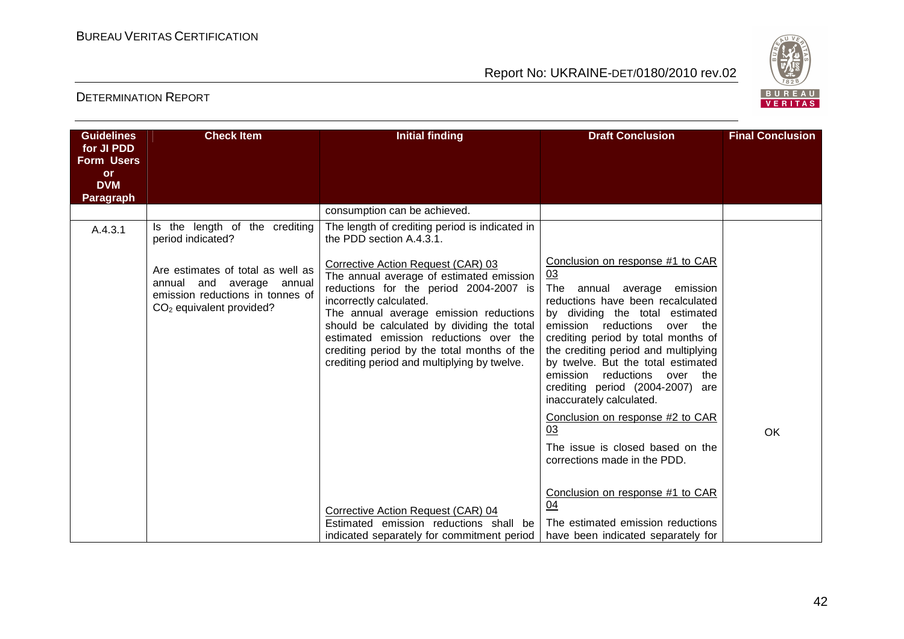| Guidelines for JI PDD Form Users or DVM Paragraph | Check Item | Initial finding | Draft Conclusion | Final Conclusion |
|---|---|---|---|---|
| | | consumption can be achieved. | | |
| A.4.3.1 | Is the length of the crediting period indicated?<br><br>Are estimates of total as well as annual and average annual emission reductions in tonnes of $CO_2$ equivalent provided? | The length of crediting period is indicated in the PDD section A.4.3.1.<br><br>Corrective Action Request (CAR) 03<br>The annual average of estimated emission reductions for the period 2004-2007 is incorrectly calculated.<br>The annual average emission reductions should be calculated by dividing the total estimated emission reductions over the crediting period by the total months of the crediting period and multiplying by twelve.<br><br>Corrective Action Request (CAR) 04<br>Estimated emission reductions shall be indicated separately for commitment period | Conclusion on response #1 to CAR 03<br>The annual average emission reductions have been recalculated by dividing the total estimated emission reductions over the crediting period by total months of the crediting period and multiplying by twelve. But the total estimated emission reductions over the crediting period (2004-2007) are inaccurately calculated.<br><br>Conclusion on response #2 to CAR 03<br>The issue is closed based on the corrections made in the PDD.<br><br>Conclusion on response #1 to CAR 04<br>The estimated emission reductions have been indicated separately for | OK |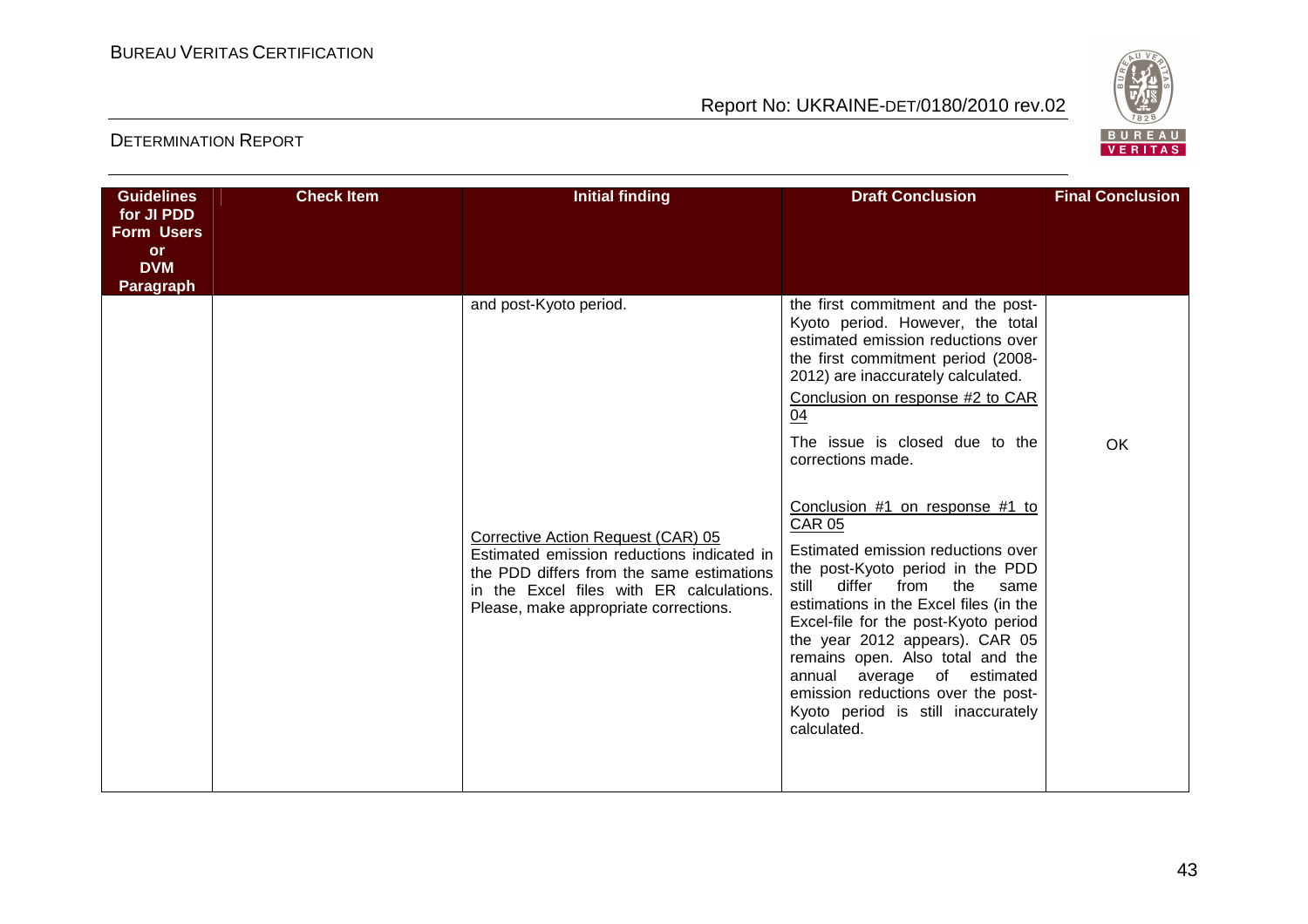| Guidelines for JI PDD Form Users or DVM Paragraph | Check Item | Initial finding | Draft Conclusion | Final Conclusion |
|---|---|---|---|---|
| | | and post-Kyoto period. | the first commitment and the post-Kyoto period. However, the total estimated emission reductions over the first commitment period (2008-2012) are inaccurately calculated.<br><br>Conclusion on response #2 to CAR 04<br><br>The issue is closed due to the corrections made. | OK |
| | | Corrective Action Request (CAR) 05<br>Estimated emission reductions indicated in the PDD differs from the same estimations in the Excel files with ER calculations. Please, make appropriate corrections. | Conclusion #1 on response #1 to CAR 05<br><br>Estimated emission reductions over the post-Kyoto period in the PDD still differ from the same estimations in the Excel files (in the Excel-file for the post-Kyoto period the year 2012 appears). CAR 05 remains open. Also total and the annual average of estimated emission reductions over the post-Kyoto period is still inaccurately calculated. | |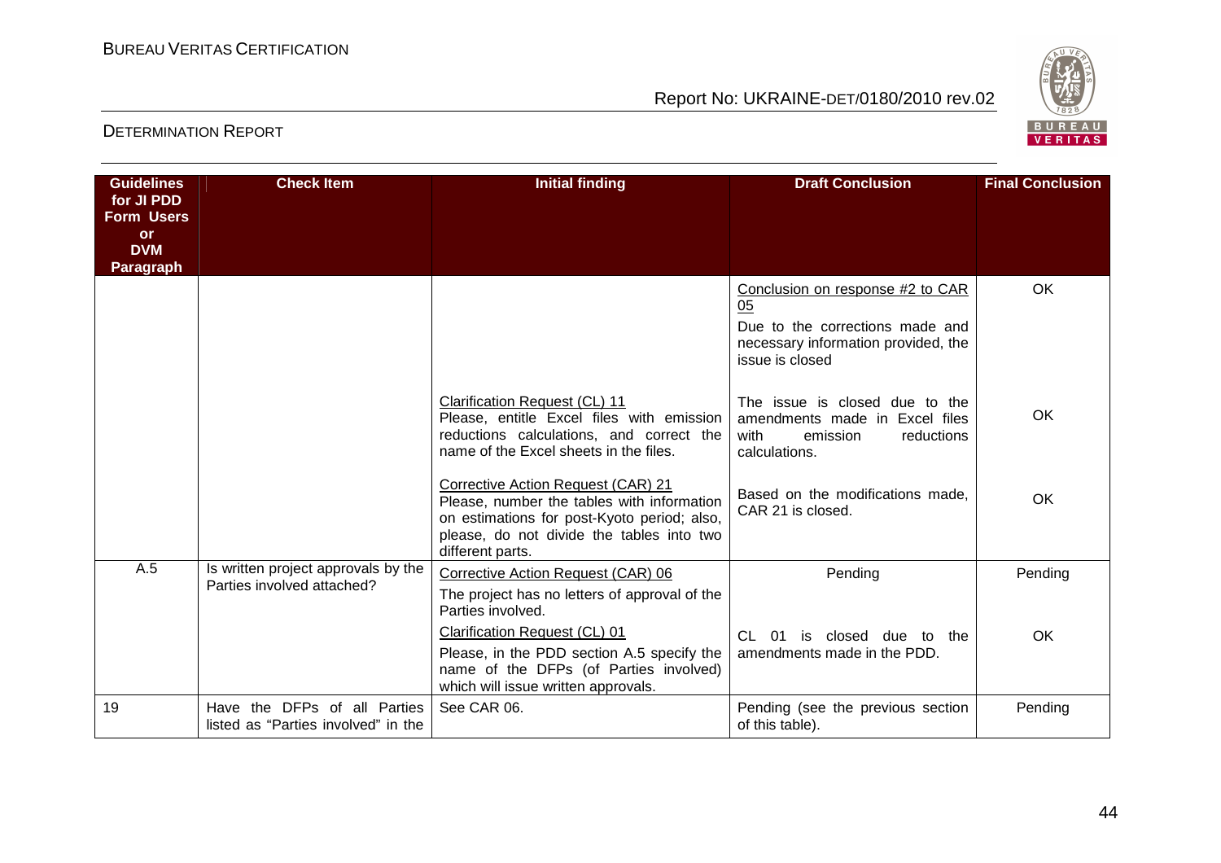| Guidelines for JI PDD Form Users or DVM Paragraph | Check Item | Initial finding | Draft Conclusion | Final Conclusion |
|---|---|---|---|---|
| | | | Conclusion on response #2 to CAR 05<br>Due to the corrections made and necessary information provided, the issue is closed | OK |
| | | Clarification Request (CL) 11<br>Please, entitle Excel files with emission reductions calculations, and correct the name of the Excel sheets in the files. | The issue is closed due to the amendments made in Excel files with emission reductions calculations. | OK |
| | | Corrective Action Request (CAR) 21<br>Please, number the tables with information on estimations for post-Kyoto period; also, please, do not divide the tables into two different parts. | Based on the modifications made, CAR 21 is closed. | OK |
| A.5 | Is written project approvals by the Parties involved attached? | Corrective Action Request (CAR) 06<br>The project has no letters of approval of the Parties involved. | Pending | Pending |
| | | Clarification Request (CL) 01<br>Please, in the PDD section A.5 specify the name of the DFPs (of Parties involved) which will issue written approvals. | CL 01 is closed due to the amendments made in the PDD. | OK |
| 19 | Have the DFPs of all Parties listed as "Parties involved" in the | See CAR 06. | Pending (see the previous section of this table). | Pending |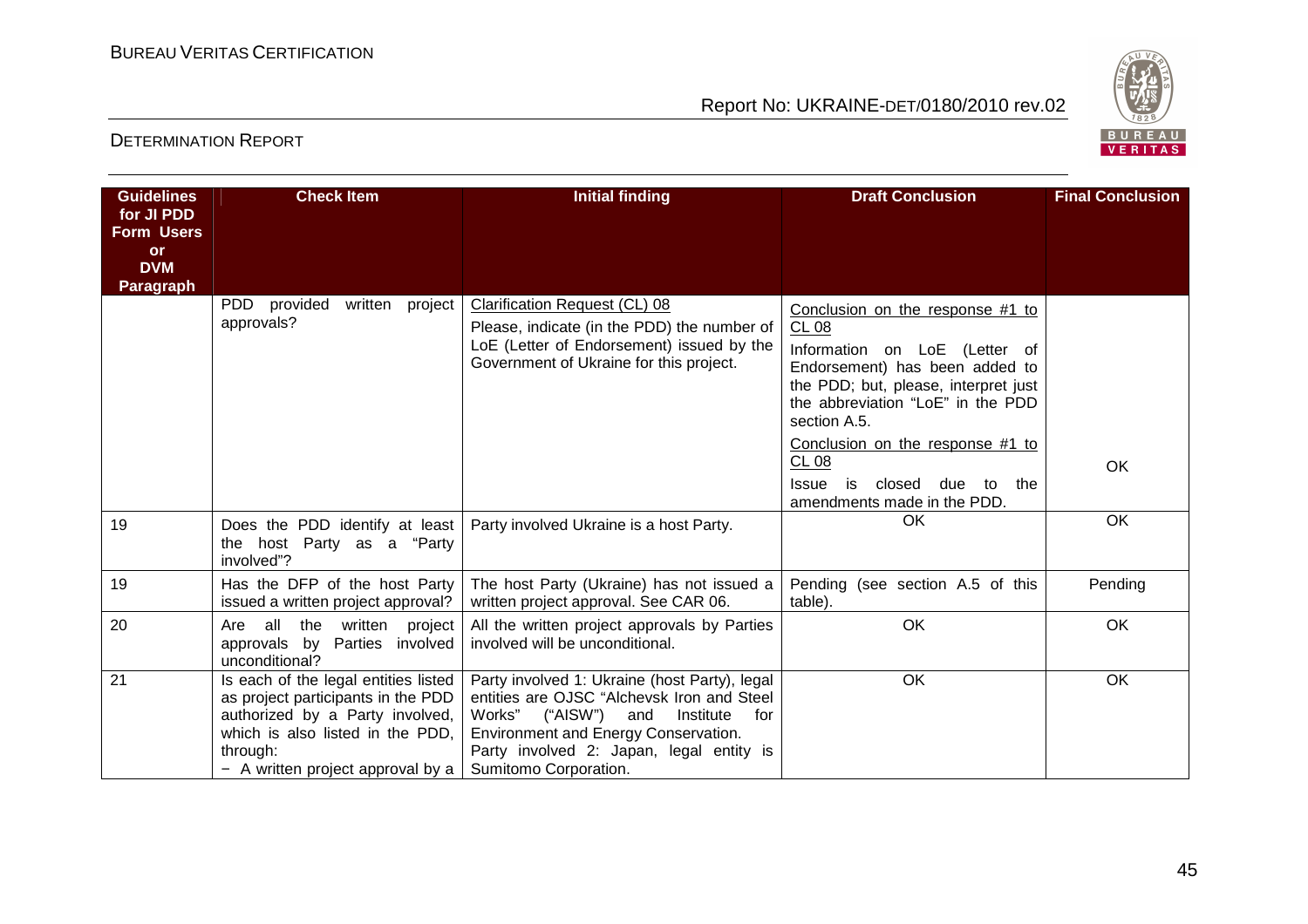| Guidelines for JI PDD Form Users or DVM Paragraph | Check Item | Initial finding | Draft Conclusion | Final Conclusion |
|---|---|---|---|---|
| | PDD provided written project approvals? | Clarification Request (CL) 08<br>Please, indicate (in the PDD) the number of LoE (Letter of Endorsement) issued by the Government of Ukraine for this project. | Conclusion on the response #1 to CL 08<br>Information on LoE (Letter of Endorsement) has been added to the PDD; but, please, interpret just the abbreviation "LoE" in the PDD section A.5.<br>Conclusion on the response #1 to CL 08<br>Issue is closed due to the amendments made in the PDD. | OK |
| 19 | Does the PDD identify at least the host Party as a "Party involved"? | Party involved Ukraine is a host Party. | OK | OK |
| 19 | Has the DFP of the host Party issued a written project approval? | The host Party (Ukraine) has not issued a written project approval. See CAR 06. | Pending (see section A.5 of this table). | Pending |
| 20 | Are all the written project approvals by Parties involved unconditional? | All the written project approvals by Parties involved will be unconditional. | OK | OK |
| 21 | Is each of the legal entities listed as project participants in the PDD authorized by a Party involved, which is also listed in the PDD, through:<br>− A written project approval by a | Party involved 1: Ukraine (host Party), legal entities are OJSC "Alchevsk Iron and Steel Works" ("AISW") and Institute for Environment and Energy Conservation.<br>Party involved 2: Japan, legal entity is Sumitomo Corporation. | OK | OK |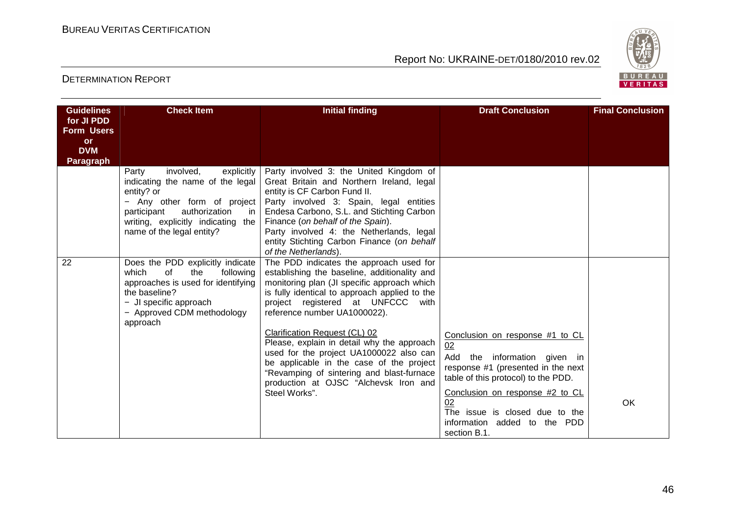| Guidelines for JI PDD Form Users or DVM Paragraph | Check Item | Initial finding | Draft Conclusion | Final Conclusion |
|---|---|---|---|---|
| | Party involved, explicitly indicating the name of the legal entity? or<br>− Any other form of project participant authorization in writing, explicitly indicating the name of the legal entity? | Party involved 3: the United Kingdom of Great Britain and Northern Ireland, legal entity is CF Carbon Fund II.<br>Party involved 3: Spain, legal entities Endesa Carbono, S.L. and Stichting Carbon Finance (*on behalf of the Spain*).<br>Party involved 4: the Netherlands, legal entity Stichting Carbon Finance (*on behalf of the Netherlands*). | | |
| 22 | Does the PDD explicitly indicate which of the following approaches is used for identifying the baseline?<br>− JI specific approach<br>− Approved CDM methodology approach | The PDD indicates the approach used for establishing the baseline, additionality and monitoring plan (JI specific approach which is fully identical to approach applied to the project registered at UNFCCC with reference number UA1000022).<br><br>Clarification Request (CL) 02<br>Please, explain in detail why the approach used for the project UA1000022 also can be applicable in the case of the project "Revamping of sintering and blast-furnace production at OJSC "Alchevsk Iron and Steel Works". | Conclusion on response #1 to CL 02<br>Add the information given in response #1 (presented in the next table of this protocol) to the PDD.<br><br>Conclusion on response #2 to CL 02<br>The issue is closed due to the information added to the PDD section B.1. | OK |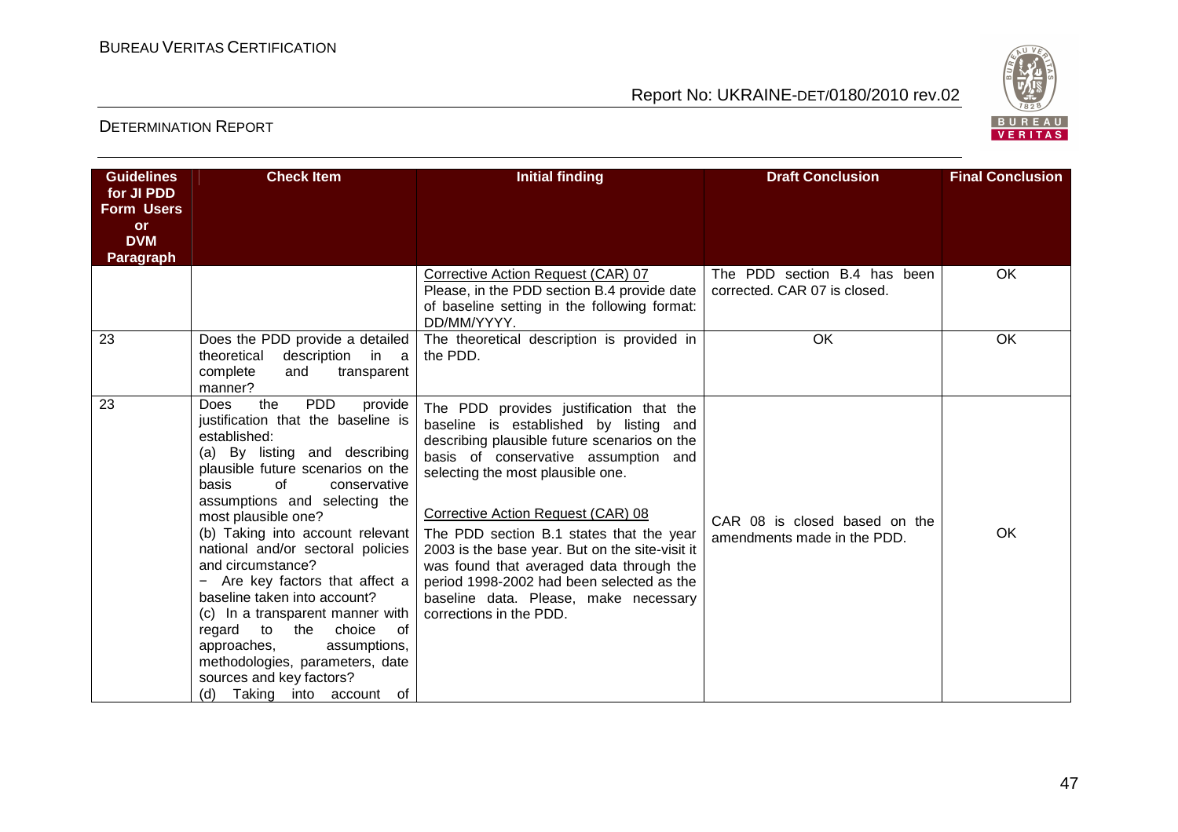| Guidelines for JI PDD Form Users or DVM Paragraph | Check Item | Initial finding | Draft Conclusion | Final Conclusion |
|---|---|---|---|---|
| | | Corrective Action Request (CAR) 07<br>Please, in the PDD section B.4 provide date of baseline setting in the following format: DD/MM/YYYY. | The PDD section B.4 has been corrected. CAR 07 is closed. | OK |
| 23 | Does the PDD provide a detailed theoretical description in a complete and transparent manner? | The theoretical description is provided in the PDD. | OK | OK |
| 23 | Does the PDD provide justification that the baseline is established:<br>(a) By listing and describing plausible future scenarios on the basis of conservative assumptions and selecting the most plausible one?<br>(b) Taking into account relevant national and/or sectoral policies and circumstance?<br>− Are key factors that affect a baseline taken into account?<br>(c) In a transparent manner with regard to the choice of approaches, assumptions, methodologies, parameters, date sources and key factors?<br>(d) Taking into account of | The PDD provides justification that the baseline is established by listing and describing plausible future scenarios on the basis of conservative assumption and selecting the most plausible one.<br><br>Corrective Action Request (CAR) 08<br>The PDD section B.1 states that the year 2003 is the base year. But on the site-visit it was found that averaged data through the period 1998-2002 had been selected as the baseline data. Please, make necessary corrections in the PDD. | CAR 08 is closed based on the amendments made in the PDD. | OK |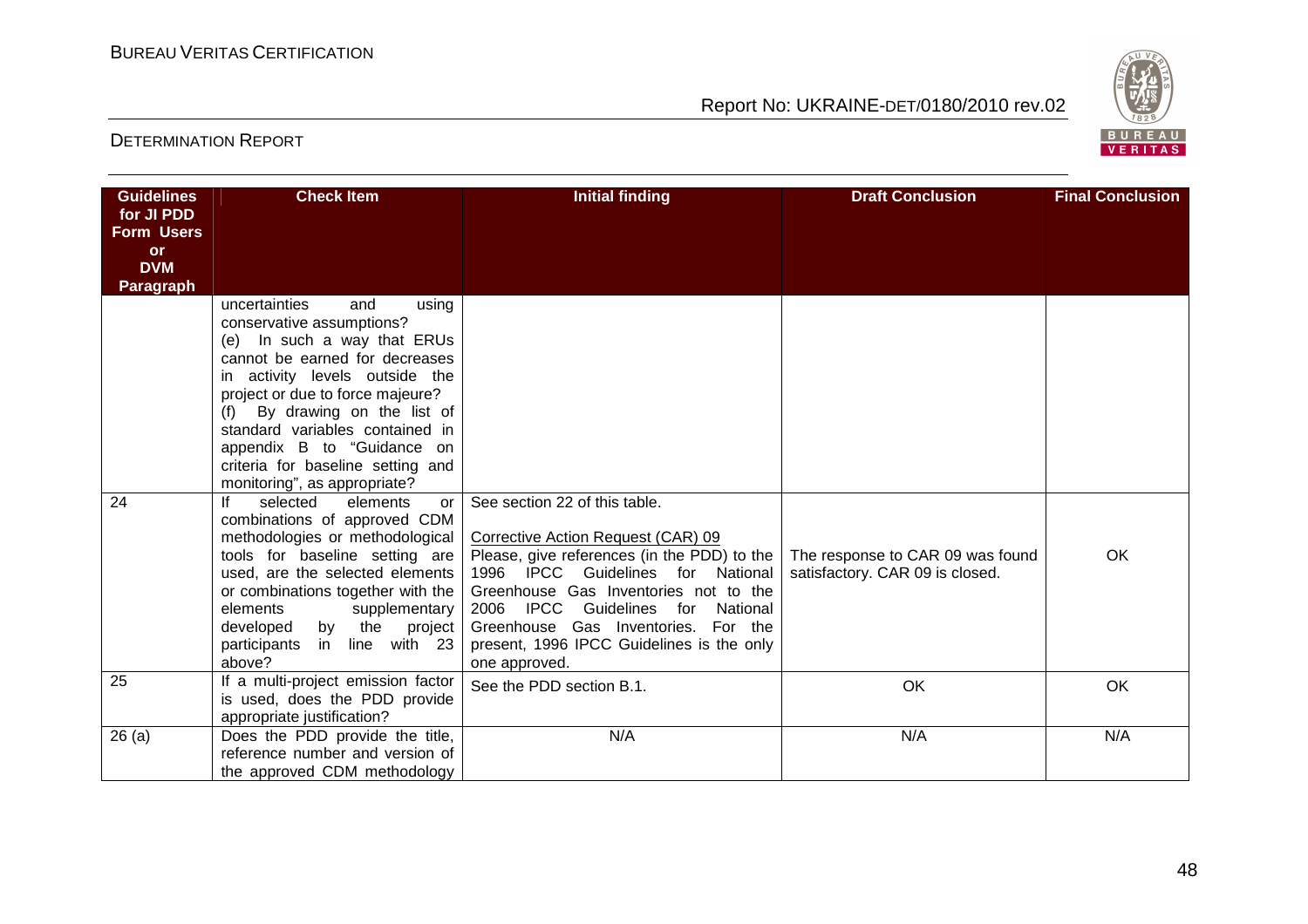| Guidelines for JI PDD Form Users or DVM Paragraph | Check Item | Initial finding | Draft Conclusion | Final Conclusion |
|---|---|---|---|---|
| | uncertainties and using conservative assumptions?<br>(e) In such a way that ERUs cannot be earned for decreases in activity levels outside the project or due to force majeure?<br>(f) By drawing on the list of standard variables contained in appendix B to "Guidance on criteria for baseline setting and monitoring", as appropriate? | | | |
| 24 | If selected elements or combinations of approved CDM methodologies or methodological tools for baseline setting are used, are the selected elements or combinations together with the elements supplementary developed by the project participants in line with 23 above? | See section 22 of this table.<br><br>Corrective Action Request (CAR) 09<br>Please, give references (in the PDD) to the 1996 IPCC Guidelines for National Greenhouse Gas Inventories not to the 2006 IPCC Guidelines for National Greenhouse Gas Inventories. For the present, 1996 IPCC Guidelines is the only one approved. | The response to CAR 09 was found satisfactory. CAR 09 is closed. | OK |
| 25 | If a multi-project emission factor is used, does the PDD provide appropriate justification? | See the PDD section B.1. | OK | OK |
| 26 (a) | Does the PDD provide the title, reference number and version of the approved CDM methodology | N/A | N/A | N/A |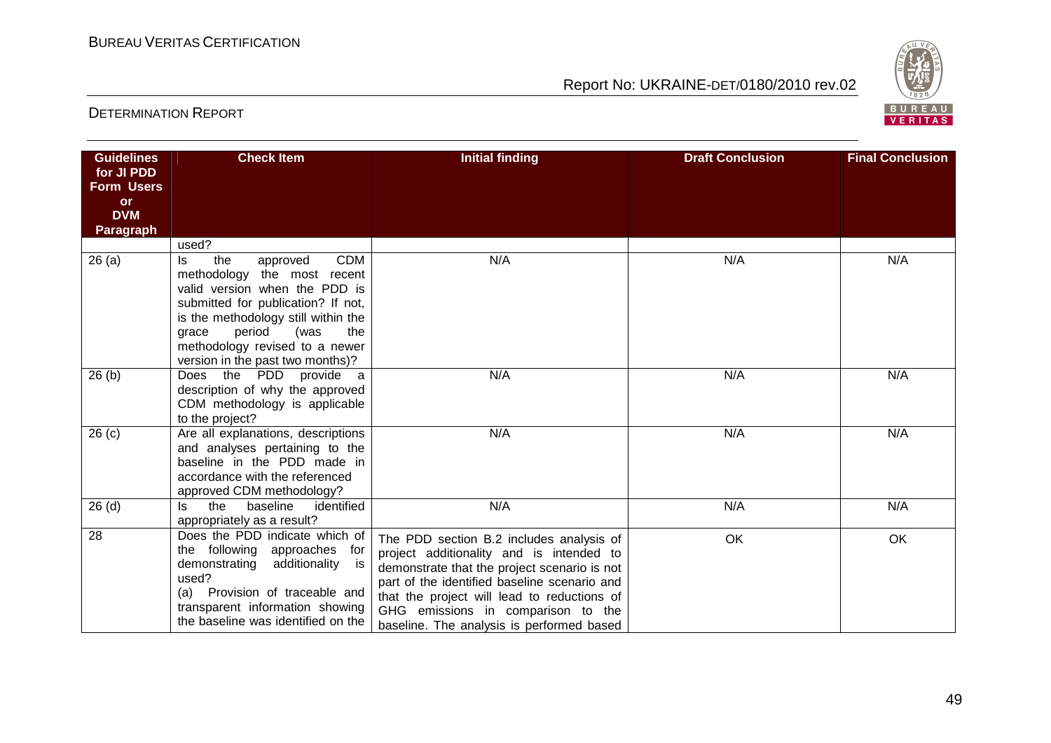| Guidelines for JI PDD Form Users or DVM Paragraph | Check Item | Initial finding | Draft Conclusion | Final Conclusion |
|---|---|---|---|---|
| | used? | | | |
| 26 (a) | Is the approved CDM methodology the most recent valid version when the PDD is submitted for publication? If not, is the methodology still within the grace period (was the methodology revised to a newer version in the past two months)? | N/A | N/A | N/A |
| 26 (b) | Does the PDD provide a description of why the approved CDM methodology is applicable to the project? | N/A | N/A | N/A |
| 26 (c) | Are all explanations, descriptions and analyses pertaining to the baseline in the PDD made in accordance with the referenced approved CDM methodology? | N/A | N/A | N/A |
| 26 (d) | Is the baseline identified appropriately as a result? | N/A | N/A | N/A |
| 28 | Does the PDD indicate which of the following approaches for demonstrating additionality is used?<br>(a) Provision of traceable and transparent information showing the baseline was identified on the | The PDD section B.2 includes analysis of project additionality and is intended to demonstrate that the project scenario is not part of the identified baseline scenario and that the project will lead to reductions of GHG emissions in comparison to the baseline. The analysis is performed based | OK | OK |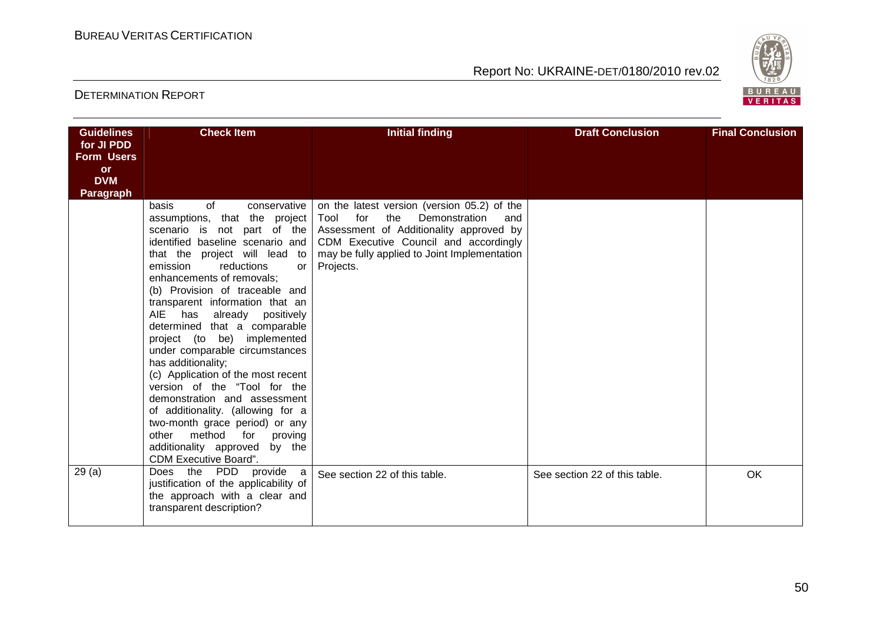| Guidelines for JI PDD Form Users or DVM Paragraph | Check Item | Initial finding | Draft Conclusion | Final Conclusion |
|---|---|---|---|---|
| | basis of conservative assumptions, that the project scenario is not part of the identified baseline scenario and that the project will lead to emission reductions or enhancements of removals;<br>(b) Provision of traceable and transparent information that an AIE has already positively determined that a comparable project (to be) implemented under comparable circumstances has additionality;<br>(c) Application of the most recent version of the "Tool for the demonstration and assessment of additionality. (allowing for a two-month grace period) or any other method for proving additionality approved by the CDM Executive Board". | on the latest version (version 05.2) of the Tool for the Demonstration and Assessment of Additionality approved by CDM Executive Council and accordingly may be fully applied to Joint Implementation Projects. | | |
| 29 (a) | Does the PDD provide a justification of the applicability of the approach with a clear and transparent description? | See section 22 of this table. | See section 22 of this table. | OK |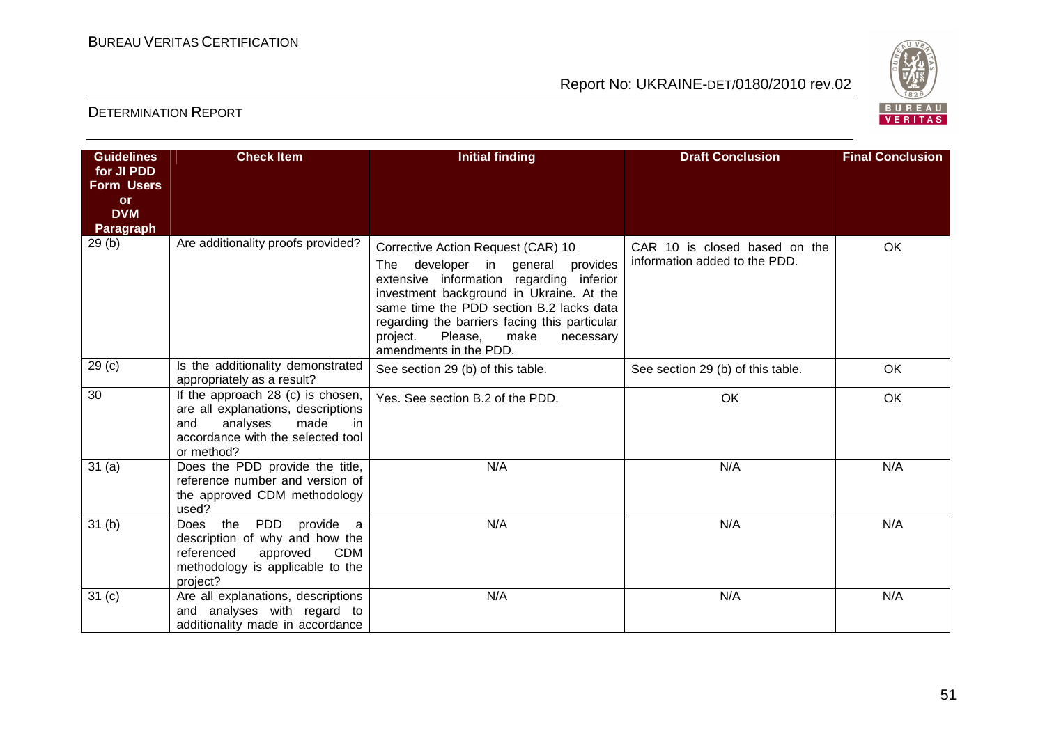| Guidelines for JI PDD Form Users or DVM Paragraph | Check Item | Initial finding | Draft Conclusion | Final Conclusion |
|---|---|---|---|---|
| 29 (b) | Are additionality proofs provided? | Corrective Action Request (CAR) 10<br>The developer in general provides extensive information regarding inferior investment background in Ukraine. At the same time the PDD section B.2 lacks data regarding the barriers facing this particular project. Please, make necessary amendments in the PDD. | CAR 10 is closed based on the information added to the PDD. | OK |
| 29 (c) | Is the additionality demonstrated appropriately as a result? | See section 29 (b) of this table. | See section 29 (b) of this table. | OK |
| 30 | If the approach 28 (c) is chosen, are all explanations, descriptions and analyses made in accordance with the selected tool or method? | Yes. See section B.2 of the PDD. | OK | OK |
| 31 (a) | Does the PDD provide the title, reference number and version of the approved CDM methodology used? | N/A | N/A | N/A |
| 31 (b) | Does the PDD provide a description of why and how the referenced approved CDM methodology is applicable to the project? | N/A | N/A | N/A |
| 31 (c) | Are all explanations, descriptions and analyses with regard to additionality made in accordance | N/A | N/A | N/A |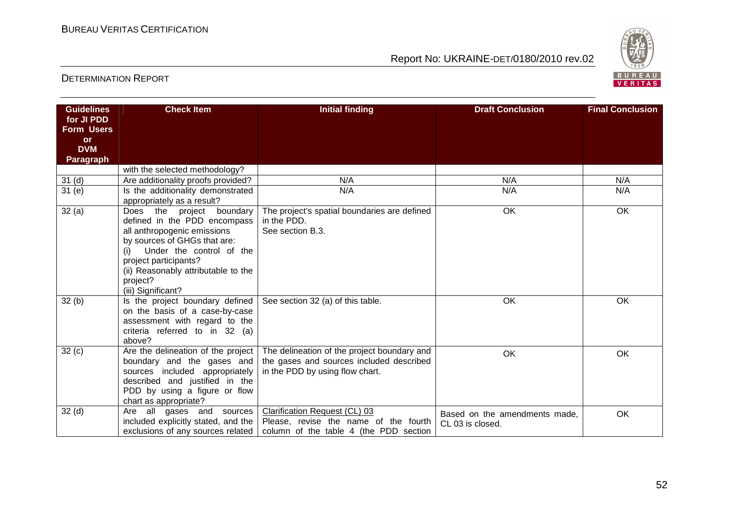| Guidelines for JI PDD Form Users or DVM Paragraph | Check Item | Initial finding | Draft Conclusion | Final Conclusion |
|---|---|---|---|---|
| | with the selected methodology? | | | |
| 31 (d) | Are additionality proofs provided? | N/A | N/A | N/A |
| 31 (e) | Is the additionality demonstrated appropriately as a result? | N/A | N/A | N/A |
| 32 (a) | Does the project boundary defined in the PDD encompass all anthropogenic emissions by sources of GHGs that are: (i) Under the control of the project participants? (ii) Reasonably attributable to the project? (iii) Significant? | The project's spatial boundaries are defined in the PDD. See section B.3. | OK | OK |
| 32 (b) | Is the project boundary defined on the basis of a case-by-case assessment with regard to the criteria referred to in 32 (a) above? | See section 32 (a) of this table. | OK | OK |
| 32 (c) | Are the delineation of the project boundary and the gases and sources included appropriately described and justified in the PDD by using a figure or flow chart as appropriate? | The delineation of the project boundary and the gases and sources included described in the PDD by using flow chart. | OK | OK |
| 32 (d) | Are all gases and sources included explicitly stated, and the exclusions of any sources related | Clarification Request (CL) 03 Please, revise the name of the fourth column of the table 4 (the PDD section | Based on the amendments made, CL 03 is closed. | OK |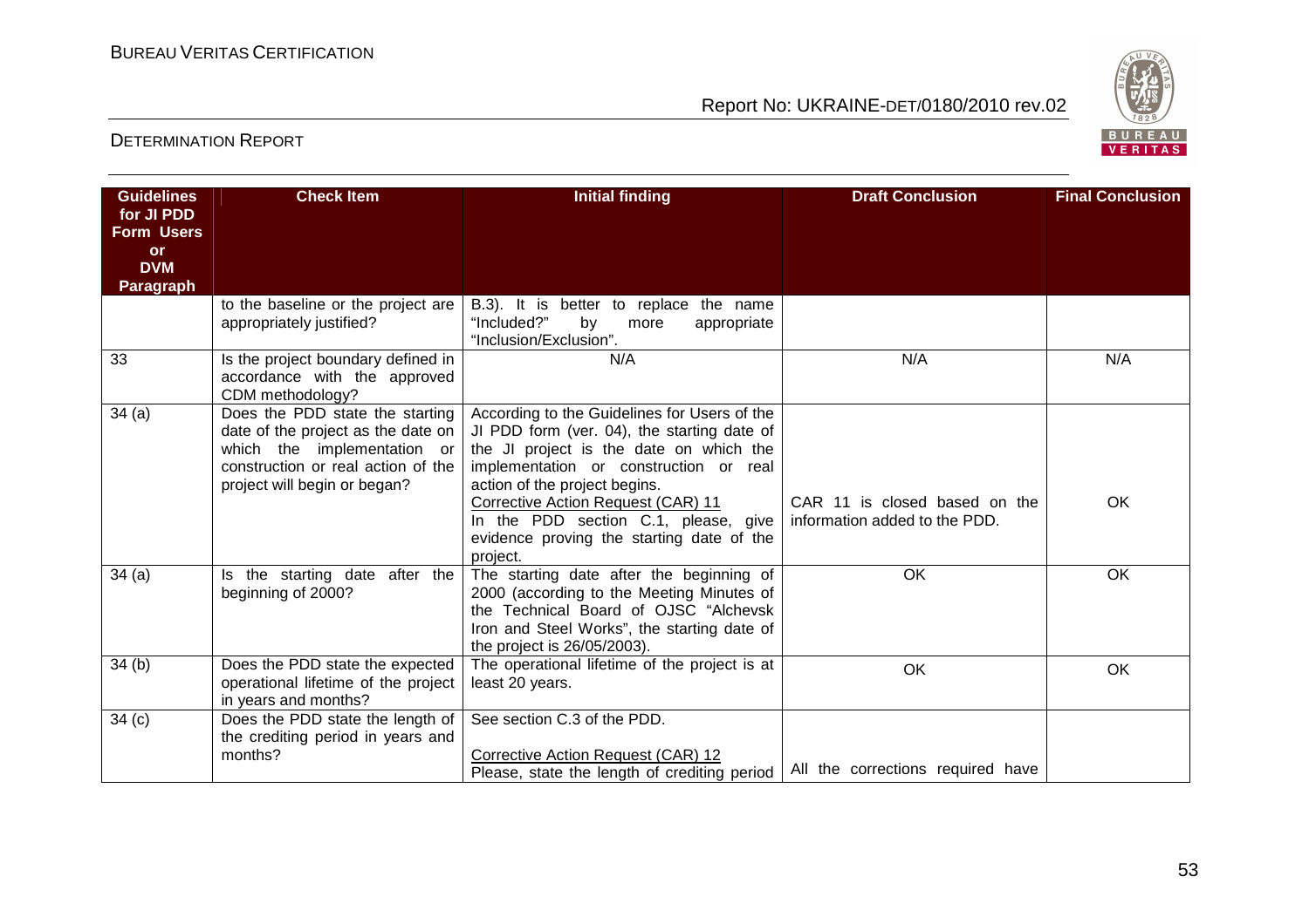| Guidelines for JI PDD Form Users or DVM Paragraph | Check Item | Initial finding | Draft Conclusion | Final Conclusion |
|---|---|---|---|---|
| | to the baseline or the project are appropriately justified? | B.3). It is better to replace the name "Included?" by more appropriate "Inclusion/Exclusion". | | |
| 33 | Is the project boundary defined in accordance with the approved CDM methodology? | N/A | N/A | N/A |
| 34 (a) | Does the PDD state the starting date of the project as the date on which the implementation or construction or real action of the project will begin or began? | According to the Guidelines for Users of the JI PDD form (ver. 04), the starting date of the JI project is the date on which the implementation or construction or real action of the project begins.<br>Corrective Action Request (CAR) 11<br>In the PDD section C.1, please, give evidence proving the starting date of the project. | CAR 11 is closed based on the information added to the PDD. | OK |
| 34 (a) | Is the starting date after the beginning of 2000? | The starting date after the beginning of 2000 (according to the Meeting Minutes of the Technical Board of OJSC "Alchevsk Iron and Steel Works", the starting date of the project is 26/05/2003). | OK | OK |
| 34 (b) | Does the PDD state the expected operational lifetime of the project in years and months? | The operational lifetime of the project is at least 20 years. | OK | OK |
| 34 (c) | Does the PDD state the length of the crediting period in years and months? | See section C.3 of the PDD.<br>Corrective Action Request (CAR) 12<br>Please, state the length of crediting period | All the corrections required have | |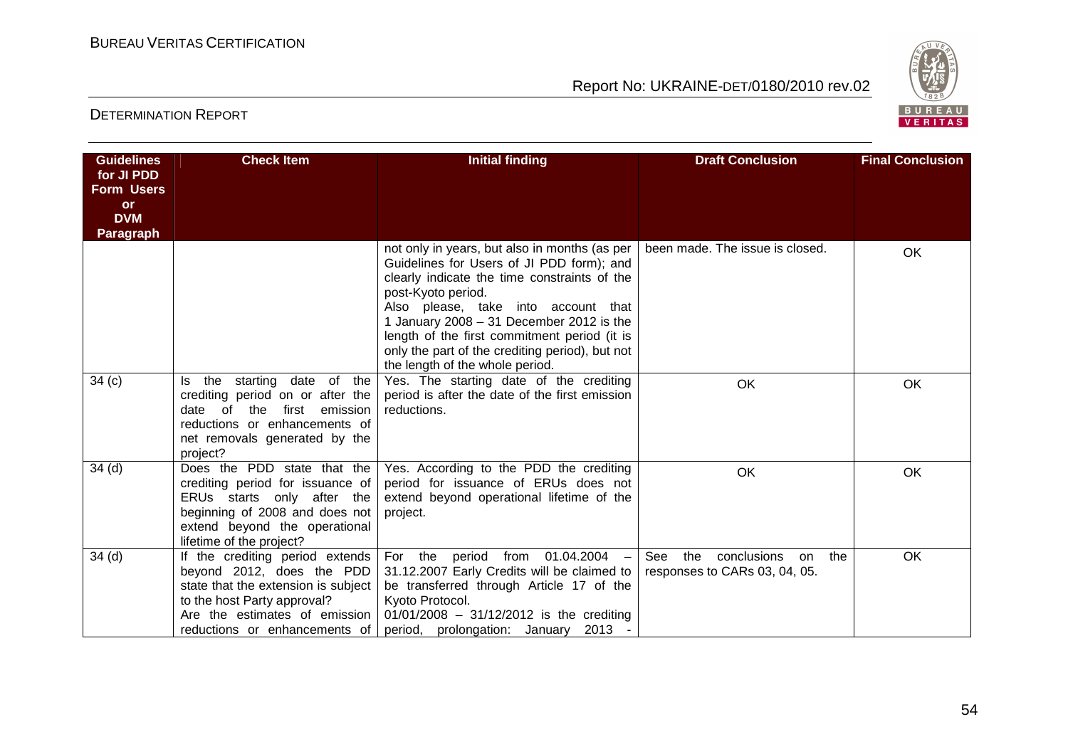| Guidelines for JI PDD Form Users or DVM Paragraph | Check Item | Initial finding | Draft Conclusion | Final Conclusion |
|---|---|---|---|---|
| | | not only in years, but also in months (as per Guidelines for Users of JI PDD form); and clearly indicate the time constraints of the post-Kyoto period.<br>Also please, take into account that 1 January 2008 – 31 December 2012 is the length of the first commitment period (it is only the part of the crediting period), but not the length of the whole period. | been made. The issue is closed. | OK |
| 34 (c) | Is the starting date of the crediting period on or after the date of the first emission reductions or enhancements of net removals generated by the project? | Yes. The starting date of the crediting period is after the date of the first emission reductions. | OK | OK |
| 34 (d) | Does the PDD state that the crediting period for issuance of ERUs starts only after the beginning of 2008 and does not extend beyond the operational lifetime of the project? | Yes. According to the PDD the crediting period for issuance of ERUs does not extend beyond operational lifetime of the project. | OK | OK |
| 34 (d) | If the crediting period extends beyond 2012, does the PDD state that the extension is subject to the host Party approval?<br>Are the estimates of emission reductions or enhancements of | For the period from 01.04.2004 – 31.12.2007 Early Credits will be claimed to be transferred through Article 17 of the Kyoto Protocol.<br>01/01/2008 – 31/12/2012 is the crediting period, prolongation: January 2013 - | See the conclusions on the responses to CARs 03, 04, 05. | OK |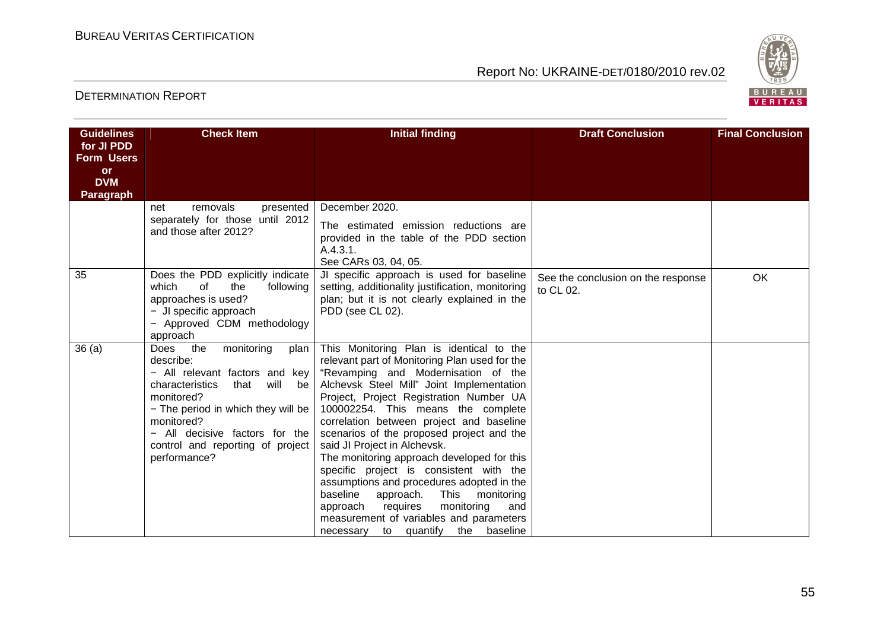| Guidelines for JI PDD Form Users or DVM Paragraph | Check Item | Initial finding | Draft Conclusion | Final Conclusion |
|---|---|---|---|---|
| | net removals presented separately for those until 2012 and those after 2012? | December 2020.<br>The estimated emission reductions are provided in the table of the PDD section A.4.3.1.<br>See CARs 03, 04, 05. | | |
| 35 | Does the PDD explicitly indicate which of the following approaches is used?<br>− JI specific approach<br>− Approved CDM methodology approach | JI specific approach is used for baseline setting, additionality justification, monitoring plan; but it is not clearly explained in the PDD (see CL 02). | See the conclusion on the response to CL 02. | OK |
| 36 (a) | Does the monitoring plan describe:<br>− All relevant factors and key characteristics that will be monitored?<br>− The period in which they will be monitored?<br>− All decisive factors for the control and reporting of project performance? | This Monitoring Plan is identical to the relevant part of Monitoring Plan used for the "Revamping and Modernisation of the Alchevsk Steel Mill" Joint Implementation Project, Project Registration Number UA 100002254. This means the complete correlation between project and baseline scenarios of the proposed project and the said JI Project in Alchevsk.<br>The monitoring approach developed for this specific project is consistent with the assumptions and procedures adopted in the baseline approach. This monitoring approach requires monitoring and measurement of variables and parameters necessary to quantify the baseline | | |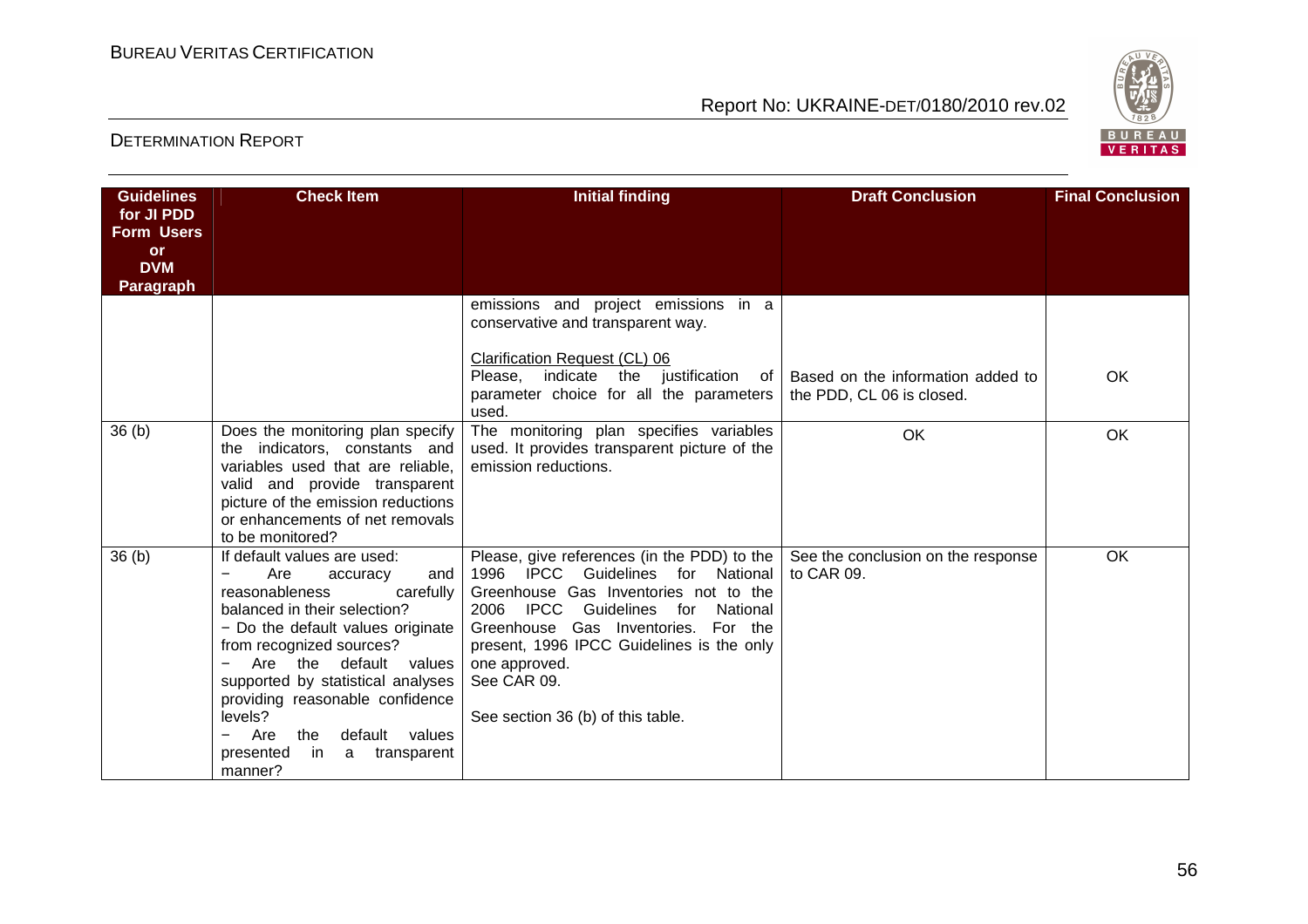| Guidelines for JI PDD Form Users or DVM Paragraph | Check Item | Initial finding | Draft Conclusion | Final Conclusion |
|---|---|---|---|---|
| | | emissions and project emissions in a conservative and transparent way.<br><br>Clarification Request (CL) 06<br>Please, indicate the justification of parameter choice for all the parameters used. | Based on the information added to the PDD, CL 06 is closed. | OK |
| 36 (b) | Does the monitoring plan specify the indicators, constants and variables used that are reliable, valid and provide transparent picture of the emission reductions or enhancements of net removals to be monitored? | The monitoring plan specifies variables used. It provides transparent picture of the emission reductions. | OK | OK |
| 36 (b) | If default values are used:<br>− Are accuracy and reasonableness carefully balanced in their selection?<br>− Do the default values originate from recognized sources?<br>− Are the default values supported by statistical analyses providing reasonable confidence levels?<br>− Are the default values presented in a transparent manner? | Please, give references (in the PDD) to the 1996 IPCC Guidelines for National Greenhouse Gas Inventories not to the 2006 IPCC Guidelines for National Greenhouse Gas Inventories. For the present, 1996 IPCC Guidelines is the only one approved.<br>See CAR 09.<br><br>See section 36 (b) of this table. | See the conclusion on the response to CAR 09. | OK |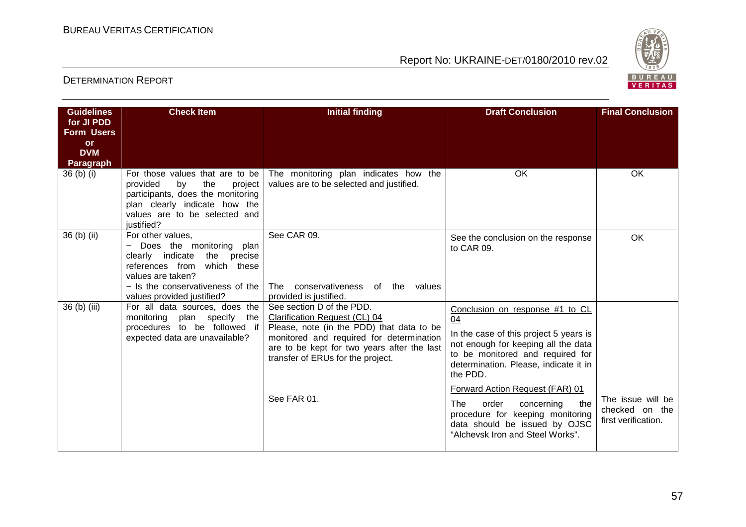| Guidelines for JI PDD Form Users or DVM Paragraph | Check Item | Initial finding | Draft Conclusion | Final Conclusion |
|---|---|---|---|---|
| 36 (b) (i) | For those values that are to be provided by the project participants, does the monitoring plan clearly indicate how the values are to be selected and justified? | The monitoring plan indicates how the values are to be selected and justified. | OK | OK |
| 36 (b) (ii) | For other values,<br>− Does the monitoring plan clearly indicate the precise references from which these values are taken?<br>− Is the conservativeness of the values provided justified? | See CAR 09.<br><br>The conservativeness of the values provided is justified. | See the conclusion on the response to CAR 09. | OK |
| 36 (b) (iii) | For all data sources, does the monitoring plan specify the procedures to be followed if expected data are unavailable? | See section D of the PDD.<br>Clarification Request (CL) 04<br>Please, note (in the PDD) that data to be monitored and required for determination are to be kept for two years after the last transfer of ERUs for the project.<br><br>See FAR 01. | Conclusion on response #1 to CL 04<br>In the case of this project 5 years is not enough for keeping all the data to be monitored and required for determination. Please, indicate it in the PDD.<br>Forward Action Request (FAR) 01<br>The order concerning the procedure for keeping monitoring data should be issued by OJSC "Alchevsk Iron and Steel Works". | The issue will be checked on the first verification. |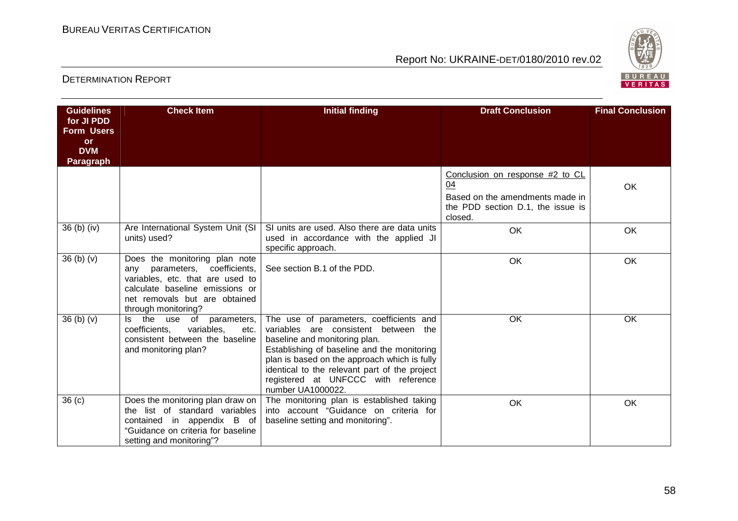| Guidelines for JI PDD Form Users or DVM Paragraph | Check Item | Initial finding | Draft Conclusion | Final Conclusion |
|---|---|---|---|---|
| | | | Conclusion on response #2 to CL 04<br>Based on the amendments made in the PDD section D.1, the issue is closed. | OK |
| 36 (b) (iv) | Are International System Unit (SI units) used? | SI units are used. Also there are data units used in accordance with the applied JI specific approach. | OK | OK |
| 36 (b) (v) | Does the monitoring plan note any parameters, coefficients, variables, etc. that are used to calculate baseline emissions or net removals but are obtained through monitoring? | See section B.1 of the PDD. | OK | OK |
| 36 (b) (v) | Is the use of parameters, coefficients, variables, etc. consistent between the baseline and monitoring plan? | The use of parameters, coefficients and variables are consistent between the baseline and monitoring plan.<br>Establishing of baseline and the monitoring plan is based on the approach which is fully identical to the relevant part of the project registered at UNFCCC with reference number UA1000022. | OK | OK |
| 36 (c) | Does the monitoring plan draw on the list of standard variables contained in appendix B of "Guidance on criteria for baseline setting and monitoring"? | The monitoring plan is established taking into account "Guidance on criteria for baseline setting and monitoring". | OK | OK |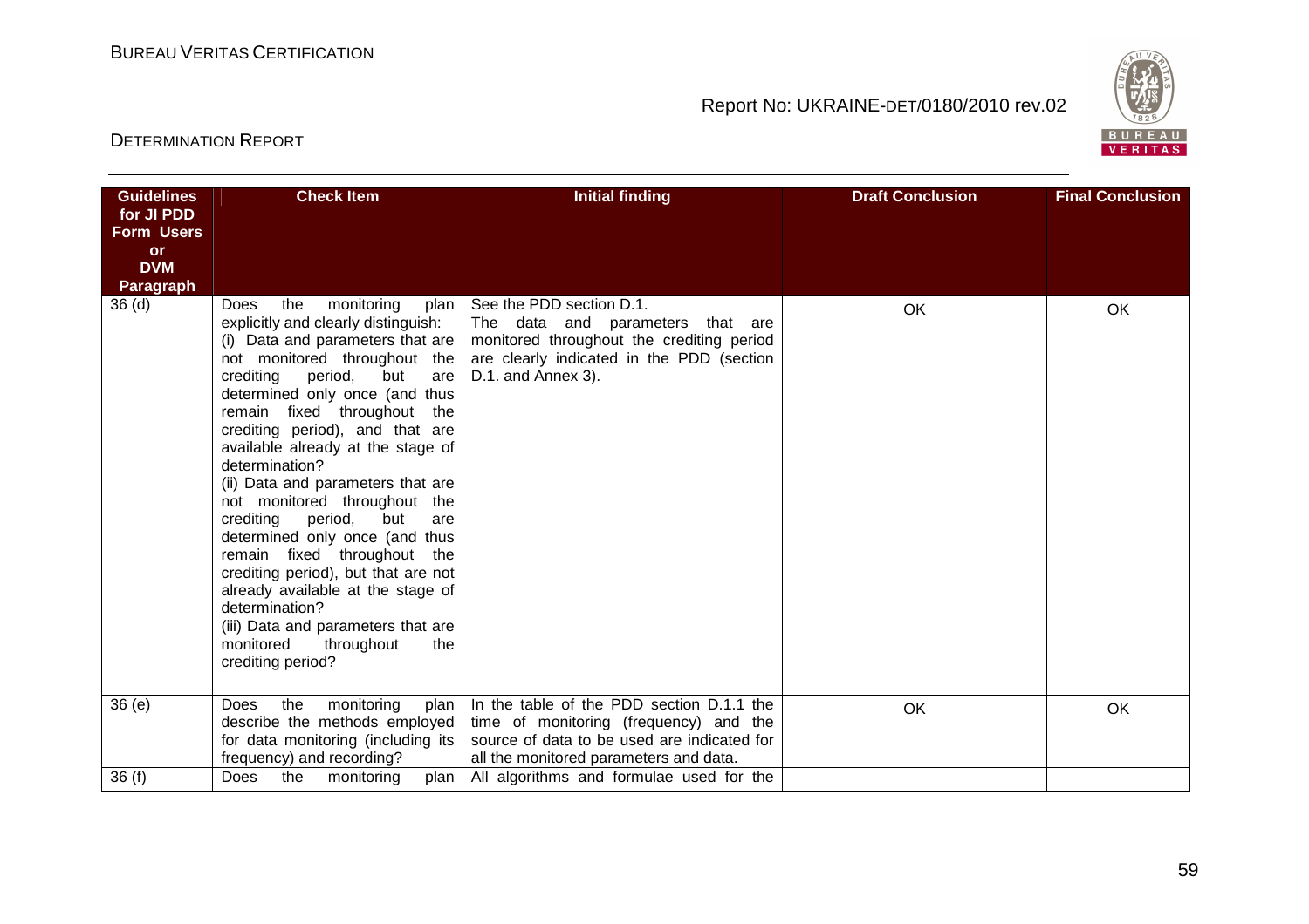| Guidelines for JI PDD Form Users or DVM Paragraph | Check Item | Initial finding | Draft Conclusion | Final Conclusion |
|---|---|---|---|---|
| 36 (d) | Does the monitoring plan explicitly and clearly distinguish:<br>(i) Data and parameters that are not monitored throughout the crediting period, but are determined only once (and thus remain fixed throughout the crediting period), and that are available already at the stage of determination?<br>(ii) Data and parameters that are not monitored throughout the crediting period, but are determined only once (and thus remain fixed throughout the crediting period), but that are not already available at the stage of determination?<br>(iii) Data and parameters that are monitored throughout the crediting period? | See the PDD section D.1.<br>The data and parameters that are monitored throughout the crediting period are clearly indicated in the PDD (section D.1. and Annex 3). | OK | OK |
| 36 (e) | Does the monitoring plan describe the methods employed for data monitoring (including its frequency) and recording? | In the table of the PDD section D.1.1 the time of monitoring (frequency) and the source of data to be used are indicated for all the monitored parameters and data. | OK | OK |
| 36 (f) | Does the monitoring plan | All algorithms and formulae used for the | | |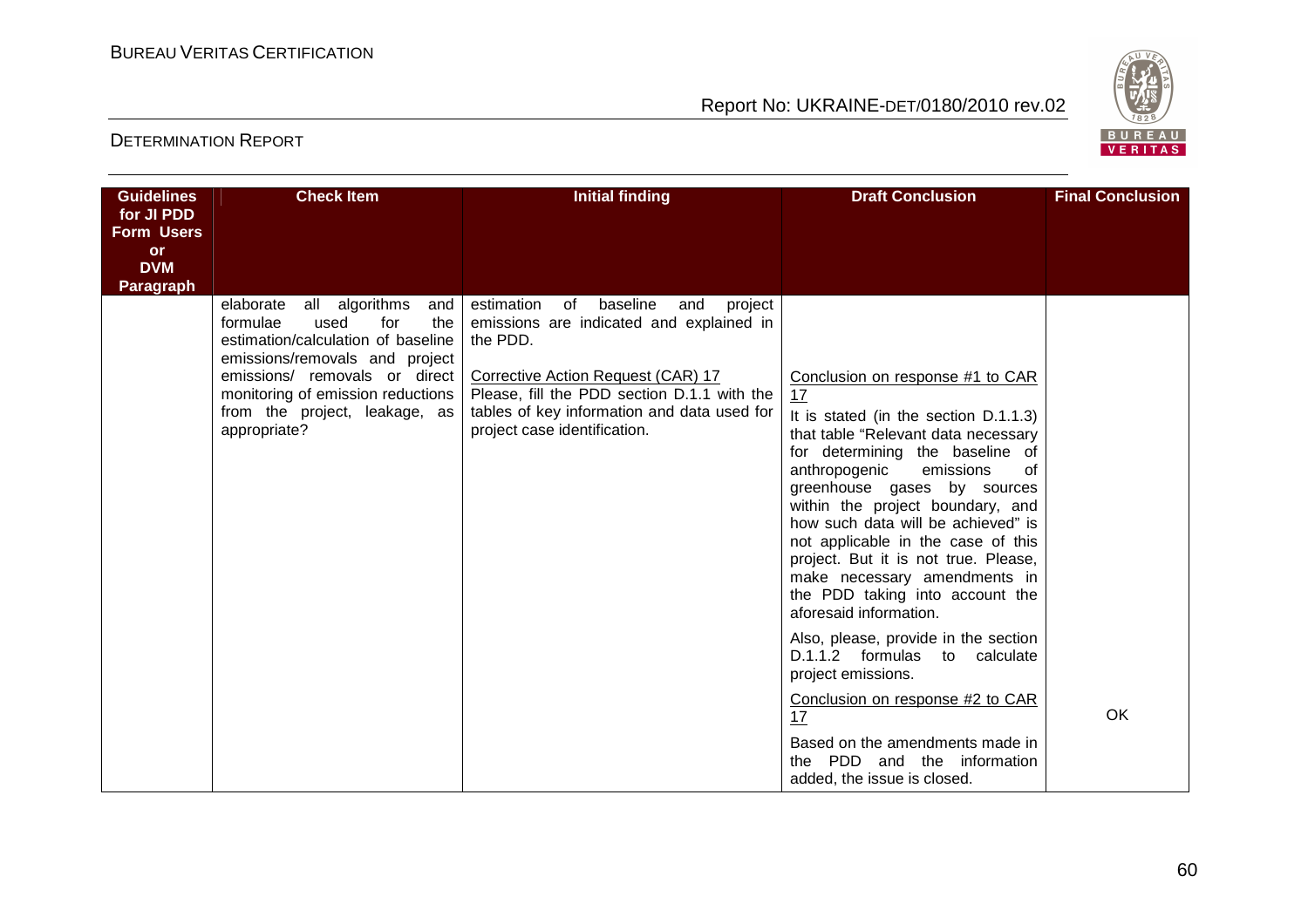| Guidelines for JI PDD Form Users or DVM Paragraph | Check Item | Initial finding | Draft Conclusion | Final Conclusion |
|---|---|---|---|---|
| | elaborate all algorithms and formulae used for the estimation/calculation of baseline emissions/removals and project emissions/ removals or direct monitoring of emission reductions from the project, leakage, as appropriate? | estimation of baseline and project emissions are indicated and explained in the PDD.<br><br>Corrective Action Request (CAR) 17<br>Please, fill the PDD section D.1.1 with the tables of key information and data used for project case identification. | Conclusion on response #1 to CAR 17<br>It is stated (in the section D.1.1.3) that table "Relevant data necessary for determining the baseline of anthropogenic emissions of greenhouse gases by sources within the project boundary, and how such data will be achieved" is not applicable in the case of this project. But it is not true. Please, make necessary amendments in the PDD taking into account the aforesaid information.<br><br>Also, please, provide in the section D.1.1.2 formulas to calculate project emissions.<br><br>Conclusion on response #2 to CAR 17<br>Based on the amendments made in the PDD and the information added, the issue is closed. | OK |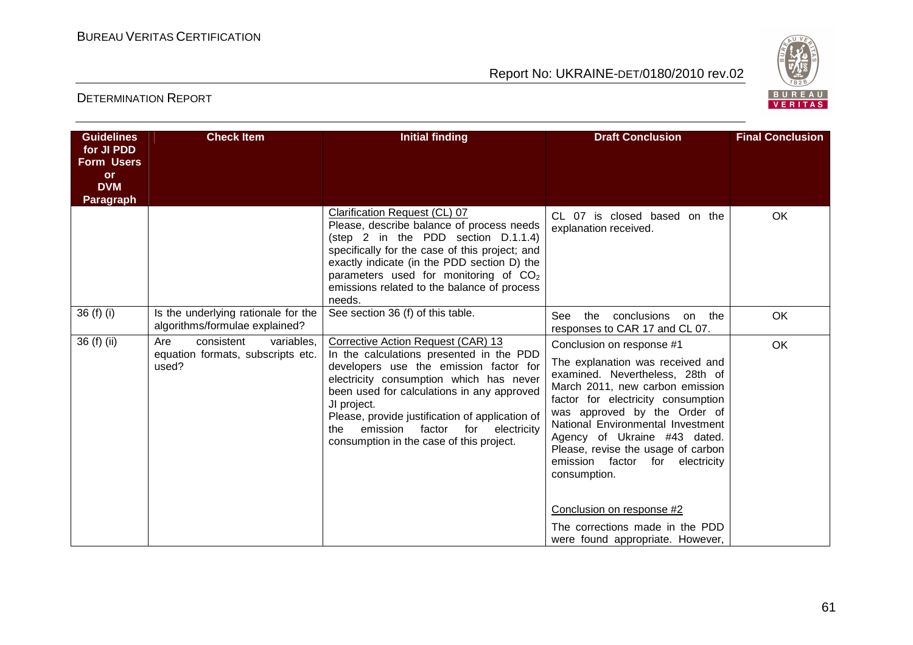| Guidelines for JI PDD Form Users or DVM Paragraph | Check Item | Initial finding | Draft Conclusion | Final Conclusion |
|---|---|---|---|---|
| | | Clarification Request (CL) 07<br>Please, describe balance of process needs (step 2 in the PDD section D.1.1.4) specifically for the case of this project; and exactly indicate (in the PDD section D) the parameters used for monitoring of $CO_2$ emissions related to the balance of process needs. | CL 07 is closed based on the explanation received. | OK |
| 36 (f) (i) | Is the underlying rationale for the algorithms/formulae explained? | See section 36 (f) of this table. | See the conclusions on the responses to CAR 17 and CL 07. | OK |
| 36 (f) (ii) | Are consistent variables, equation formats, subscripts etc. used? | Corrective Action Request (CAR) 13<br>In the calculations presented in the PDD developers use the emission factor for electricity consumption which has never been used for calculations in any approved JI project.<br>Please, provide justification of application of the emission factor for electricity consumption in the case of this project. | Conclusion on response #1<br>The explanation was received and examined. Nevertheless, 28th of March 2011, new carbon emission factor for electricity consumption was approved by the Order of National Environmental Investment Agency of Ukraine #43 dated. Please, revise the usage of carbon emission factor for electricity consumption.<br><br>Conclusion on response #2<br>The corrections made in the PDD were found appropriate. However, | OK |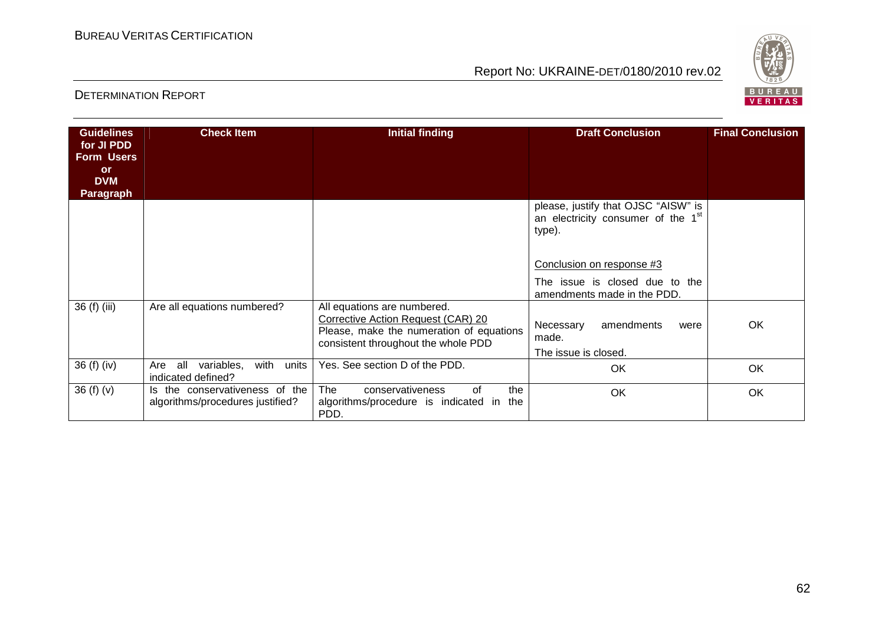| Guidelines for JI PDD Form Users or DVM Paragraph | Check Item | Initial finding | Draft Conclusion | Final Conclusion |
|---|---|---|---|---|
| | | | please, justify that OJSC "AISW" is an electricity consumer of the 1[st] type).<br><br>Conclusion on response #3<br><br>The issue is closed due to the amendments made in the PDD. | |
| 36 (f) (iii) | Are all equations numbered? | All equations are numbered.<br>Corrective Action Request (CAR) 20<br>Please, make the numeration of equations consistent throughout the whole PDD | Necessary amendments were made.<br>The issue is closed. | OK |
| 36 (f) (iv) | Are all variables, with units indicated defined? | Yes. See section D of the PDD. | OK | OK |
| 36 (f) (v) | Is the conservativeness of the algorithms/procedures justified? | The conservativeness of the algorithms/procedure is indicated in the PDD. | OK | OK |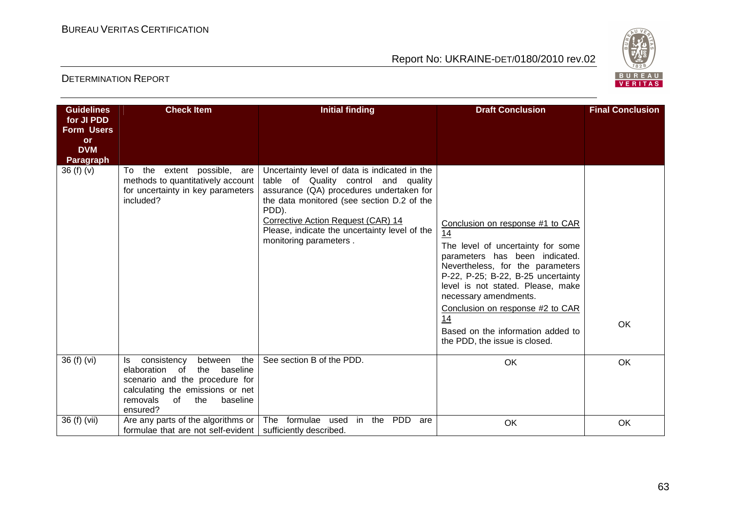| Guidelines for JI PDD Form Users or DVM Paragraph | Check Item | Initial finding | Draft Conclusion | Final Conclusion |
|---|---|---|---|---|
| 36 (f) (v) | To the extent possible, are methods to quantitatively account for uncertainty in key parameters included? | Uncertainty level of data is indicated in the table of Quality control and quality assurance (QA) procedures undertaken for the data monitored (see section D.2 of the PDD).<br>Corrective Action Request (CAR) 14<br>Please, indicate the uncertainty level of the monitoring parameters . | Conclusion on response #1 to CAR 14<br>The level of uncertainty for some parameters has been indicated. Nevertheless, for the parameters P-22, P-25; B-22, B-25 uncertainty level is not stated. Please, make necessary amendments.<br>Conclusion on response #2 to CAR 14<br>Based on the information added to the PDD, the issue is closed. | OK |
| 36 (f) (vi) | Is consistency between the elaboration of the baseline scenario and the procedure for calculating the emissions or net removals of the baseline ensured? | See section B of the PDD. | OK | OK |
| 36 (f) (vii) | Are any parts of the algorithms or formulae that are not self-evident | The formulae used in the PDD are sufficiently described. | OK | OK |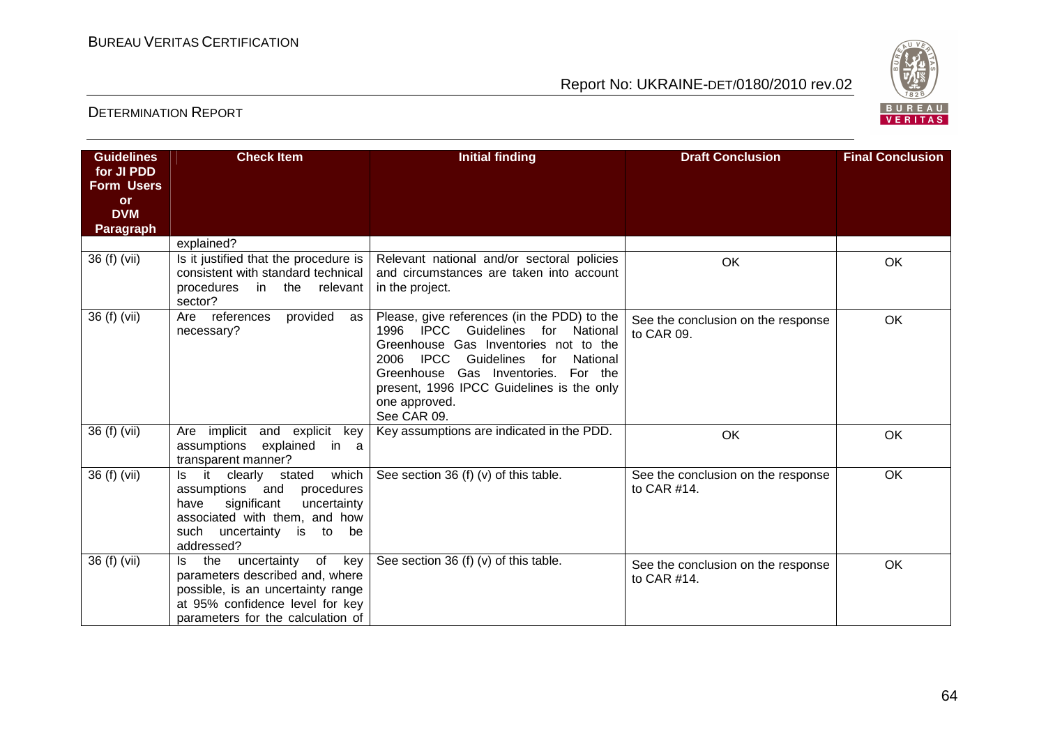| Guidelines for JI PDD Form Users or DVM Paragraph | Check Item | Initial finding | Draft Conclusion | Final Conclusion |
|---|---|---|---|---|
| | explained? | | | |
| 36 (f) (vii) | Is it justified that the procedure is consistent with standard technical procedures in the relevant sector? | Relevant national and/or sectoral policies and circumstances are taken into account in the project. | OK | OK |
| 36 (f) (vii) | Are references provided as necessary? | Please, give references (in the PDD) to the 1996 IPCC Guidelines for National Greenhouse Gas Inventories not to the 2006 IPCC Guidelines for National Greenhouse Gas Inventories. For the present, 1996 IPCC Guidelines is the only one approved. See CAR 09. | See the conclusion on the response to CAR 09. | OK |
| 36 (f) (vii) | Are implicit and explicit key assumptions explained in a transparent manner? | Key assumptions are indicated in the PDD. | OK | OK |
| 36 (f) (vii) | Is it clearly stated which assumptions and procedures have significant uncertainty associated with them, and how such uncertainty is to be addressed? | See section 36 (f) (v) of this table. | See the conclusion on the response to CAR #14. | OK |
| 36 (f) (vii) | Is the uncertainty of key parameters described and, where possible, is an uncertainty range at 95% confidence level for key parameters for the calculation of | See section 36 (f) (v) of this table. | See the conclusion on the response to CAR #14. | OK |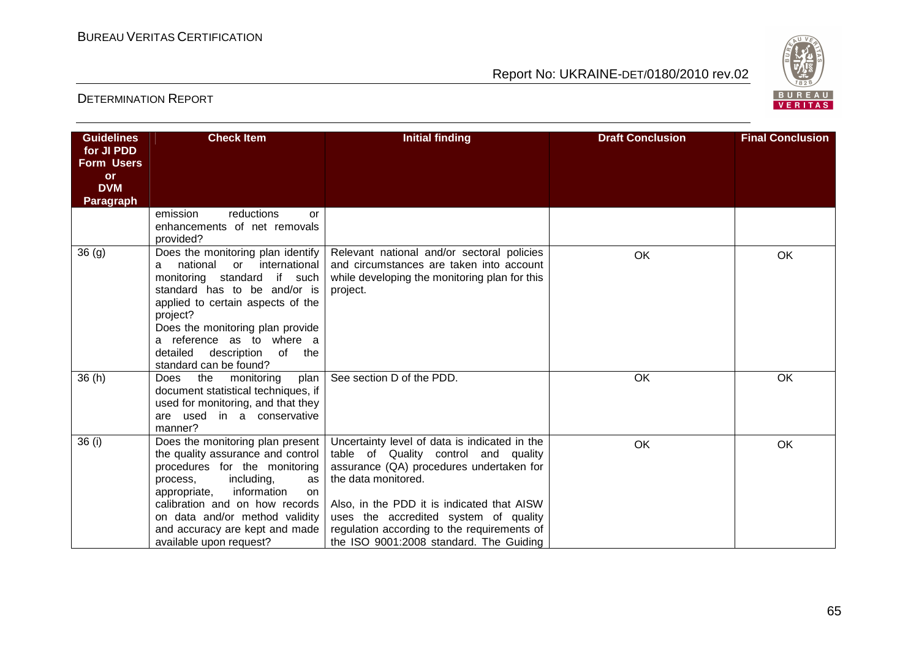| Guidelines for JI PDD Form Users or DVM Paragraph | Check Item | Initial finding | Draft Conclusion | Final Conclusion |
|---|---|---|---|---|
| | emission reductions or enhancements of net removals provided? | | | |
| 36 (g) | Does the monitoring plan identify a national or international monitoring standard if such standard has to be and/or is applied to certain aspects of the project?<br>Does the monitoring plan provide a reference as to where a detailed description of the standard can be found? | Relevant national and/or sectoral policies and circumstances are taken into account while developing the monitoring plan for this project. | OK | OK |
| 36 (h) | Does the monitoring plan document statistical techniques, if used for monitoring, and that they are used in a conservative manner? | See section D of the PDD. | OK | OK |
| 36 (i) | Does the monitoring plan present the quality assurance and control procedures for the monitoring process, including, as appropriate, information on calibration and on how records on data and/or method validity and accuracy are kept and made available upon request? | Uncertainty level of data is indicated in the table of Quality control and quality assurance (QA) procedures undertaken for the data monitored.<br><br>Also, in the PDD it is indicated that AISW uses the accredited system of quality regulation according to the requirements of the ISO 9001:2008 standard. The Guiding | OK | OK |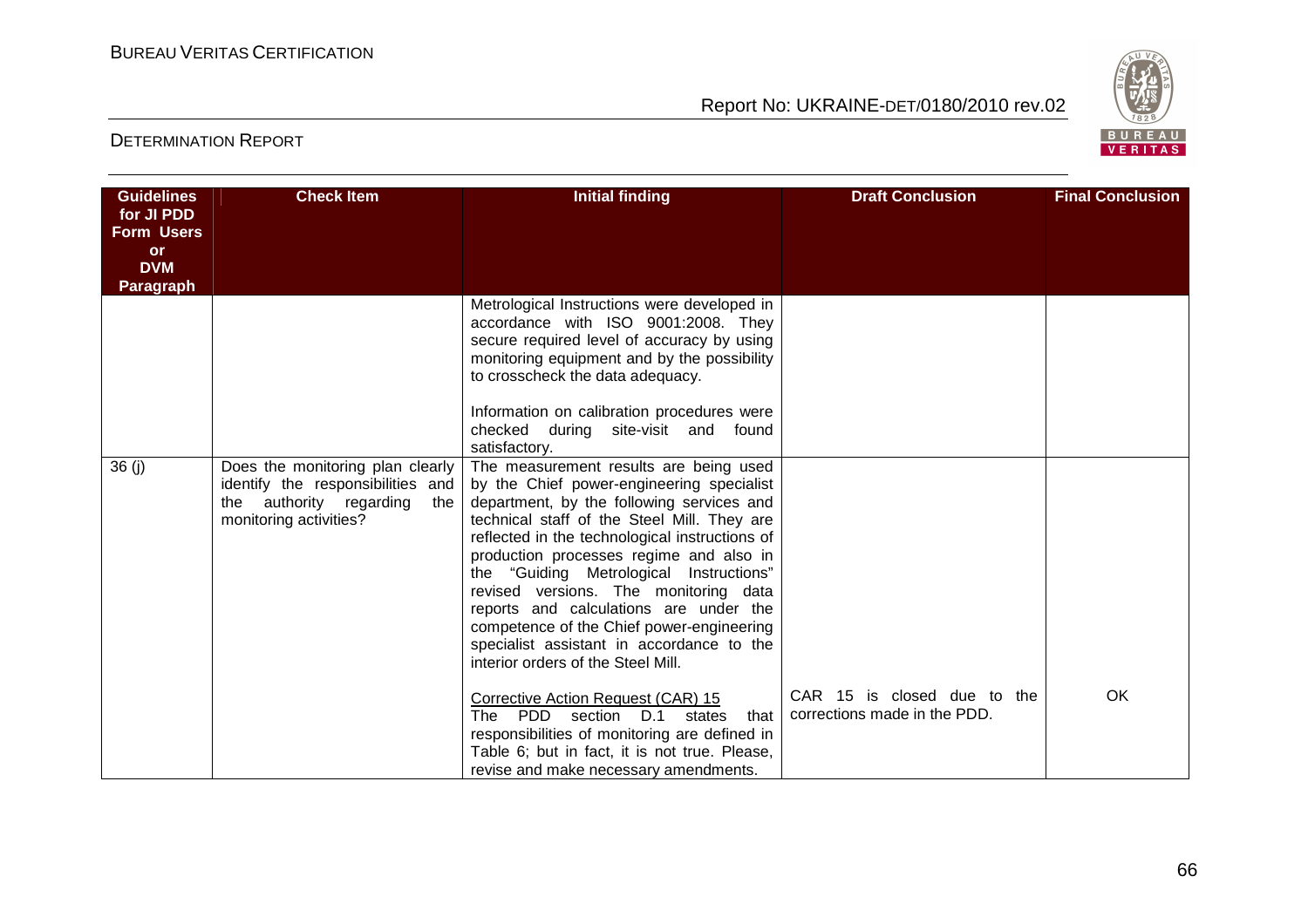| Guidelines for JI PDD Form Users or DVM Paragraph | Check Item | Initial finding | Draft Conclusion | Final Conclusion |
|---|---|---|---|---|
| | | Metrological Instructions were developed in accordance with ISO 9001:2008. They secure required level of accuracy by using monitoring equipment and by the possibility to crosscheck the data adequacy.<br><br>Information on calibration procedures were checked during site-visit and found satisfactory. | | |
| 36 (j) | Does the monitoring plan clearly identify the responsibilities and the authority regarding the monitoring activities? | The measurement results are being used by the Chief power-engineering specialist department, by the following services and technical staff of the Steel Mill. They are reflected in the technological instructions of production processes regime and also in the "Guiding Metrological Instructions" revised versions. The monitoring data reports and calculations are under the competence of the Chief power-engineering specialist assistant in accordance to the interior orders of the Steel Mill.<br><br>Corrective Action Request (CAR) 15<br>The PDD section D.1 states that responsibilities of monitoring are defined in Table 6; but in fact, it is not true. Please, revise and make necessary amendments. | CAR 15 is closed due to the corrections made in the PDD. | OK |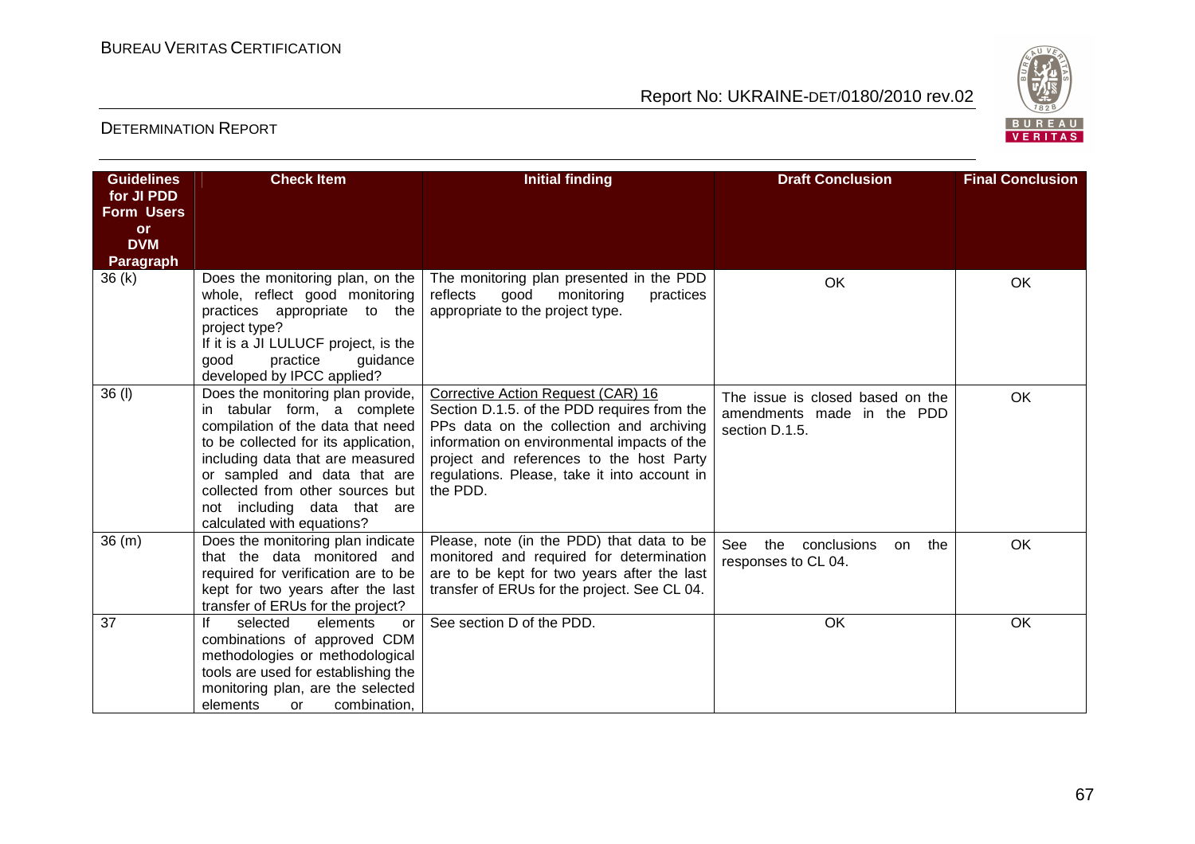| Guidelines for JI PDD Form Users or DVM Paragraph | Check Item | Initial finding | Draft Conclusion | Final Conclusion |
|---|---|---|---|---|
| 36 (k) | Does the monitoring plan, on the whole, reflect good monitoring practices appropriate to the project type? If it is a JI LULUCF project, is the good practice guidance developed by IPCC applied? | The monitoring plan presented in the PDD reflects good monitoring practices appropriate to the project type. | OK | OK |
| 36 (l) | Does the monitoring plan provide, in tabular form, a complete compilation of the data that need to be collected for its application, including data that are measured or sampled and data that are collected from other sources but not including data that are calculated with equations? | Corrective Action Request (CAR) 16 Section D.1.5. of the PDD requires from the PPs data on the collection and archiving information on environmental impacts of the project and references to the host Party regulations. Please, take it into account in the PDD. | The issue is closed based on the amendments made in the PDD section D.1.5. | OK |
| 36 (m) | Does the monitoring plan indicate that the data monitored and required for verification are to be kept for two years after the last transfer of ERUs for the project? | Please, note (in the PDD) that data to be monitored and required for determination are to be kept for two years after the last transfer of ERUs for the project. See CL 04. | See the conclusions on the responses to CL 04. | OK |
| 37 | If selected elements or combinations of approved CDM methodologies or methodological tools are used for establishing the monitoring plan, are the selected elements or combination, | See section D of the PDD. | OK | OK |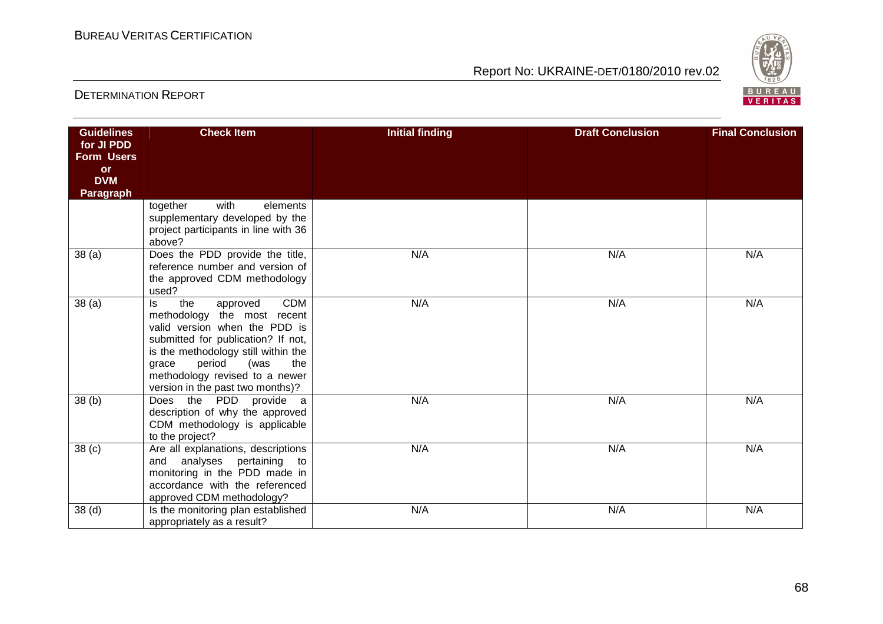| Guidelines for JI PDD Form Users or DVM Paragraph | Check Item | Initial finding | Draft Conclusion | Final Conclusion |
|---|---|---|---|---|
| | together with elements supplementary developed by the project participants in line with 36 above? | | | |
| 38 (a) | Does the PDD provide the title, reference number and version of the approved CDM methodology used? | N/A | N/A | N/A |
| 38 (a) | Is the approved CDM methodology the most recent valid version when the PDD is submitted for publication? If not, is the methodology still within the grace period (was the methodology revised to a newer version in the past two months)? | N/A | N/A | N/A |
| 38 (b) | Does the PDD provide a description of why the approved CDM methodology is applicable to the project? | N/A | N/A | N/A |
| 38 (c) | Are all explanations, descriptions and analyses pertaining to monitoring in the PDD made in accordance with the referenced approved CDM methodology? | N/A | N/A | N/A |
| 38 (d) | Is the monitoring plan established appropriately as a result? | N/A | N/A | N/A |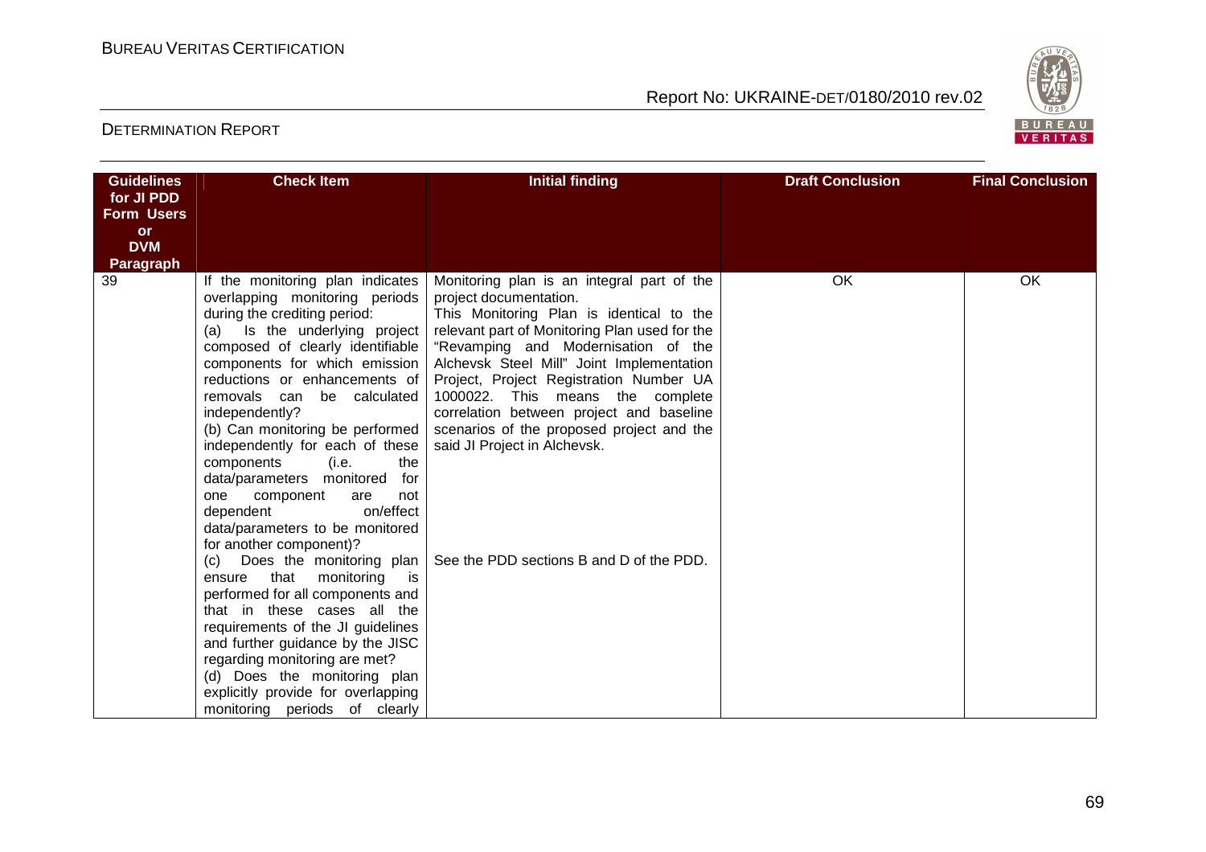| Guidelines for JI PDD Form Users or DVM Paragraph | Check Item | Initial finding | Draft Conclusion | Final Conclusion |
|---|---|---|---|---|
| 39 | If the monitoring plan indicates overlapping monitoring periods during the crediting period:<br>(a) Is the underlying project composed of clearly identifiable components for which emission reductions or enhancements of removals can be calculated independently?<br>(b) Can monitoring be performed independently for each of these components (i.e. the data/parameters monitored for one component are not dependent on/effect data/parameters to be monitored for another component)?<br>(c) Does the monitoring plan ensure that monitoring is performed for all components and that in these cases all the requirements of the JI guidelines and further guidance by the JISC regarding monitoring are met?<br>(d) Does the monitoring plan explicitly provide for overlapping monitoring periods of clearly | Monitoring plan is an integral part of the project documentation.<br>This Monitoring Plan is identical to the relevant part of Monitoring Plan used for the "Revamping and Modernisation of the Alchevsk Steel Mill" Joint Implementation Project, Project Registration Number UA 1000022. This means the complete correlation between project and baseline scenarios of the proposed project and the said JI Project in Alchevsk.<br><br>See the PDD sections B and D of the PDD. | OK | OK |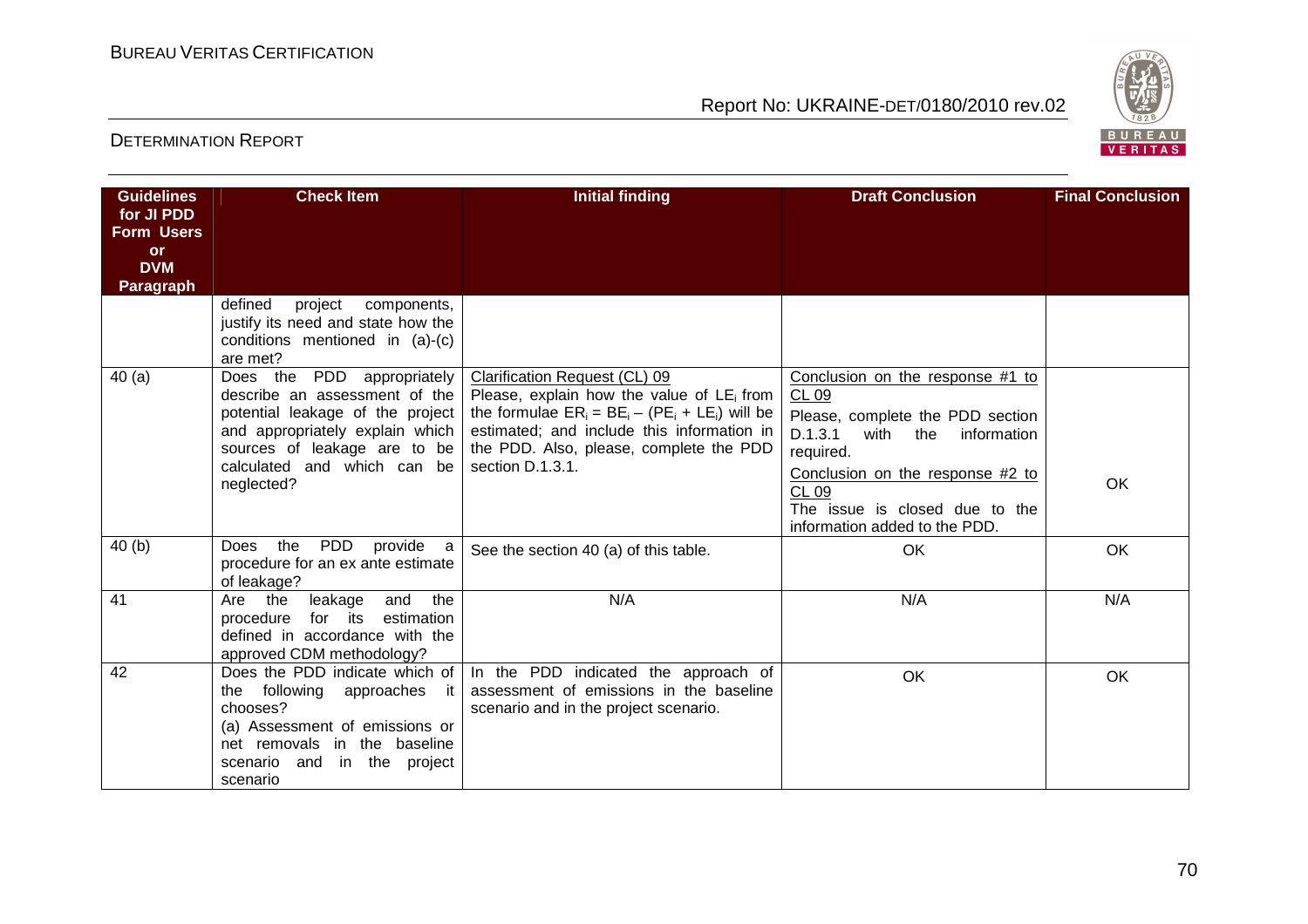| Guidelines for JI PDD Form Users or DVM Paragraph | Check Item | Initial finding | Draft Conclusion | Final Conclusion |
|---|---|---|---|---|
| | defined project components, justify its need and state how the conditions mentioned in (a)-(c) are met? | | | |
| 40 (a) | Does the PDD appropriately describe an assessment of the potential leakage of the project and appropriately explain which sources of leakage are to be calculated and which can be neglected? | Clarification Request (CL) 09<br>Please, explain how the value of $LE_i$ from the formulae $ER_i = BE_i – (PE_i + LE_i)$ will be estimated; and include this information in the PDD. Also, please, complete the PDD section D.1.3.1. | Conclusion on the response #1 to CL 09<br>Please, complete the PDD section D.1.3.1 with the information required.<br>Conclusion on the response #2 to CL 09<br>The issue is closed due to the information added to the PDD. | OK |
| 40 (b) | Does the PDD provide a procedure for an ex ante estimate of leakage? | See the section 40 (a) of this table. | OK | OK |
| 41 | Are the leakage and the procedure for its estimation defined in accordance with the approved CDM methodology? | N/A | N/A | N/A |
| 42 | Does the PDD indicate which of the following approaches it chooses?<br>(a) Assessment of emissions or net removals in the baseline scenario and in the project scenario | In the PDD indicated the approach of assessment of emissions in the baseline scenario and in the project scenario. | OK | OK |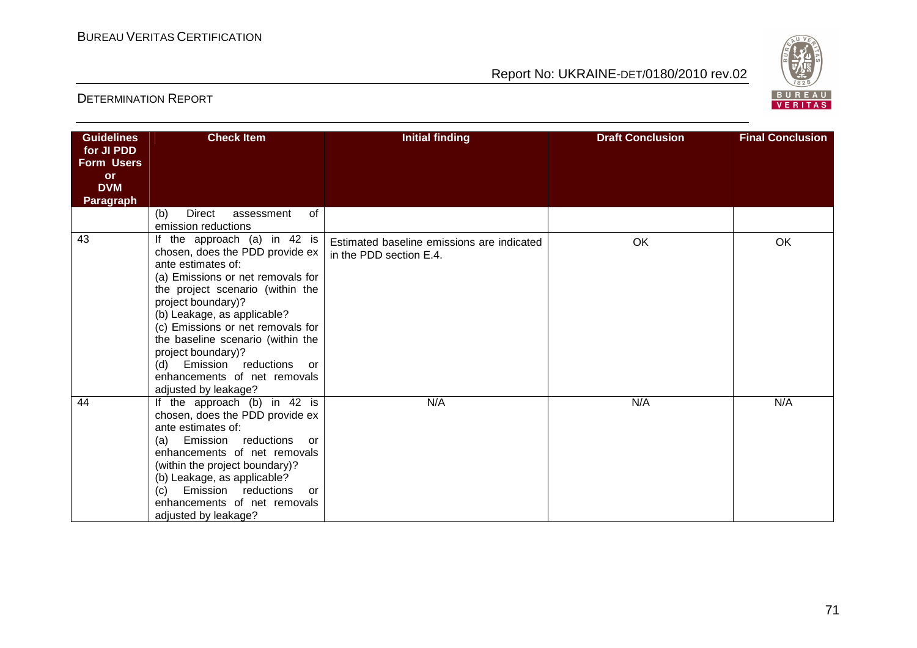| Guidelines for JI PDD Form Users or DVM Paragraph | Check Item | Initial finding | Draft Conclusion | Final Conclusion |
|---|---|---|---|---|
| | (b) Direct assessment of emission reductions | | | |
| 43 | If the approach (a) in 42 is chosen, does the PDD provide ex ante estimates of:<br>(a) Emissions or net removals for the project scenario (within the project boundary)?<br>(b) Leakage, as applicable?<br>(c) Emissions or net removals for the baseline scenario (within the project boundary)?<br>(d) Emission reductions or enhancements of net removals adjusted by leakage? | Estimated baseline emissions are indicated in the PDD section E.4. | OK | OK |
| 44 | If the approach (b) in 42 is chosen, does the PDD provide ex ante estimates of:<br>(a) Emission reductions or enhancements of net removals (within the project boundary)?<br>(b) Leakage, as applicable?<br>(c) Emission reductions or enhancements of net removals adjusted by leakage? | N/A | N/A | N/A |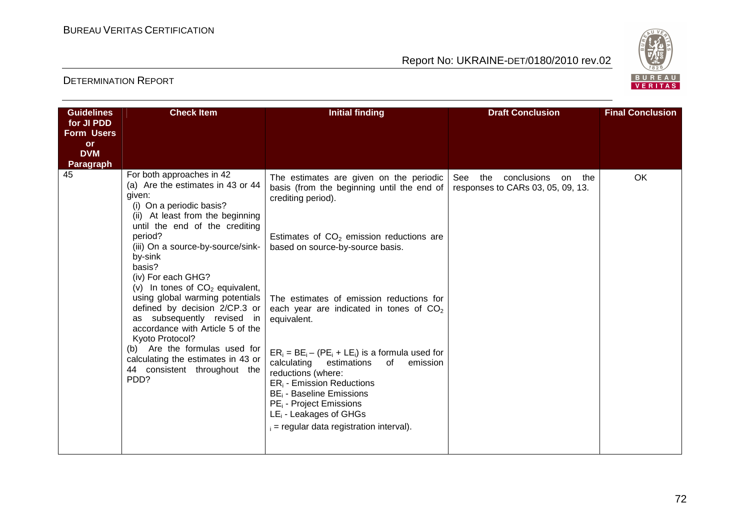| Guidelines for JI PDD Form Users or DVM Paragraph | Check Item | Initial finding | Draft Conclusion | Final Conclusion |
|---|---|---|---|---|
| 45 | For both approaches in 42<br>(a) Are the estimates in 43 or 44 given:<br>(i) On a periodic basis?<br>(ii) At least from the beginning until the end of the crediting period?<br>(iii) On a source-by-source/sink-by-sink basis?<br>(iv) For each GHG?<br>(v) In tones of $CO_2$ equivalent, using global warming potentials defined by decision 2/CP.3 or as subsequently revised in accordance with Article 5 of the Kyoto Protocol?<br>(b) Are the formulas used for calculating the estimates in 43 or 44 consistent throughout the PDD? | The estimates are given on the periodic basis (from the beginning until the end of crediting period).<br><br>Estimates of $CO_2$ emission reductions are based on source-by-source basis.<br><br>The estimates of emission reductions for each year are indicated in tones of $CO_2$ equivalent.<br><br>$ER_i = BE_i - (PE_i + LE_i)$ is a formula used for calculating estimations of emission reductions (where:<br>$ER_i$ - Emission Reductions<br>$BE_i$ - Baseline Emissions<br>$PE_i$ - Project Emissions<br>$LE_i$ - Leakages of GHGs<br>$_i$ = regular data registration interval). | See the conclusions on the responses to CARs 03, 05, 09, 13. | OK |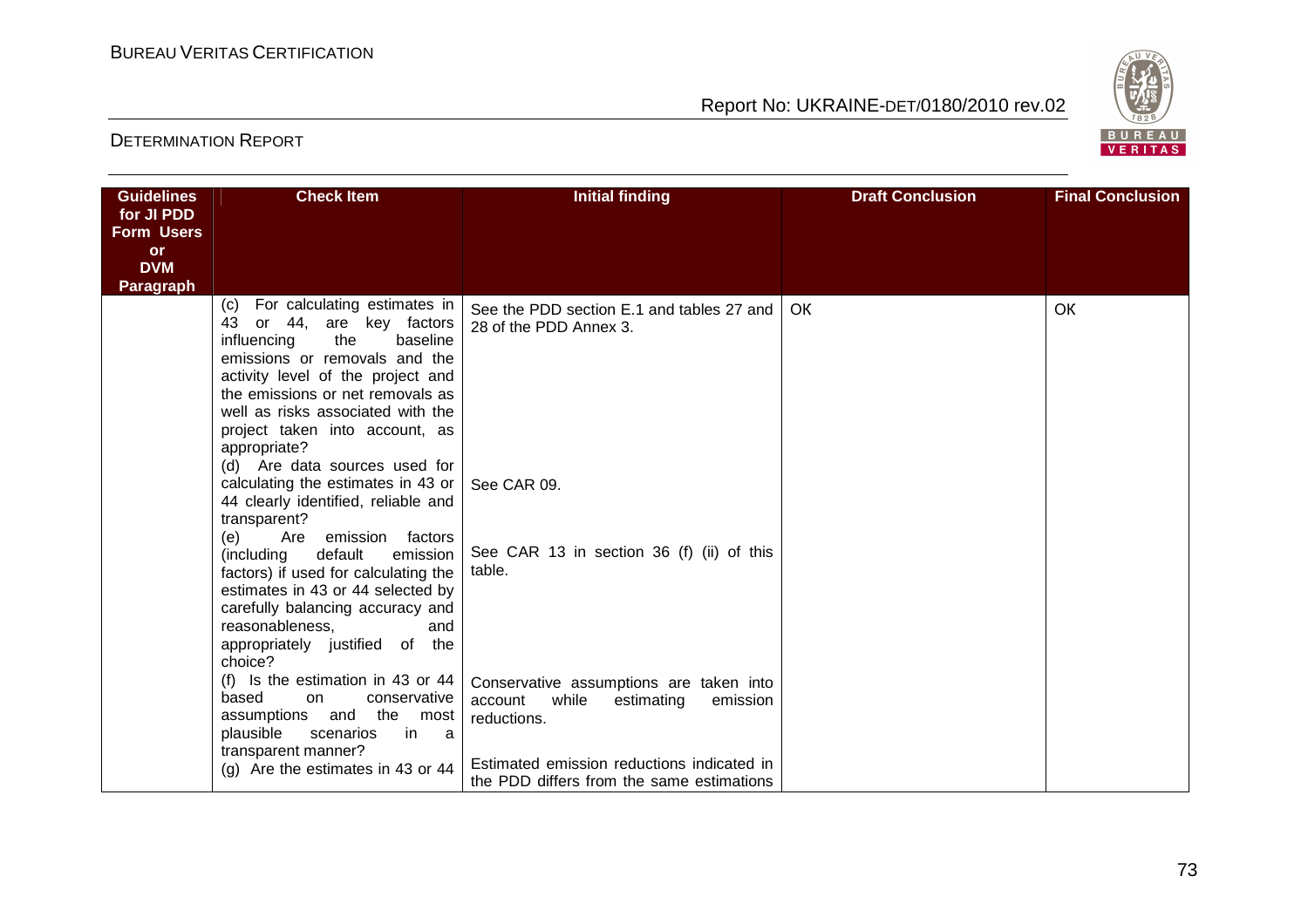| Guidelines for JI PDD Form Users or DVM Paragraph | Check Item | Initial finding | Draft Conclusion | Final Conclusion |
|---|---|---|---|---|
| | (c) For calculating estimates in 43 or 44, are key factors influencing the baseline emissions or removals and the activity level of the project and the emissions or net removals as well as risks associated with the project taken into account, as appropriate? | See the PDD section E.1 and tables 27 and 28 of the PDD Annex 3. | OK | OK |
| | (d) Are data sources used for calculating the estimates in 43 or 44 clearly identified, reliable and transparent? | See CAR 09. | | |
| | (e) Are emission factors (including default emission factors) if used for calculating the estimates in 43 or 44 selected by carefully balancing accuracy and reasonableness, and appropriately justified of the choice? | See CAR 13 in section 36 (f) (ii) of this table. | | |
| | (f) Is the estimation in 43 or 44 based on conservative assumptions and the most plausible scenarios in a transparent manner? | Conservative assumptions are taken into account while estimating emission reductions. | | |
| | (g) Are the estimates in 43 or 44 | Estimated emission reductions indicated in the PDD differs from the same estimations | | |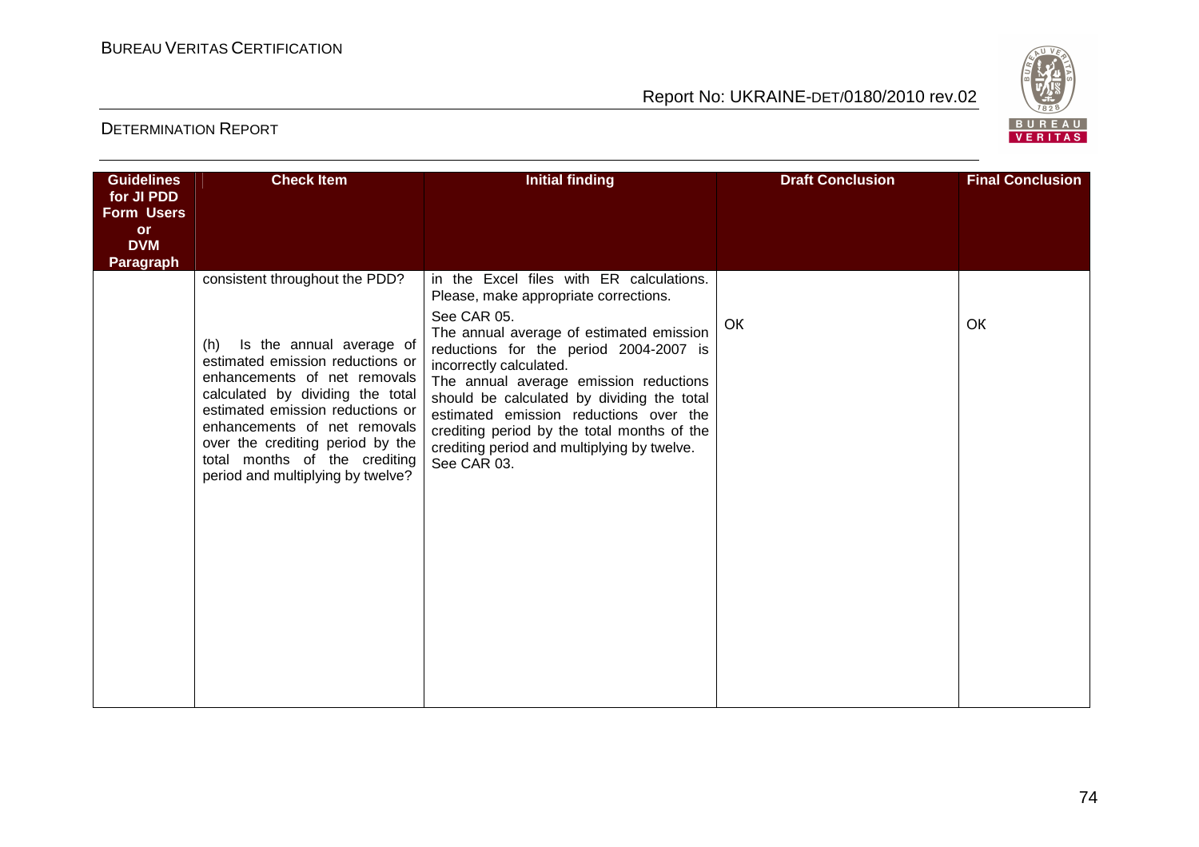| Guidelines for JI PDD Form Users or DVM Paragraph | Check Item | Initial finding | Draft Conclusion | Final Conclusion |
|---|---|---|---|---|
| | consistent throughout the PDD? | in the Excel files with ER calculations. Please, make appropriate corrections. See CAR 05. | | |
| | (h) Is the annual average of estimated emission reductions or enhancements of net removals calculated by dividing the total estimated emission reductions or enhancements of net removals over the crediting period by the total months of the crediting period and multiplying by twelve? | The annual average of estimated emission reductions for the period 2004-2007 is incorrectly calculated. The annual average emission reductions should be calculated by dividing the total estimated emission reductions over the crediting period by the total months of the crediting period and multiplying by twelve. See CAR 03. | OK | OK |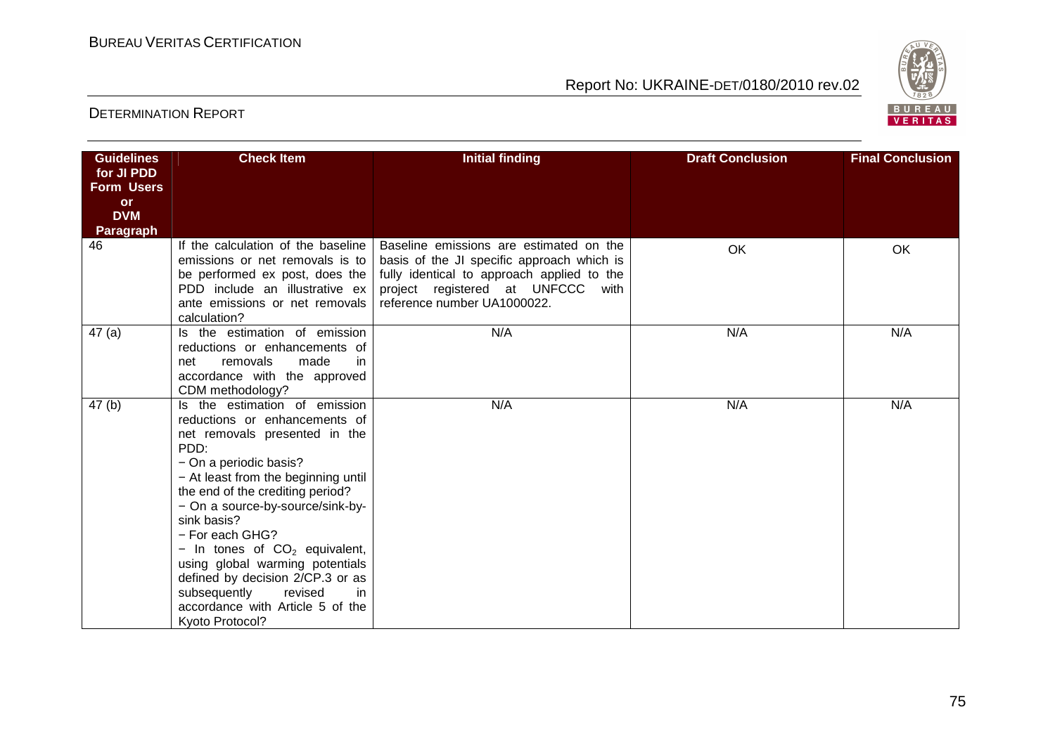| Guidelines for JI PDD Form Users or DVM Paragraph | Check Item | Initial finding | Draft Conclusion | Final Conclusion |
|---|---|---|---|---|
| 46 | If the calculation of the baseline emissions or net removals is to be performed ex post, does the PDD include an illustrative ex ante emissions or net removals calculation? | Baseline emissions are estimated on the basis of the JI specific approach which is fully identical to approach applied to the project registered at UNFCCC with reference number UA1000022. | OK | OK |
| 47 (a) | Is the estimation of emission reductions or enhancements of net removals made in accordance with the approved CDM methodology? | N/A | N/A | N/A |
| 47 (b) | Is the estimation of emission reductions or enhancements of net removals presented in the PDD:<br>− On a periodic basis?<br>− At least from the beginning until the end of the crediting period?<br>− On a source-by-source/sink-by-sink basis?<br>− For each GHG?<br>− In tones of $CO_2$ equivalent, using global warming potentials defined by decision 2/CP.3 or as subsequently revised in accordance with Article 5 of the Kyoto Protocol? | N/A | N/A | N/A |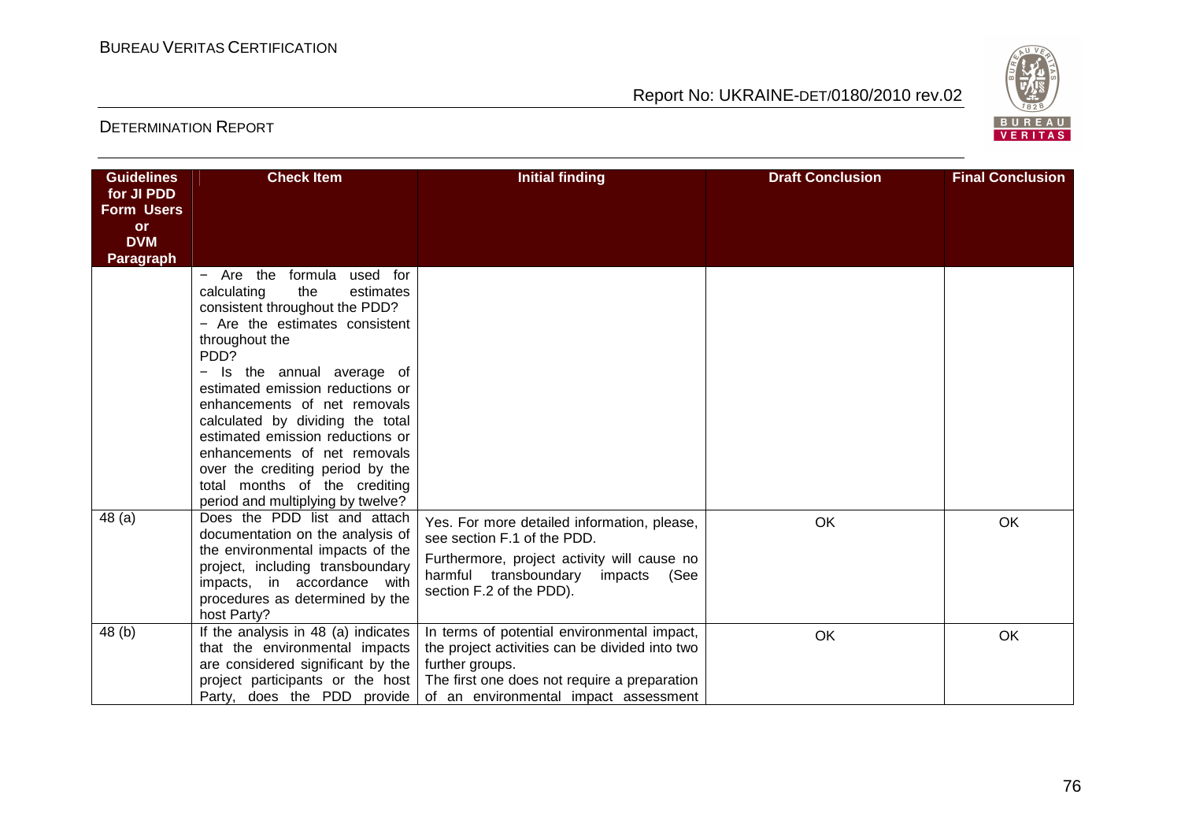| Guidelines for JI PDD Form Users or DVM Paragraph | Check Item | Initial finding | Draft Conclusion | Final Conclusion |
|---|---|---|---|---|
| | − Are the formula used for calculating the estimates consistent throughout the PDD?<br>− Are the estimates consistent throughout the PDD?<br>− Is the annual average of estimated emission reductions or enhancements of net removals calculated by dividing the total estimated emission reductions or enhancements of net removals over the crediting period by the total months of the crediting period and multiplying by twelve? | | | |
| 48 (a) | Does the PDD list and attach documentation on the analysis of the environmental impacts of the project, including transboundary impacts, in accordance with procedures as determined by the host Party? | Yes. For more detailed information, please, see section F.1 of the PDD.<br>Furthermore, project activity will cause no harmful transboundary impacts (See section F.2 of the PDD). | OK | OK |
| 48 (b) | If the analysis in 48 (a) indicates that the environmental impacts are considered significant by the project participants or the host Party, does the PDD provide | In terms of potential environmental impact, the project activities can be divided into two further groups.<br>The first one does not require a preparation of an environmental impact assessment | OK | OK |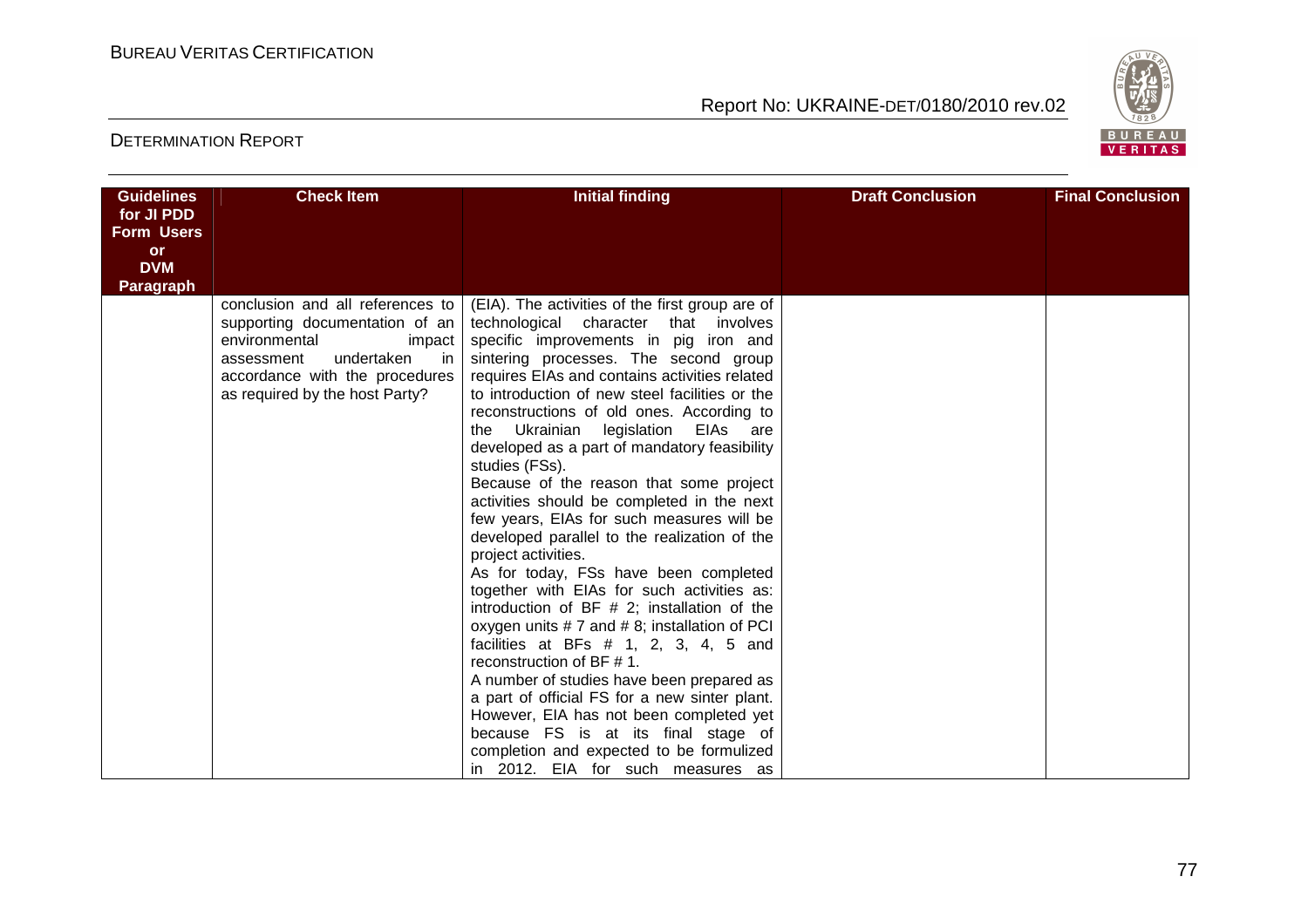| Guidelines for JI PDD Form Users or DVM Paragraph | Check Item | Initial finding | Draft Conclusion | Final Conclusion |
|---|---|---|---|---|
| | conclusion and all references to supporting documentation of an environmental impact assessment undertaken in accordance with the procedures as required by the host Party? | (EIA). The activities of the first group are of technological character that involves specific improvements in pig iron and sintering processes. The second group requires EIAs and contains activities related to introduction of new steel facilities or the reconstructions of old ones. According to the Ukrainian legislation EIAs are developed as a part of mandatory feasibility studies (FSs).<br>Because of the reason that some project activities should be completed in the next few years, EIAs for such measures will be developed parallel to the realization of the project activities.<br>As for today, FSs have been completed together with EIAs for such activities as: introduction of BF # 2; installation of the oxygen units # 7 and # 8; installation of PCI facilities at BFs # 1, 2, 3, 4, 5 and reconstruction of BF # 1.<br>A number of studies have been prepared as a part of official FS for a new sinter plant. However, EIA has not been completed yet because FS is at its final stage of completion and expected to be formulized in 2012. EIA for such measures as | | |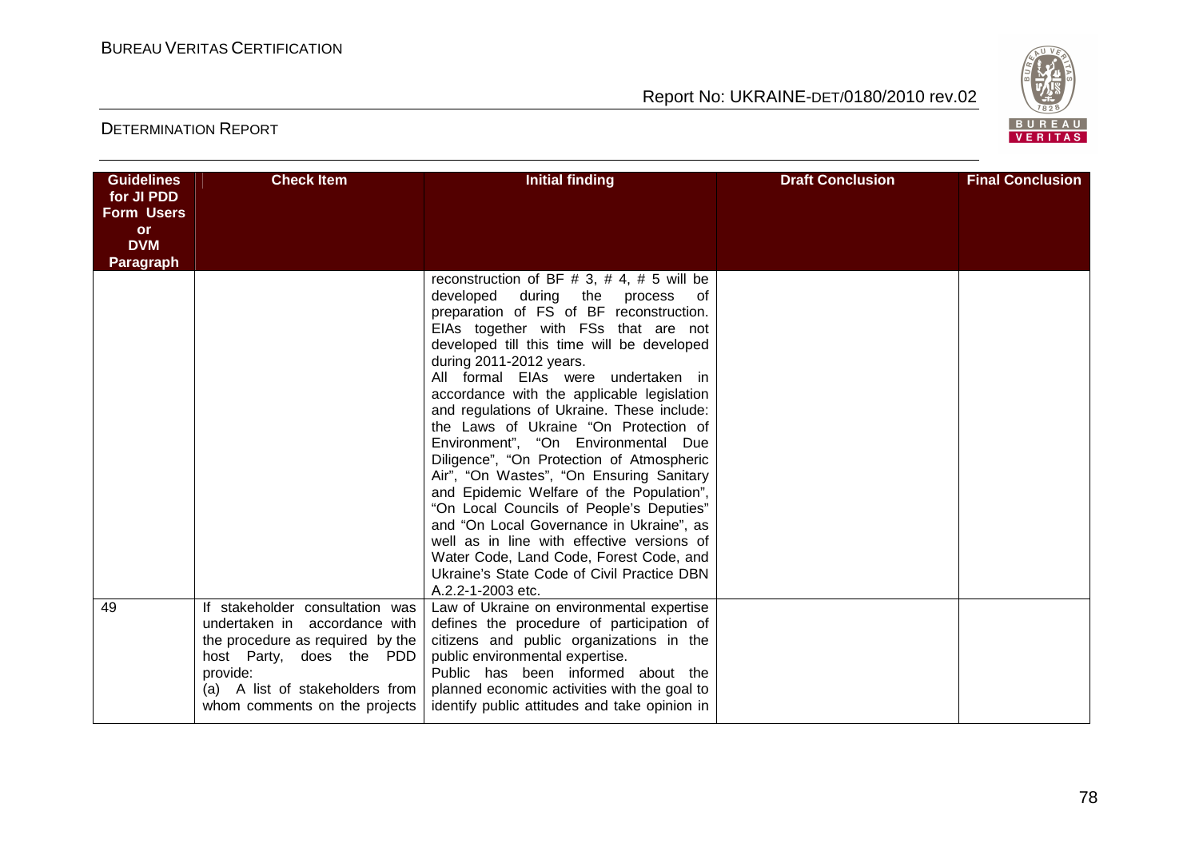| Guidelines for JI PDD Form Users or DVM Paragraph | Check Item | Initial finding | Draft Conclusion | Final Conclusion |
|---|---|---|---|---|
| | | reconstruction of BF # 3, # 4, # 5 will be developed during the process of preparation of FS of BF reconstruction. EIAs together with FSs that are not developed till this time will be developed during 2011-2012 years.<br>All formal EIAs were undertaken in accordance with the applicable legislation and regulations of Ukraine. These include: the Laws of Ukraine "On Protection of Environment", "On Environmental Due Diligence", "On Protection of Atmospheric Air", "On Wastes", "On Ensuring Sanitary and Epidemic Welfare of the Population", "On Local Councils of People's Deputies" and "On Local Governance in Ukraine", as well as in line with effective versions of Water Code, Land Code, Forest Code, and Ukraine's State Code of Civil Practice DBN A.2.2-1-2003 etc. | | |
| 49 | If stakeholder consultation was undertaken in accordance with the procedure as required by the host Party, does the PDD provide:<br>(a) A list of stakeholders from whom comments on the projects | Law of Ukraine on environmental expertise defines the procedure of participation of citizens and public organizations in the public environmental expertise.<br>Public has been informed about the planned economic activities with the goal to identify public attitudes and take opinion in | | |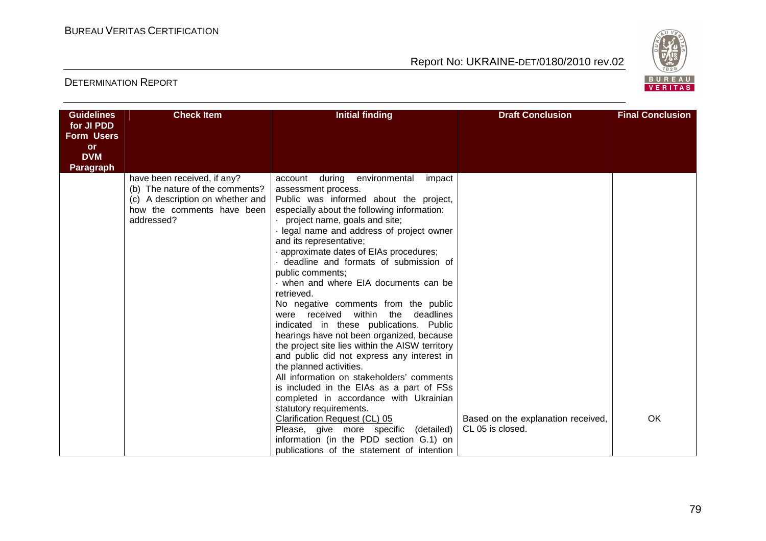| Guidelines for JI PDD Form Users or DVM Paragraph | Check Item | Initial finding | Draft Conclusion | Final Conclusion |
|---|---|---|---|---|
| | have been received, if any?<br>(b) The nature of the comments?<br>(c) A description on whether and how the comments have been addressed? | account during environmental impact assessment process.<br>Public was informed about the project, especially about the following information:<br>· project name, goals and site;<br>· legal name and address of project owner and its representative;<br>· approximate dates of EIAs procedures;<br>· deadline and formats of submission of public comments;<br>· when and where EIA documents can be retrieved.<br>No negative comments from the public were received within the deadlines indicated in these publications. Public hearings have not been organized, because the project site lies within the AISW territory and public did not express any interest in the planned activities.<br>All information on stakeholders' comments is included in the EIAs as a part of FSs completed in accordance with Ukrainian statutory requirements.<br>Clarification Request (CL) 05<br>Please, give more specific (detailed) information (in the PDD section G.1) on publications of the statement of intention | Based on the explanation received, CL 05 is closed. | OK |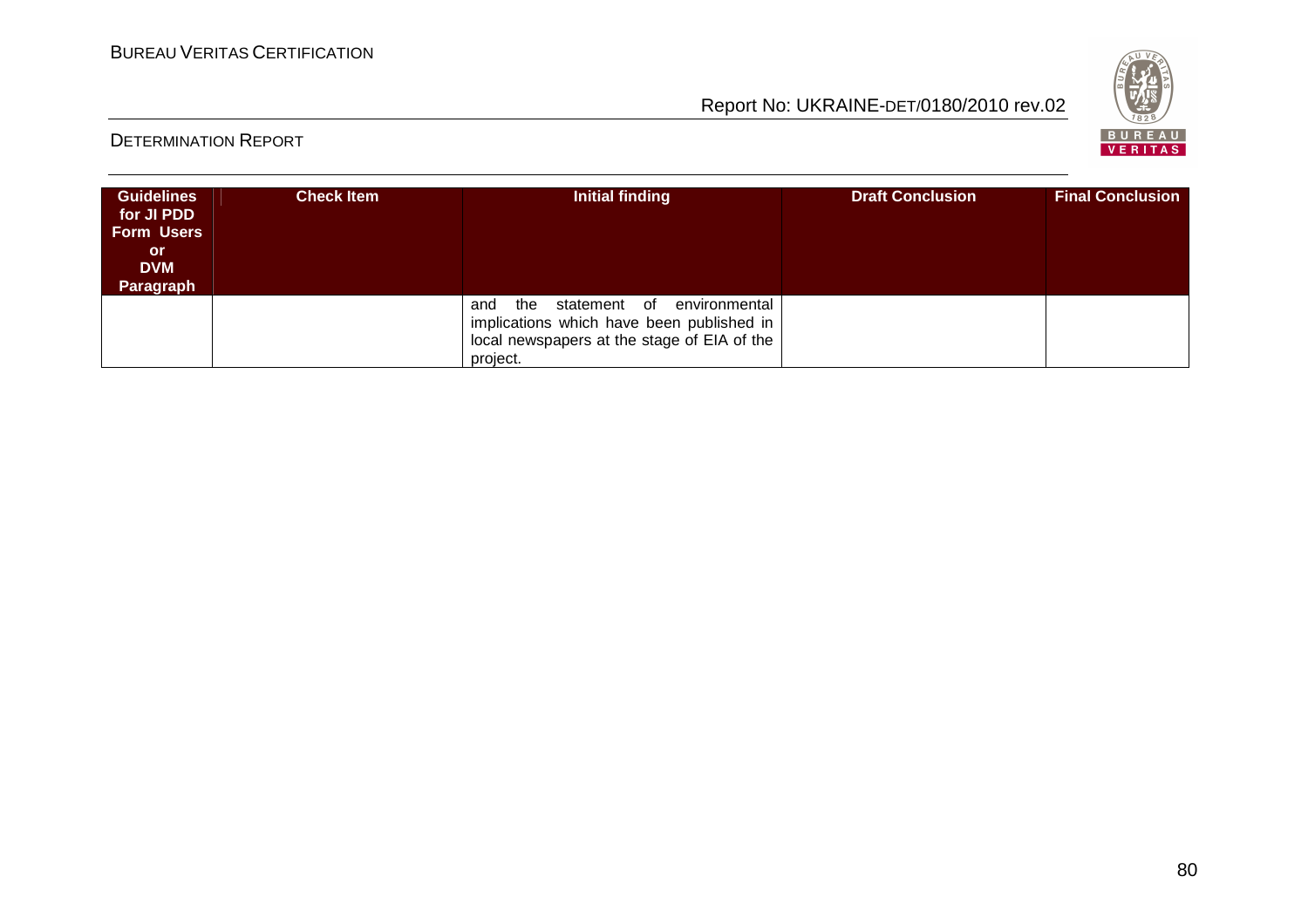| Guidelines for JI PDD Form Users or DVM Paragraph | Check Item | Initial finding | Draft Conclusion | Final Conclusion |
|---|---|---|---|---|
| | | and the statement of environmental implications which have been published in local newspapers at the stage of EIA of the project. | | |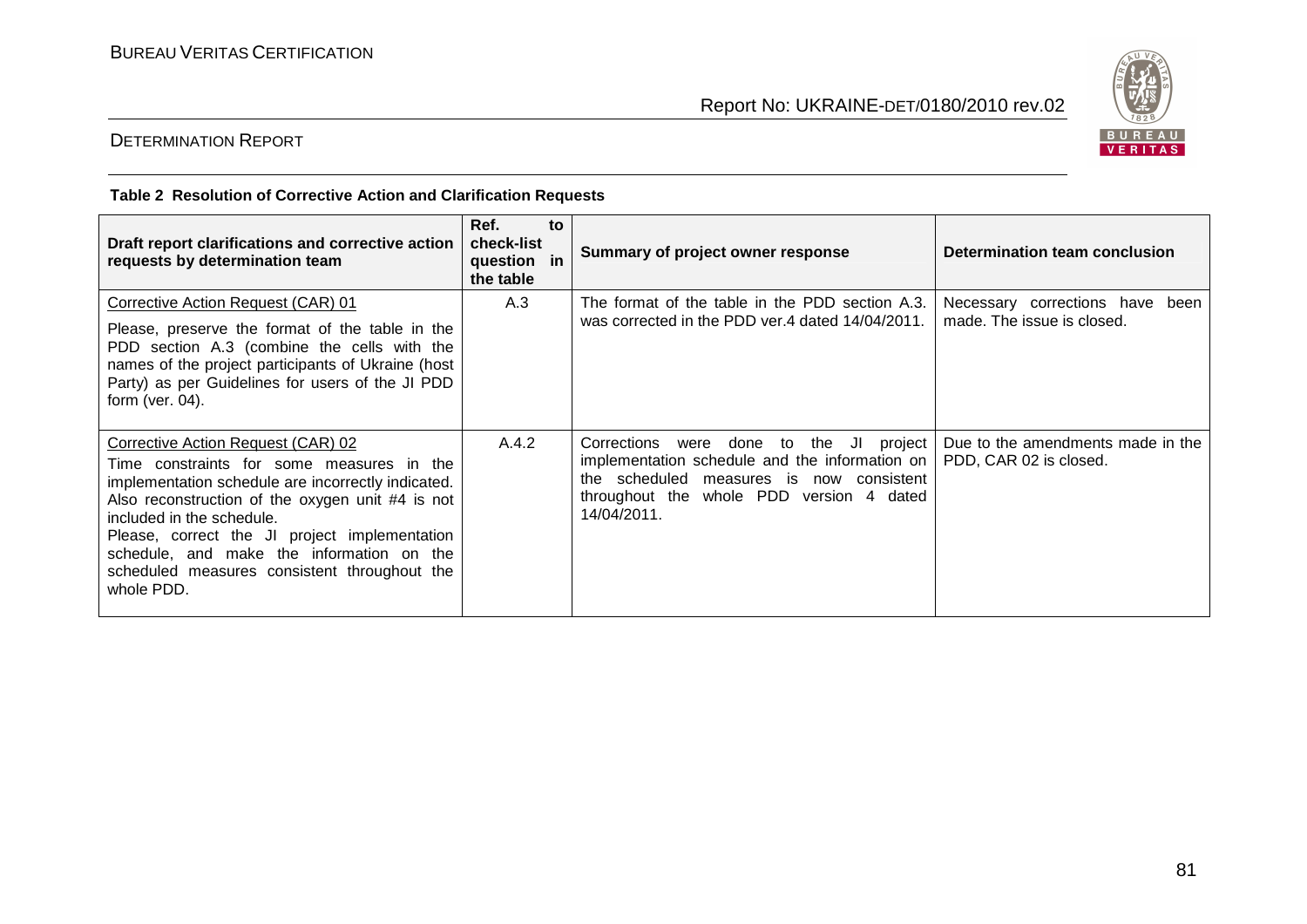**Table 2 Resolution of Corrective Action and Clarification Requests**

| Draft report clarifications and corrective action requests by determination team | Ref. to check-list question in the table | Summary of project owner response | Determination team conclusion |
|---|---|---|---|
| Corrective Action Request (CAR) 01<br>Please, preserve the format of the table in the PDD section A.3 (combine the cells with the names of the project participants of Ukraine (host Party) as per Guidelines for users of the JI PDD form (ver. 04). | A.3 | The format of the table in the PDD section A.3. was corrected in the PDD ver.4 dated 14/04/2011. | Necessary corrections have been made. The issue is closed. |
| Corrective Action Request (CAR) 02<br>Time constraints for some measures in the implementation schedule are incorrectly indicated. Also reconstruction of the oxygen unit #4 is not included in the schedule.<br>Please, correct the JI project implementation schedule, and make the information on the scheduled measures consistent throughout the whole PDD. | A.4.2 | Corrections were done to the JI project implementation schedule and the information on the scheduled measures is now consistent throughout the whole PDD version 4 dated 14/04/2011. | Due to the amendments made in the PDD, CAR 02 is closed. |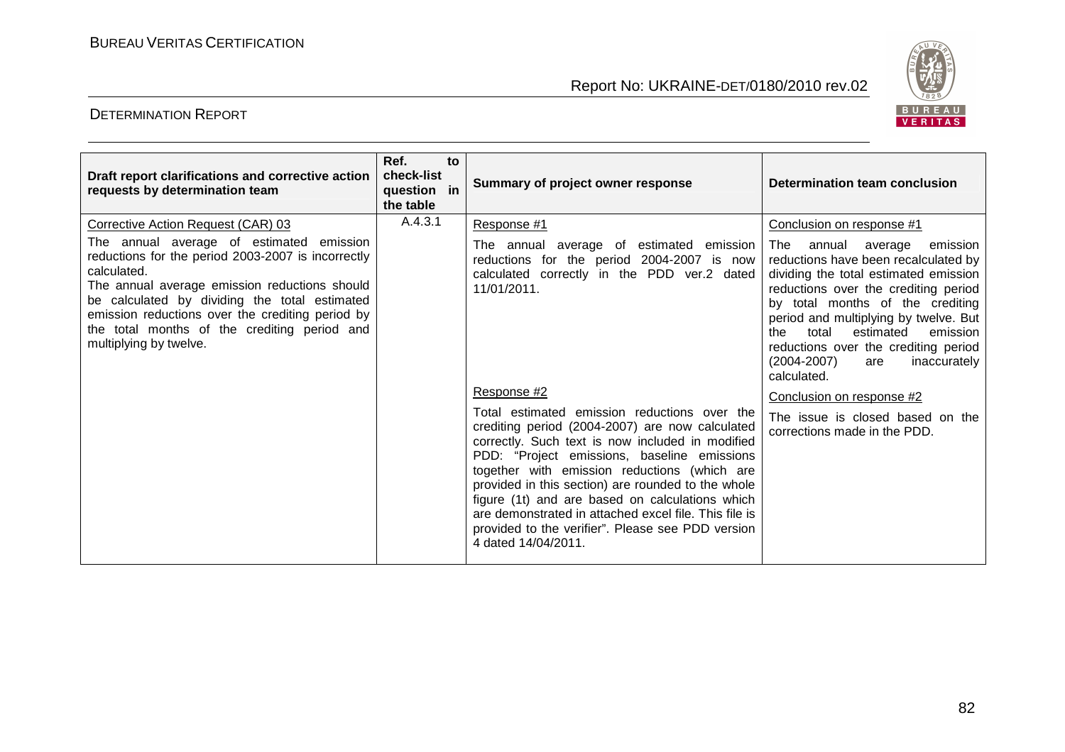| Draft report clarifications and corrective action requests by determination team | Ref. to check-list question in the table | Summary of project owner response | Determination team conclusion |
|---|---|---|---|
| Corrective Action Request (CAR) 03<br><br>The annual average of estimated emission reductions for the period 2003-2007 is incorrectly calculated.<br>The annual average emission reductions should be calculated by dividing the total estimated emission reductions over the crediting period by the total months of the crediting period and multiplying by twelve. | A.4.3.1 | Response #1<br><br>The annual average of estimated emission reductions for the period 2004-2007 is now calculated correctly in the PDD ver.2 dated 11/01/2011. | Conclusion on response #1<br><br>The annual average emission reductions have been recalculated by dividing the total estimated emission reductions over the crediting period by total months of the crediting period and multiplying by twelve. But the total estimated emission reductions over the crediting period (2004-2007) are inaccurately calculated. |
| | | Response #2<br><br>Total estimated emission reductions over the crediting period (2004-2007) are now calculated correctly. Such text is now included in modified PDD: "Project emissions, baseline emissions together with emission reductions (which are provided in this section) are rounded to the whole figure (1t) and are based on calculations which are demonstrated in attached excel file. This file is provided to the verifier". Please see PDD version 4 dated 14/04/2011. | Conclusion on response #2<br><br>The issue is closed based on the corrections made in the PDD. |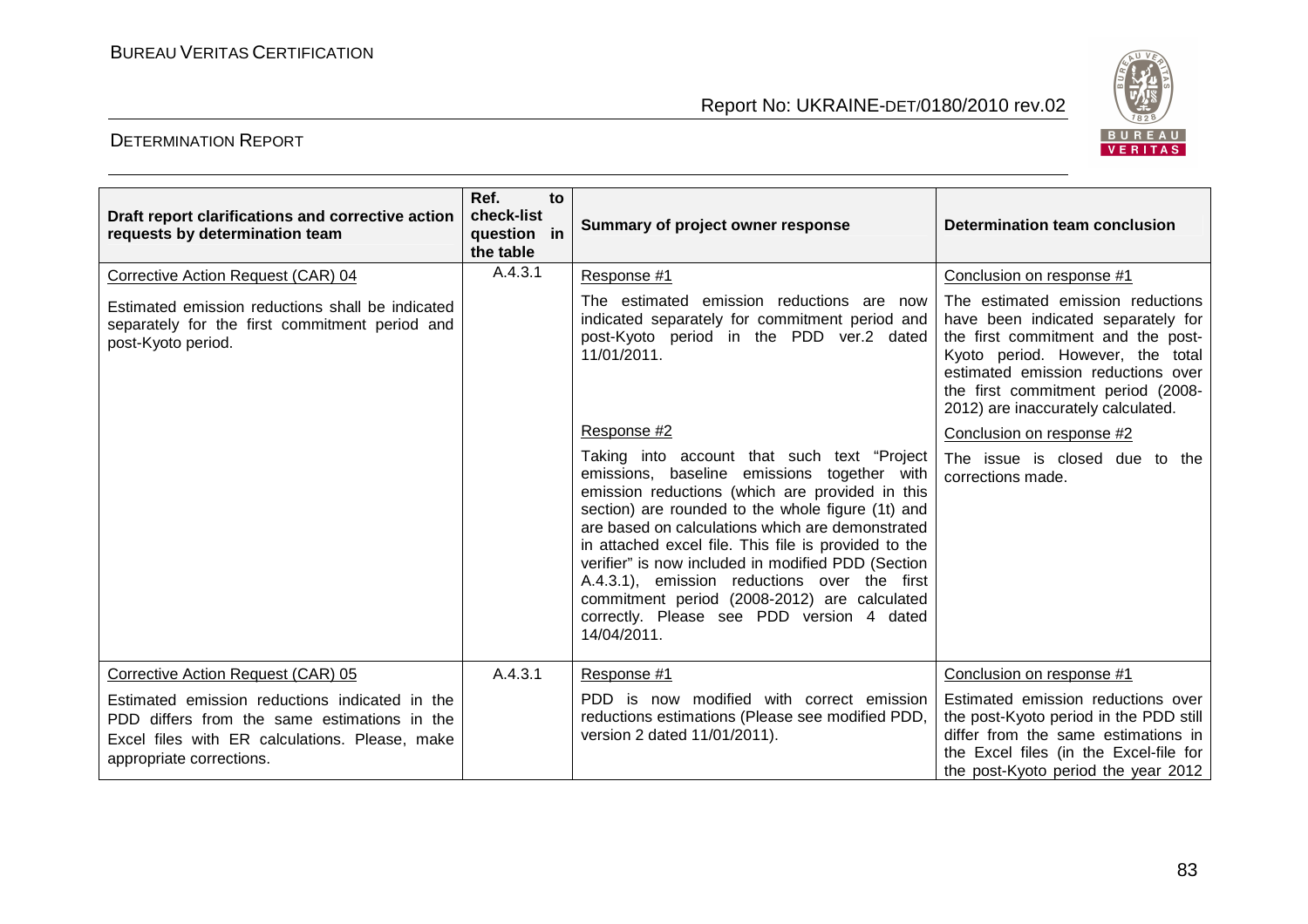| Draft report clarifications and corrective action requests by determination team | Ref. to check-list question in the table | Summary of project owner response | Determination team conclusion |
|---|---|---|---|
| Corrective Action Request (CAR) 04<br><br>Estimated emission reductions shall be indicated separately for the first commitment period and post-Kyoto period. | A.4.3.1 | Response #1<br><br>The estimated emission reductions are now indicated separately for commitment period and post-Kyoto period in the PDD ver.2 dated 11/01/2011.<br><br>Response #2<br><br>Taking into account that such text "Project emissions, baseline emissions together with emission reductions (which are provided in this section) are rounded to the whole figure (1t) and are based on calculations which are demonstrated in attached excel file. This file is provided to the verifier" is now included in modified PDD (Section A.4.3.1), emission reductions over the first commitment period (2008-2012) are calculated correctly. Please see PDD version 4 dated 14/04/2011. | Conclusion on response #1<br><br>The estimated emission reductions have been indicated separately for the first commitment and the post-Kyoto period. However, the total estimated emission reductions over the first commitment period (2008-2012) are inaccurately calculated.<br><br>Conclusion on response #2<br><br>The issue is closed due to the corrections made. |
| Corrective Action Request (CAR) 05<br><br>Estimated emission reductions indicated in the PDD differs from the same estimations in the Excel files with ER calculations. Please, make appropriate corrections. | A.4.3.1 | Response #1<br><br>PDD is now modified with correct emission reductions estimations (Please see modified PDD, version 2 dated 11/01/2011). | Conclusion on response #1<br><br>Estimated emission reductions over the post-Kyoto period in the PDD still differ from the same estimations in the Excel files (in the Excel-file for the post-Kyoto period the year 2012 |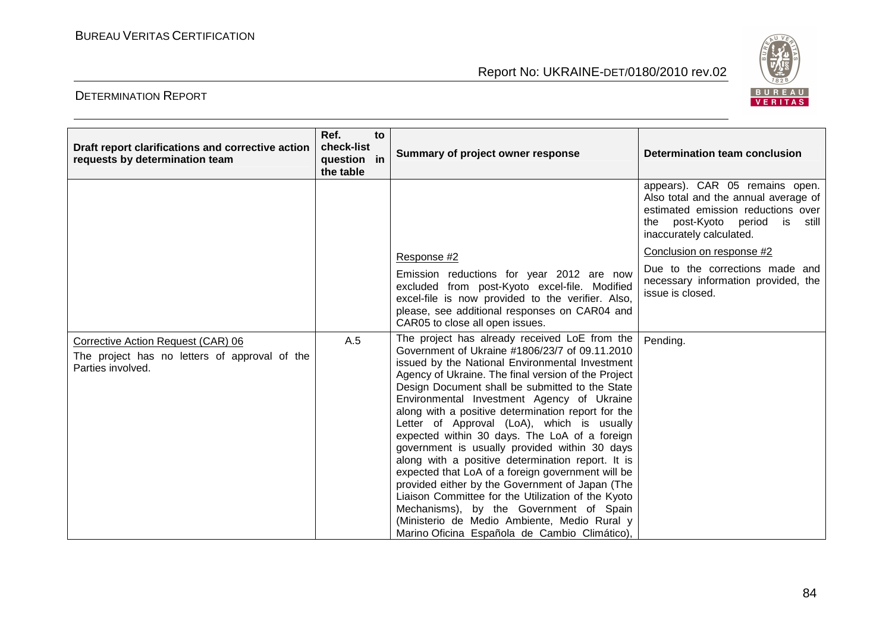| Draft report clarifications and corrective action requests by determination team | Ref. to check-list question in the table | Summary of project owner response | Determination team conclusion |
|---|---|---|---|
| | | | appears). CAR 05 remains open. Also total and the annual average of estimated emission reductions over the post-Kyoto period is still inaccurately calculated. |
| | | Response #2<br>Emission reductions for year 2012 are now excluded from post-Kyoto excel-file. Modified excel-file is now provided to the verifier. Also, please, see additional responses on CAR04 and CAR05 to close all open issues. | Conclusion on response #2<br>Due to the corrections made and necessary information provided, the issue is closed. |
| Corrective Action Request (CAR) 06<br>The project has no letters of approval of the Parties involved. | A.5 | The project has already received LoE from the Government of Ukraine #1806/23/7 of 09.11.2010 issued by the National Environmental Investment Agency of Ukraine. The final version of the Project Design Document shall be submitted to the State Environmental Investment Agency of Ukraine along with a positive determination report for the Letter of Approval (LoA), which is usually expected within 30 days. The LoA of a foreign government is usually provided within 30 days along with a positive determination report. It is expected that LoA of a foreign government will be provided either by the Government of Japan (The Liaison Committee for the Utilization of the Kyoto Mechanisms), by the Government of Spain (Ministerio de Medio Ambiente, Medio Rural y Marino Oficina Española de Cambio Climático), | Pending. |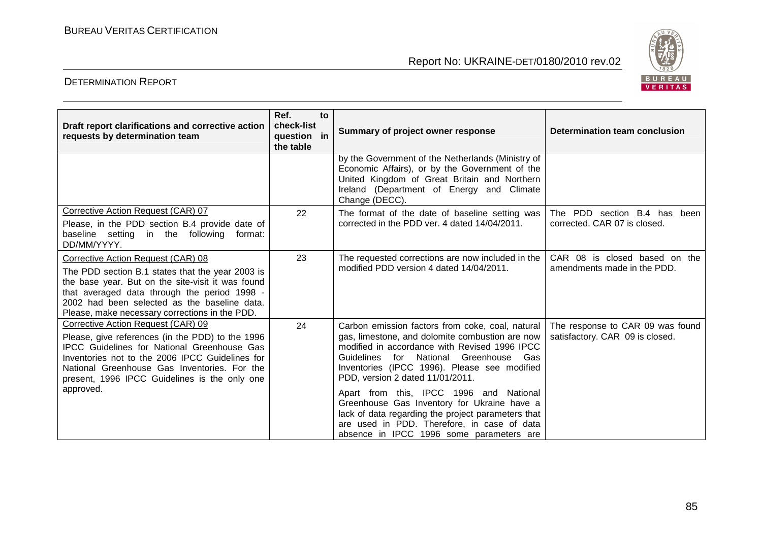| Draft report clarifications and corrective action requests by determination team | Ref. to check-list question in the table | Summary of project owner response | Determination team conclusion |
|---|---|---|---|
| | | by the Government of the Netherlands (Ministry of Economic Affairs), or by the Government of the United Kingdom of Great Britain and Northern Ireland (Department of Energy and Climate Change (DECC). | |
| Corrective Action Request (CAR) 07<br>Please, in the PDD section B.4 provide date of baseline setting in the following format: DD/MM/YYYY. | 22 | The format of the date of baseline setting was corrected in the PDD ver. 4 dated 14/04/2011. | The PDD section B.4 has been corrected. CAR 07 is closed. |
| Corrective Action Request (CAR) 08<br>The PDD section B.1 states that the year 2003 is the base year. But on the site-visit it was found that averaged data through the period 1998 - 2002 had been selected as the baseline data. Please, make necessary corrections in the PDD. | 23 | The requested corrections are now included in the modified PDD version 4 dated 14/04/2011. | CAR 08 is closed based on the amendments made in the PDD. |
| Corrective Action Request (CAR) 09<br>Please, give references (in the PDD) to the 1996 IPCC Guidelines for National Greenhouse Gas Inventories not to the 2006 IPCC Guidelines for National Greenhouse Gas Inventories. For the present, 1996 IPCC Guidelines is the only one approved. | 24 | Carbon emission factors from coke, coal, natural gas, limestone, and dolomite combustion are now modified in accordance with Revised 1996 IPCC Guidelines for National Greenhouse Gas Inventories (IPCC 1996). Please see modified PDD, version 2 dated 11/01/2011.<br>Apart from this, IPCC 1996 and National Greenhouse Gas Inventory for Ukraine have a lack of data regarding the project parameters that are used in PDD. Therefore, in case of data absence in IPCC 1996 some parameters are | The response to CAR 09 was found satisfactory. CAR 09 is closed. |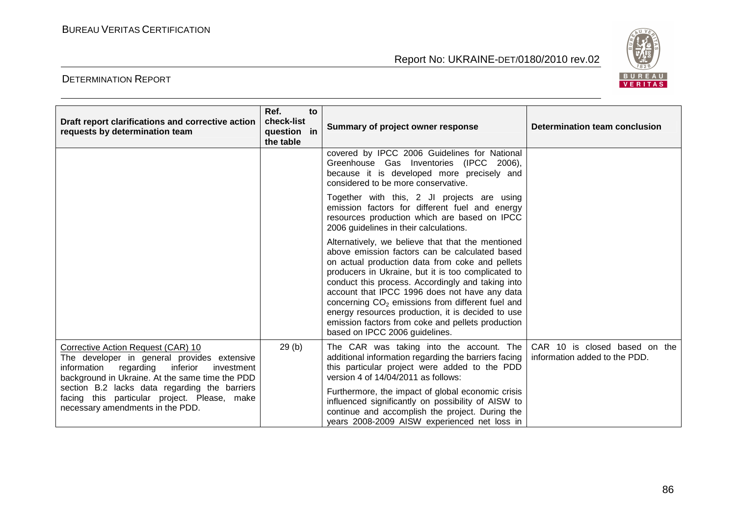| Draft report clarifications and corrective action requests by determination team | Ref. to check-list question in the table | Summary of project owner response | Determination team conclusion |
|---|---|---|---|
| | | covered by IPCC 2006 Guidelines for National Greenhouse Gas Inventories (IPCC 2006), because it is developed more precisely and considered to be more conservative.<br><br>Together with this, 2 JI projects are using emission factors for different fuel and energy resources production which are based on IPCC 2006 guidelines in their calculations.<br><br>Alternatively, we believe that that the mentioned above emission factors can be calculated based on actual production data from coke and pellets producers in Ukraine, but it is too complicated to conduct this process. Accordingly and taking into account that IPCC 1996 does not have any data concerning $CO_2$ emissions from different fuel and energy resources production, it is decided to use emission factors from coke and pellets production based on IPCC 2006 guidelines. | |
| Corrective Action Request (CAR) 10<br>The developer in general provides extensive information regarding inferior investment background in Ukraine. At the same time the PDD section B.2 lacks data regarding the barriers facing this particular project. Please, make necessary amendments in the PDD. | 29 (b) | The CAR was taking into the account. The additional information regarding the barriers facing this particular project were added to the PDD version 4 of 14/04/2011 as follows:<br><br>Furthermore, the impact of global economic crisis influenced significantly on possibility of AISW to continue and accomplish the project. During the years 2008-2009 AISW experienced net loss in | CAR 10 is closed based on the information added to the PDD. |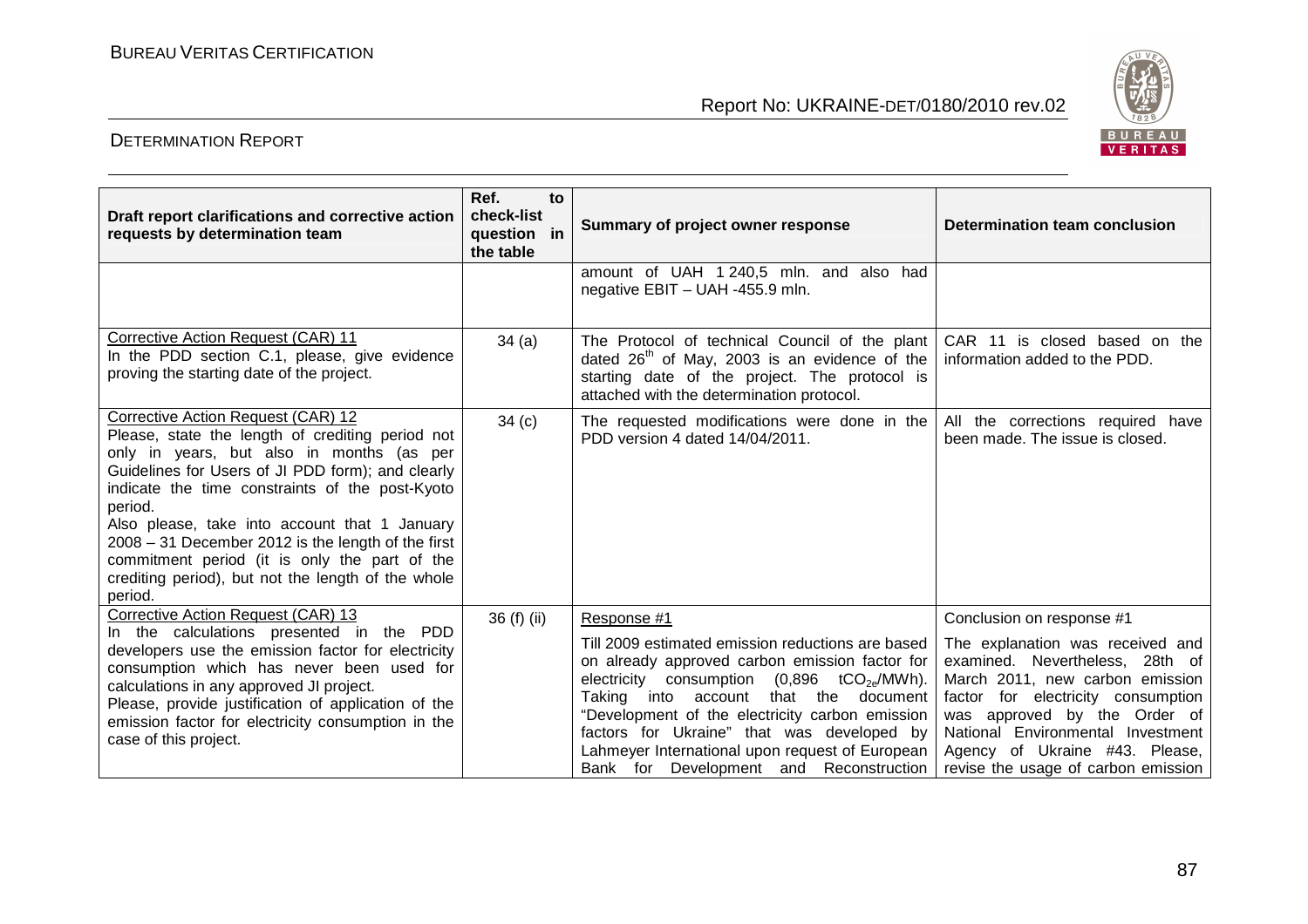| Draft report clarifications and corrective action requests by determination team | Ref. to check-list question in the table | Summary of project owner response | Determination team conclusion |
|---|---|---|---|
| | | amount of UAH 1 240,5 mln. and also had negative EBIT – UAH -455.9 mln. | |
| Corrective Action Request (CAR) 11<br>In the PDD section C.1, please, give evidence proving the starting date of the project. | 34 (a) | The Protocol of technical Council of the plant dated 26th of May, 2003 is an evidence of the starting date of the project. The protocol is attached with the determination protocol. | CAR 11 is closed based on the information added to the PDD. |
| Corrective Action Request (CAR) 12<br>Please, state the length of crediting period not only in years, but also in months (as per Guidelines for Users of JI PDD form); and clearly indicate the time constraints of the post-Kyoto period.<br>Also please, take into account that 1 January 2008 – 31 December 2012 is the length of the first commitment period (it is only the part of the crediting period), but not the length of the whole period. | 34 (c) | The requested modifications were done in the PDD version 4 dated 14/04/2011. | All the corrections required have been made. The issue is closed. |
| Corrective Action Request (CAR) 13<br>In the calculations presented in the PDD developers use the emission factor for electricity consumption which has never been used for calculations in any approved JI project.<br>Please, provide justification of application of the emission factor for electricity consumption in the case of this project. | 36 (f) (ii) | Response #1<br>Till 2009 estimated emission reductions are based on already approved carbon emission factor for electricity consumption (0,896 $tCO_{2e}$/MWh). Taking into account that the document "Development of the electricity carbon emission factors for Ukraine" that was developed by Lahmeyer International upon request of European Bank for Development and Reconstruction | Conclusion on response #1<br>The explanation was received and examined. Nevertheless, 28th of March 2011, new carbon emission factor for electricity consumption was approved by the Order of National Environmental Investment Agency of Ukraine #43. Please, revise the usage of carbon emission |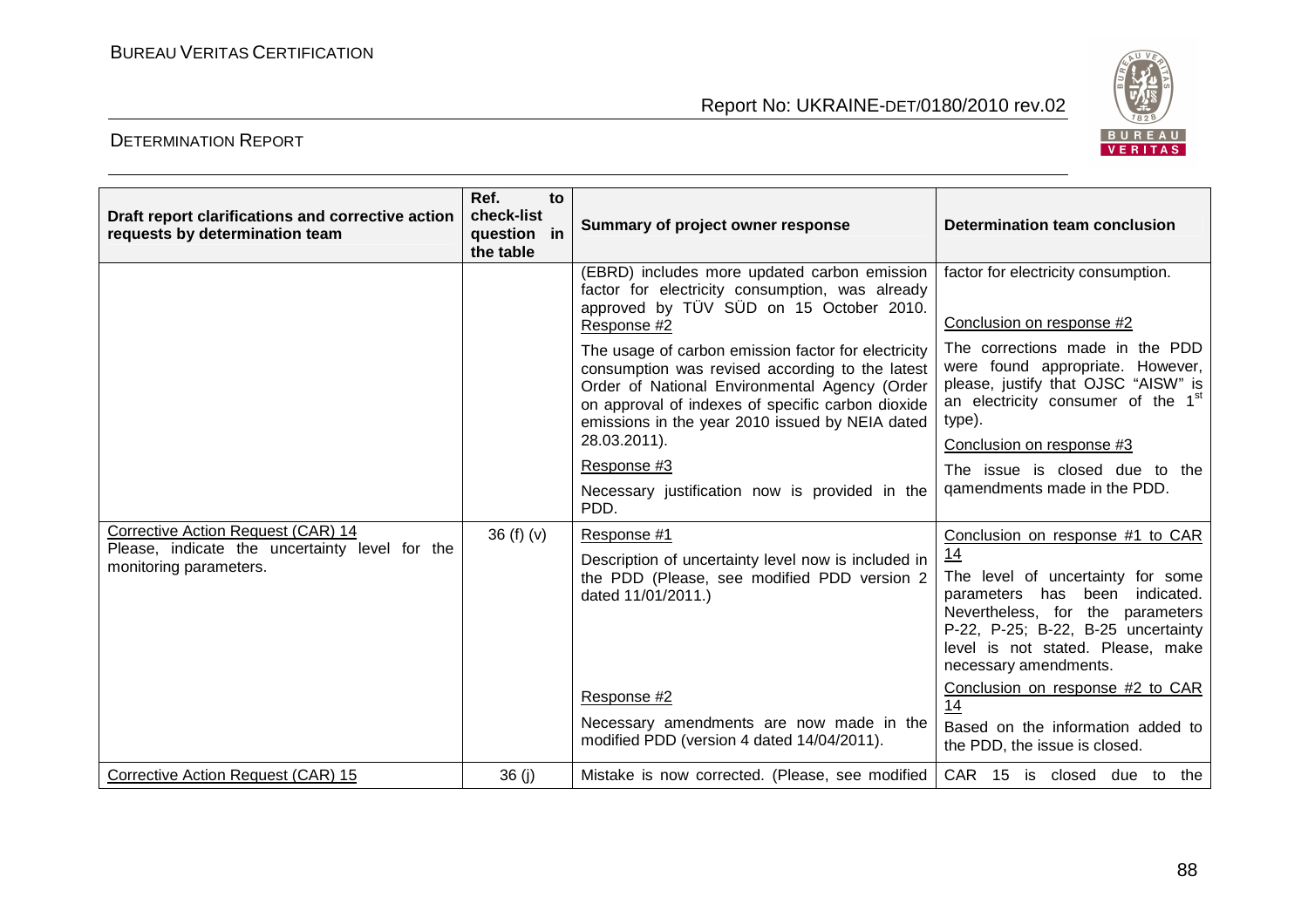| Draft report clarifications and corrective action requests by determination team | Ref. to check-list question in the table | Summary of project owner response | Determination team conclusion |
|---|---|---|---|
| | | (EBRD) includes more updated carbon emission factor for electricity consumption, was already approved by TÜV SÜD on 15 October 2010.<br>Response #2<br>The usage of carbon emission factor for electricity consumption was revised according to the latest Order of National Environmental Agency (Order on approval of indexes of specific carbon dioxide emissions in the year 2010 issued by NEIA dated 28.03.2011).<br>Response #3<br>Necessary justification now is provided in the PDD. | factor for electricity consumption.<br>Conclusion on response #2<br>The corrections made in the PDD were found appropriate. However, please, justify that OJSC "AISW" is an electricity consumer of the 1[st] type).<br>Conclusion on response #3<br>The issue is closed due to the qamendments made in the PDD. |
| Corrective Action Request (CAR) 14<br>Please, indicate the uncertainty level for the monitoring parameters. | 36 (f) (v) | Response #1<br>Description of uncertainty level now is included in the PDD (Please, see modified PDD version 2 dated 11/01/2011.)<br>Response #2<br>Necessary amendments are now made in the modified PDD (version 4 dated 14/04/2011). | Conclusion on response #1 to CAR 14<br>The level of uncertainty for some parameters has been indicated. Nevertheless, for the parameters P-22, P-25; B-22, B-25 uncertainty level is not stated. Please, make necessary amendments.<br>Conclusion on response #2 to CAR 14<br>Based on the information added to the PDD, the issue is closed. |
| Corrective Action Request (CAR) 15 | 36 (j) | Mistake is now corrected. (Please, see modified | CAR 15 is closed due to the |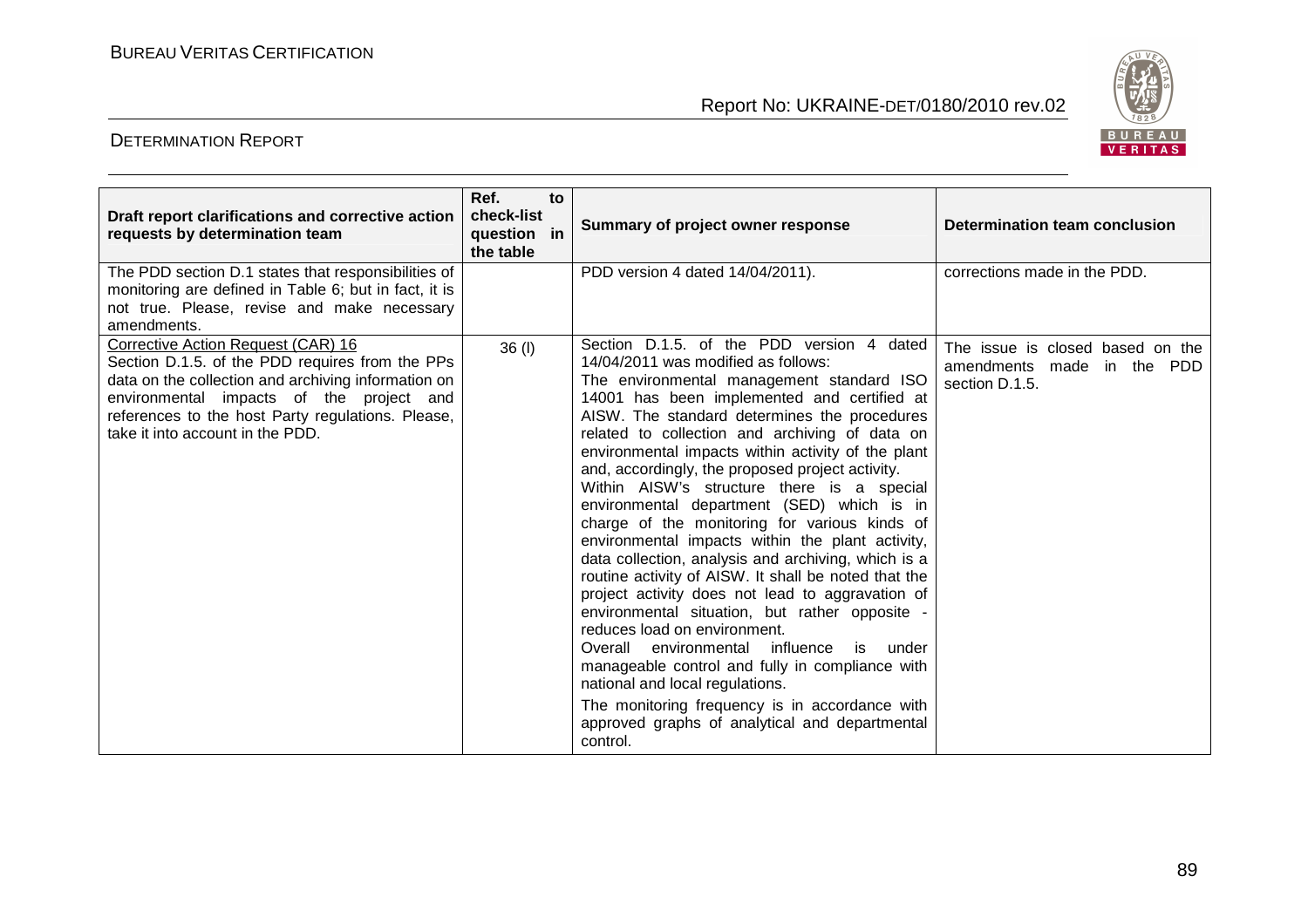| Draft report clarifications and corrective action requests by determination team | Ref. to check-list question in the table | Summary of project owner response | Determination team conclusion |
|---|---|---|---|
| The PDD section D.1 states that responsibilities of monitoring are defined in Table 6; but in fact, it is not true. Please, revise and make necessary amendments. | | PDD version 4 dated 14/04/2011). | corrections made in the PDD. |
| Corrective Action Request (CAR) 16<br>Section D.1.5. of the PDD requires from the PPs data on the collection and archiving information on environmental impacts of the project and references to the host Party regulations. Please, take it into account in the PDD. | 36 (I) | Section D.1.5. of the PDD version 4 dated 14/04/2011 was modified as follows:<br>The environmental management standard ISO 14001 has been implemented and certified at AISW. The standard determines the procedures related to collection and archiving of data on environmental impacts within activity of the plant and, accordingly, the proposed project activity.<br>Within AISW's structure there is a special environmental department (SED) which is in charge of the monitoring for various kinds of environmental impacts within the plant activity, data collection, analysis and archiving, which is a routine activity of AISW. It shall be noted that the project activity does not lead to aggravation of environmental situation, but rather opposite - reduces load on environment.<br>Overall environmental influence is under manageable control and fully in compliance with national and local regulations.<br>The monitoring frequency is in accordance with approved graphs of analytical and departmental control. | The issue is closed based on the amendments made in the PDD section D.1.5. |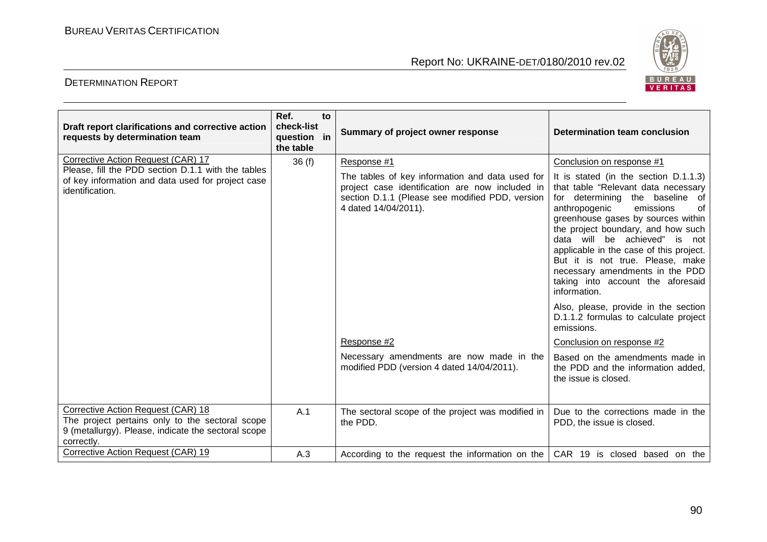| Draft report clarifications and corrective action requests by determination team | Ref. to check-list question in the table | Summary of project owner response | Determination team conclusion |
|---|---|---|---|
| Corrective Action Request (CAR) 17<br>Please, fill the PDD section D.1.1 with the tables of key information and data used for project case identification. | 36 (f) | Response #1<br>The tables of key information and data used for project case identification are now included in section D.1.1 (Please see modified PDD, version 4 dated 14/04/2011).<br><br>Response #2<br>Necessary amendments are now made in the modified PDD (version 4 dated 14/04/2011). | Conclusion on response #1<br>It is stated (in the section D.1.1.3) that table "Relevant data necessary for determining the baseline of anthropogenic emissions of greenhouse gases by sources within the project boundary, and how such data will be achieved" is not applicable in the case of this project. But it is not true. Please, make necessary amendments in the PDD taking into account the aforesaid information.<br>Also, please, provide in the section D.1.1.2 formulas to calculate project emissions.<br><br>Conclusion on response #2<br>Based on the amendments made in the PDD and the information added, the issue is closed. |
| Corrective Action Request (CAR) 18<br>The project pertains only to the sectoral scope 9 (metallurgy). Please, indicate the sectoral scope correctly. | A.1 | The sectoral scope of the project was modified in the PDD. | Due to the corrections made in the PDD, the issue is closed. |
| Corrective Action Request (CAR) 19 | A.3 | According to the request the information on the | CAR 19 is closed based on the |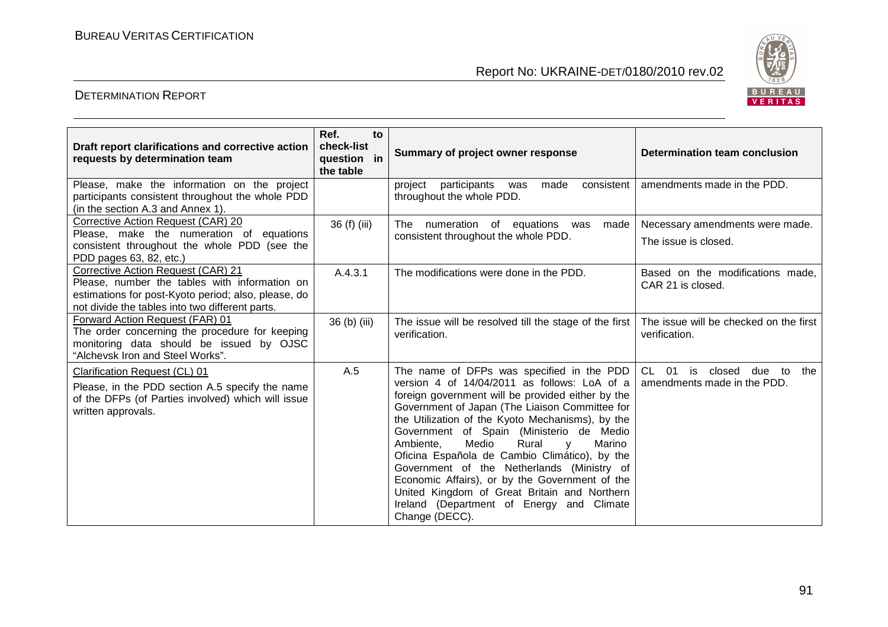| Draft report clarifications and corrective action requests by determination team | Ref. to check-list question in the table | Summary of project owner response | Determination team conclusion |
|---|---|---|---|
| Please, make the information on the project participants consistent throughout the whole PDD (in the section A.3 and Annex 1). | | project participants was made consistent throughout the whole PDD. | amendments made in the PDD. |
| Corrective Action Request (CAR) 20<br>Please, make the numeration of equations consistent throughout the whole PDD (see the PDD pages 63, 82, etc.) | 36 (f) (iii) | The numeration of equations was made consistent throughout the whole PDD. | Necessary amendments were made.<br>The issue is closed. |
| Corrective Action Request (CAR) 21<br>Please, number the tables with information on estimations for post-Kyoto period; also, please, do not divide the tables into two different parts. | A.4.3.1 | The modifications were done in the PDD. | Based on the modifications made, CAR 21 is closed. |
| Forward Action Request (FAR) 01<br>The order concerning the procedure for keeping monitoring data should be issued by OJSC "Alchevsk Iron and Steel Works". | 36 (b) (iii) | The issue will be resolved till the stage of the first verification. | The issue will be checked on the first verification. |
| Clarification Request (CL) 01<br>Please, in the PDD section A.5 specify the name of the DFPs (of Parties involved) which will issue written approvals. | A.5 | The name of DFPs was specified in the PDD version 4 of 14/04/2011 as follows: LoA of a foreign government will be provided either by the Government of Japan (The Liaison Committee for the Utilization of the Kyoto Mechanisms), by the Government of Spain (Ministerio de Medio Ambiente, Medio Rural y Marino Oficina Española de Cambio Climático), by the Government of the Netherlands (Ministry of Economic Affairs), or by the Government of the United Kingdom of Great Britain and Northern Ireland (Department of Energy and Climate Change (DECC). | CL 01 is closed due to the amendments made in the PDD. |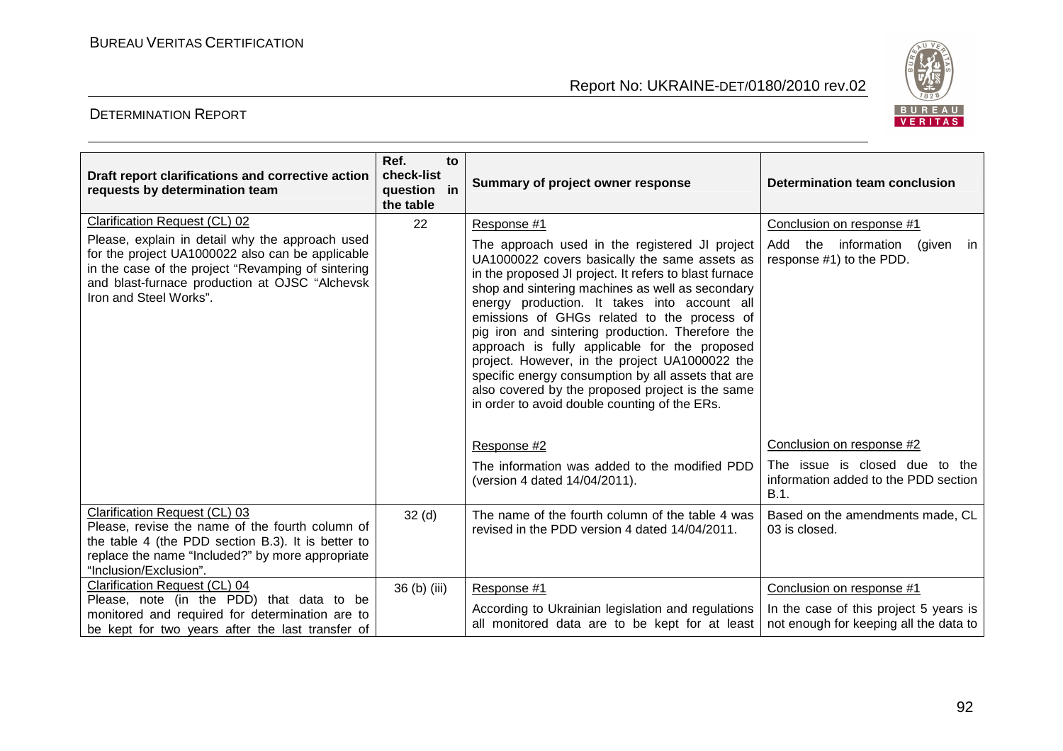| Draft report clarifications and corrective action requests by determination team | Ref. to check-list question in the table | Summary of project owner response | Determination team conclusion |
|---|---|---|---|
| Clarification Request (CL) 02<br><br>Please, explain in detail why the approach used for the project UA1000022 also can be applicable in the case of the project "Revamping of sintering and blast-furnace production at OJSC "Alchevsk Iron and Steel Works". | 22 | Response #1<br><br>The approach used in the registered JI project UA1000022 covers basically the same assets as in the proposed JI project. It refers to blast furnace shop and sintering machines as well as secondary energy production. It takes into account all emissions of GHGs related to the process of pig iron and sintering production. Therefore the approach is fully applicable for the proposed project. However, in the project UA1000022 the specific energy consumption by all assets that are also covered by the proposed project is the same in order to avoid double counting of the ERs.<br><br>Response #2<br><br>The information was added to the modified PDD (version 4 dated 14/04/2011). | Conclusion on response #1<br><br>Add the information (given in response #1) to the PDD.<br><br>Conclusion on response #2<br><br>The issue is closed due to the information added to the PDD section B.1. |
| Clarification Request (CL) 03<br>Please, revise the name of the fourth column of the table 4 (the PDD section B.3). It is better to replace the name "Included?" by more appropriate "Inclusion/Exclusion". | 32 (d) | The name of the fourth column of the table 4 was revised in the PDD version 4 dated 14/04/2011. | Based on the amendments made, CL 03 is closed. |
| Clarification Request (CL) 04<br>Please, note (in the PDD) that data to be monitored and required for determination are to be kept for two years after the last transfer of | 36 (b) (iii) | Response #1<br><br>According to Ukrainian legislation and regulations all monitored data are to be kept for at least | Conclusion on response #1<br><br>In the case of this project 5 years is not enough for keeping all the data to |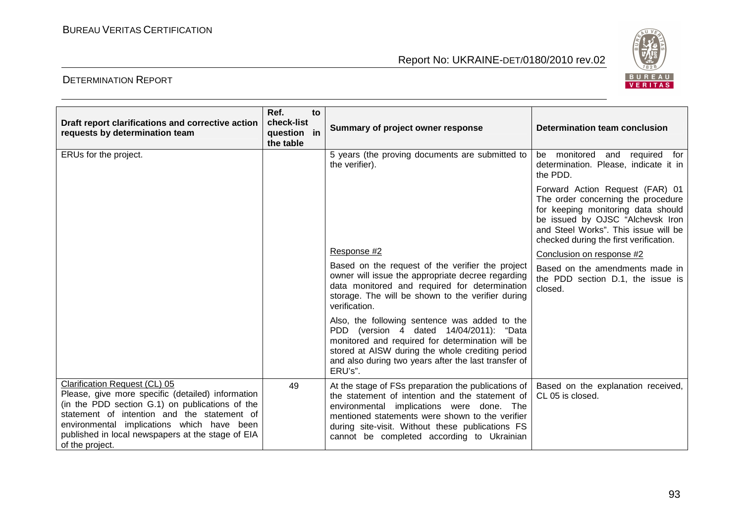| Draft report clarifications and corrective action requests by determination team | Ref. to check-list question in the table | Summary of project owner response | Determination team conclusion |
|---|---|---|---|
| ERUs for the project. | | 5 years (the proving documents are submitted to the verifier). | be monitored and required for determination. Please, indicate it in the PDD.<br><br>Forward Action Request (FAR) 01 The order concerning the procedure for keeping monitoring data should be issued by OJSC "Alchevsk Iron and Steel Works". This issue will be checked during the first verification. |
| | | Response #2<br><br>Based on the request of the verifier the project owner will issue the appropriate decree regarding data monitored and required for determination storage. The will be shown to the verifier during verification.<br><br>Also, the following sentence was added to the PDD (version 4 dated 14/04/2011): "Data monitored and required for determination will be stored at AISW during the whole crediting period and also during two years after the last transfer of ERU's". | Conclusion on response #2<br><br>Based on the amendments made in the PDD section D.1, the issue is closed. |
| Clarification Request (CL) 05<br>Please, give more specific (detailed) information (in the PDD section G.1) on publications of the statement of intention and the statement of environmental implications which have been published in local newspapers at the stage of EIA of the project. | 49 | At the stage of FSs preparation the publications of the statement of intention and the statement of environmental implications were done. The mentioned statements were shown to the verifier during site-visit. Without these publications FS cannot be completed according to Ukrainian | Based on the explanation received, CL 05 is closed. |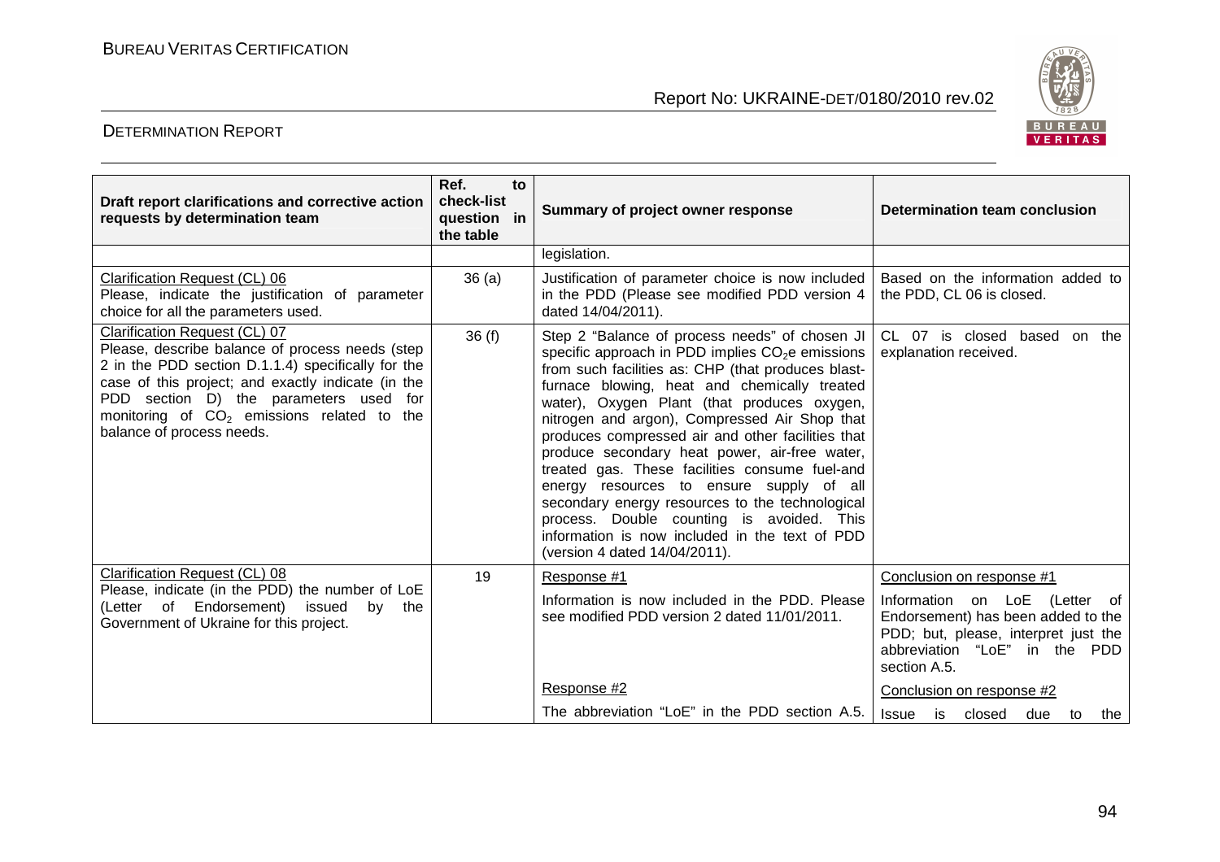| Draft report clarifications and corrective action requests by determination team | Ref. to check-list question in the table | Summary of project owner response | Determination team conclusion |
|---|---|---|---|
| | | legislation. | |
| Clarification Request (CL) 06<br>Please, indicate the justification of parameter choice for all the parameters used. | 36 (a) | Justification of parameter choice is now included in the PDD (Please see modified PDD version 4 dated 14/04/2011). | Based on the information added to the PDD, CL 06 is closed. |
| Clarification Request (CL) 07<br>Please, describe balance of process needs (step 2 in the PDD section D.1.1.4) specifically for the case of this project; and exactly indicate (in the PDD section D) the parameters used for monitoring of $CO_2$ emissions related to the balance of process needs. | 36 (f) | Step 2 "Balance of process needs" of chosen JI specific approach in PDD implies $CO_2e$ emissions from such facilities as: CHP (that produces blast-furnace blowing, heat and chemically treated water), Oxygen Plant (that produces oxygen, nitrogen and argon), Compressed Air Shop that produces compressed air and other facilities that produce secondary heat power, air-free water, treated gas. These facilities consume fuel-and energy resources to ensure supply of all secondary energy resources to the technological process. Double counting is avoided. This information is now included in the text of PDD (version 4 dated 14/04/2011). | CL 07 is closed based on the explanation received. |
| Clarification Request (CL) 08<br>Please, indicate (in the PDD) the number of LoE (Letter of Endorsement) issued by the Government of Ukraine for this project. | 19 | Response #1<br>Information is now included in the PDD. Please see modified PDD version 2 dated 11/01/2011. | Conclusion on response #1<br>Information on LoE (Letter of Endorsement) has been added to the PDD; but, please, interpret just the abbreviation "LoE" in the PDD section A.5. |
| | | Response #2<br>The abbreviation "LoE" in the PDD section A.5. | Conclusion on response #2<br>Issue is closed due to the |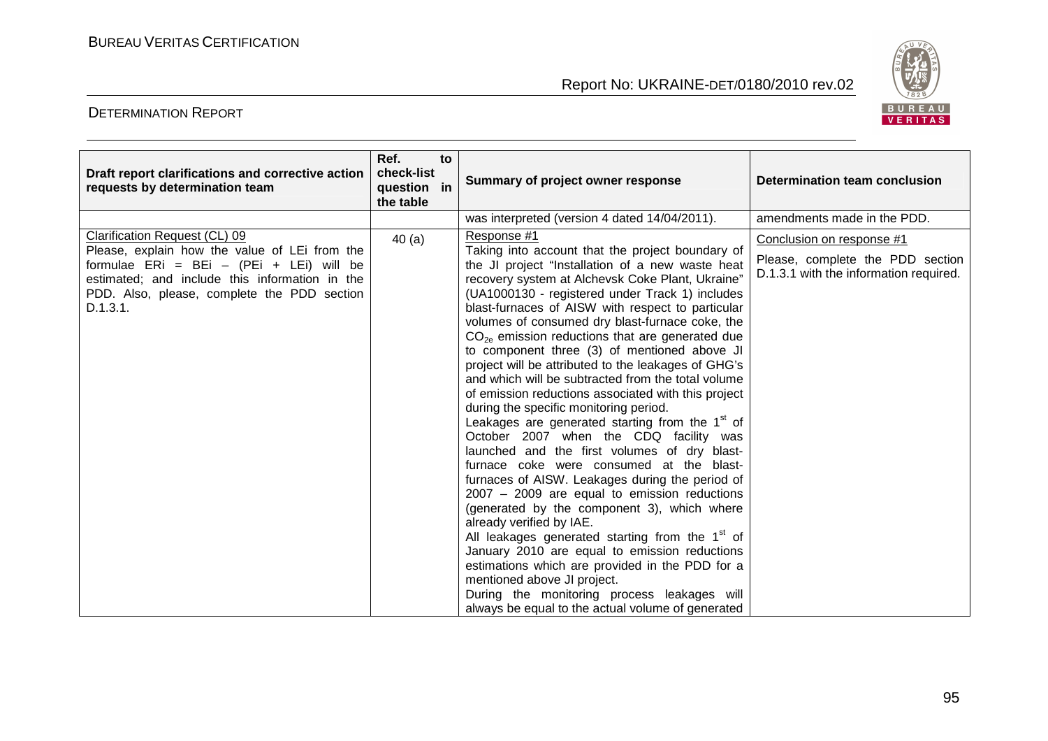| Draft report clarifications and corrective action requests by determination team | Ref. to check-list question in the table | Summary of project owner response | Determination team conclusion |
|---|---|---|---|
| | | was interpreted (version 4 dated 14/04/2011). | amendments made in the PDD. |
| Clarification Request (CL) 09<br>Please, explain how the value of LEi from the formulae ERi = BEi – (PEi + LEi) will be estimated; and include this information in the PDD. Also, please, complete the PDD section D.1.3.1. | 40 (a) | Response #1<br>Taking into account that the project boundary of the JI project "Installation of a new waste heat recovery system at Alchevsk Coke Plant, Ukraine" (UA1000130 - registered under Track 1) includes blast-furnaces of AISW with respect to particular volumes of consumed dry blast-furnace coke, the $CO_{2e}$ emission reductions that are generated due to component three (3) of mentioned above JI project will be attributed to the leakages of GHG's and which will be subtracted from the total volume of emission reductions associated with this project during the specific monitoring period.<br>Leakages are generated starting from the 1st of October 2007 when the CDQ facility was launched and the first volumes of dry blast-furnace coke were consumed at the blast-furnaces of AISW. Leakages during the period of 2007 – 2009 are equal to emission reductions (generated by the component 3), which where already verified by IAE.<br>All leakages generated starting from the 1st of January 2010 are equal to emission reductions estimations which are provided in the PDD for a mentioned above JI project.<br>During the monitoring process leakages will always be equal to the actual volume of generated | Conclusion on response #1<br>Please, complete the PDD section D.1.3.1 with the information required. |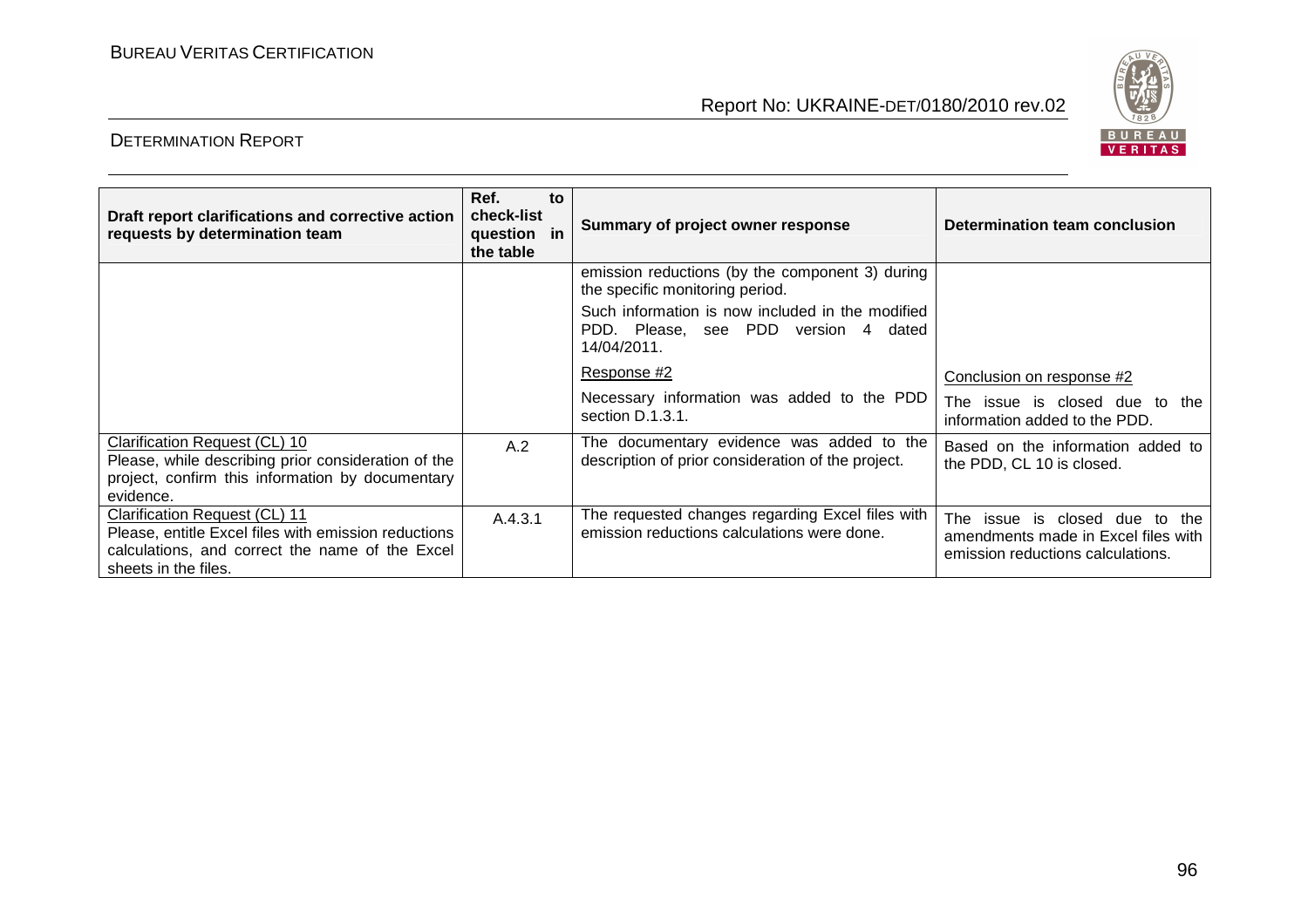| Draft report clarifications and corrective action requests by determination team | Ref. to check-list question in the table | Summary of project owner response | Determination team conclusion |
|---|---|---|---|
| | | emission reductions (by the component 3) during the specific monitoring period.<br>Such information is now included in the modified PDD. Please, see PDD version 4 dated 14/04/2011.<br>Response #2<br>Necessary information was added to the PDD section D.1.3.1. | Conclusion on response #2<br>The issue is closed due to the information added to the PDD. |
| Clarification Request (CL) 10<br>Please, while describing prior consideration of the project, confirm this information by documentary evidence. | A.2 | The documentary evidence was added to the description of prior consideration of the project. | Based on the information added to the PDD, CL 10 is closed. |
| Clarification Request (CL) 11<br>Please, entitle Excel files with emission reductions calculations, and correct the name of the Excel sheets in the files. | A.4.3.1 | The requested changes regarding Excel files with emission reductions calculations were done. | The issue is closed due to the amendments made in Excel files with emission reductions calculations. |